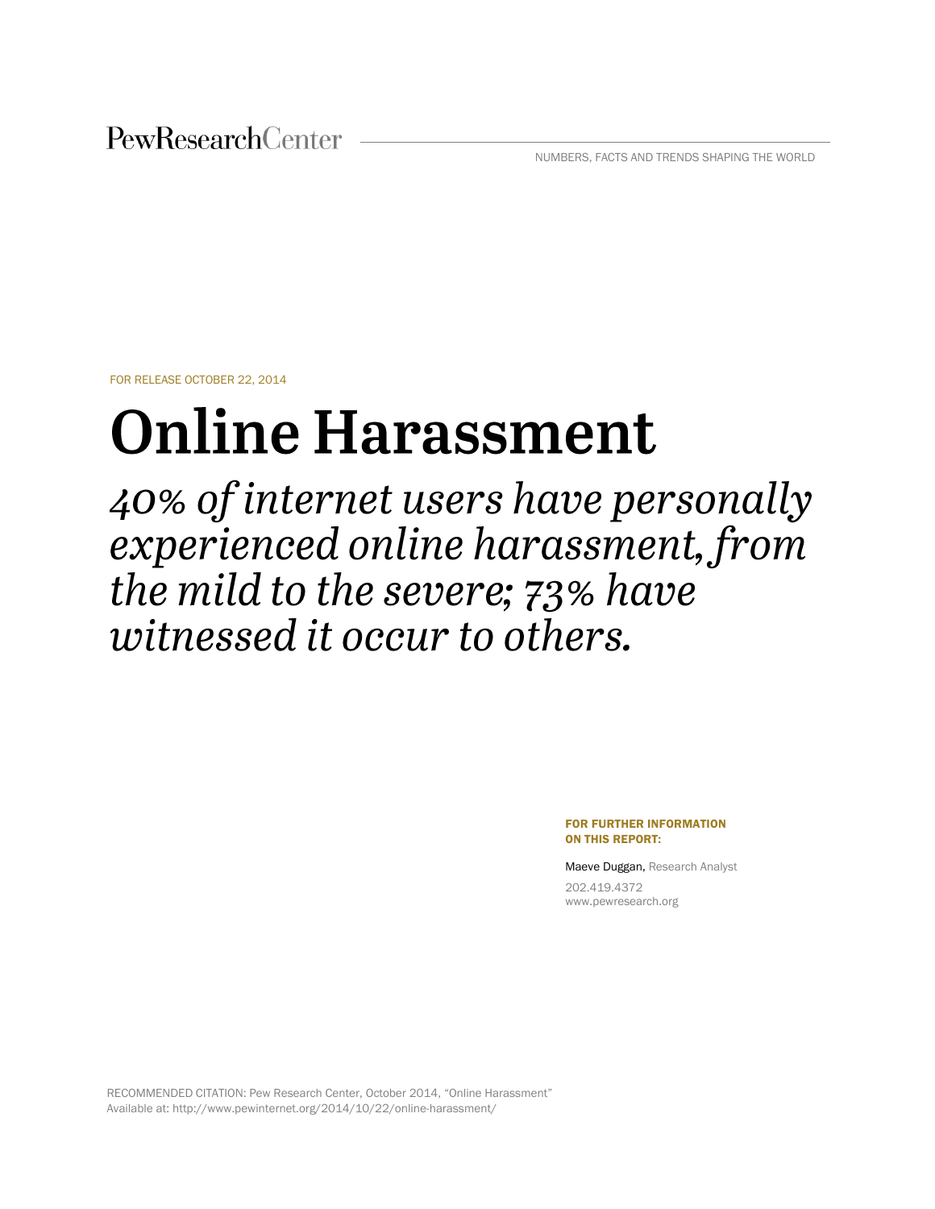PewResearchCenter

NUMBERS, FACTS AND TRENDS SHAPING THE WORLD

FOR RELEASE OCTOBER 22, 2014

# Online Harassment

*40% of internet users have personally experienced online harassment, from the mild to the severe; 73% have witnessed it occur to others.*

**FOR FURTHER INFORMATION ON THIS REPORT:**

Maeve Duggan, Research Analyst

202.419.4372

www.pewresearch.org

RECOMMENDED CITATION: Pew Research Center, October 2014, "Online Harassment"
Available at: http://www.pewinternet.org/2014/10/22/online-harassment/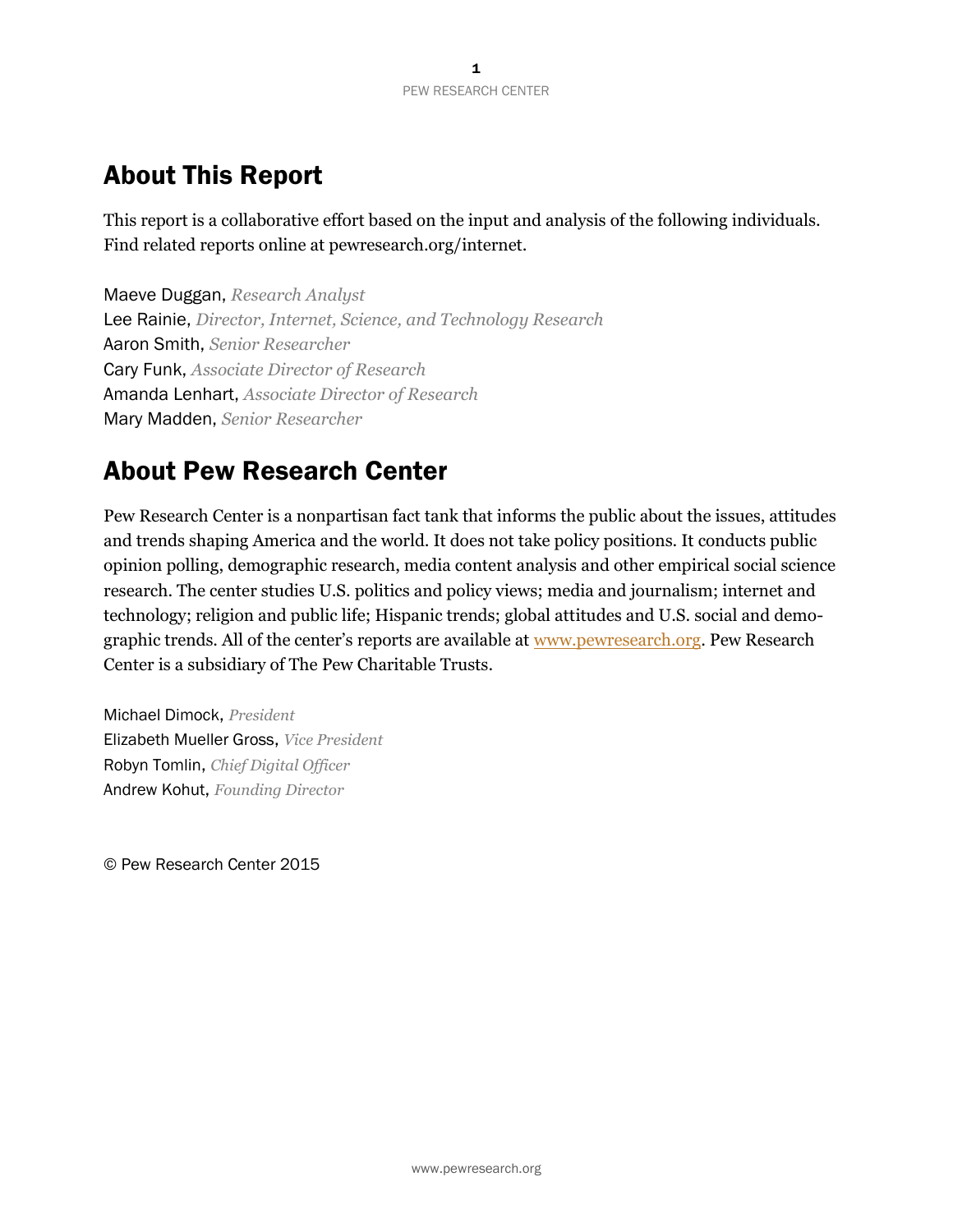# About This Report

This report is a collaborative effort based on the input and analysis of the following individuals. Find related reports online at pewresearch.org/internet.

Maeve Duggan, *Research Analyst*
Lee Rainie, *Director, Internet, Science, and Technology Research*
Aaron Smith, *Senior Researcher*
Cary Funk, *Associate Director of Research*
Amanda Lenhart, *Associate Director of Research*
Mary Madden, *Senior Researcher*

# About Pew Research Center

Pew Research Center is a nonpartisan fact tank that informs the public about the issues, attitudes and trends shaping America and the world. It does not take policy positions. It conducts public opinion polling, demographic research, media content analysis and other empirical social science research. The center studies U.S. politics and policy views; media and journalism; internet and technology; religion and public life; Hispanic trends; global attitudes and U.S. social and demographic trends. All of the center's reports are available at www.pewresearch.org. Pew Research Center is a subsidiary of The Pew Charitable Trusts.

Michael Dimock, *President*
Elizabeth Mueller Gross, *Vice President*
Robyn Tomlin, *Chief Digital Officer*
Andrew Kohut, *Founding Director*

© Pew Research Center 2015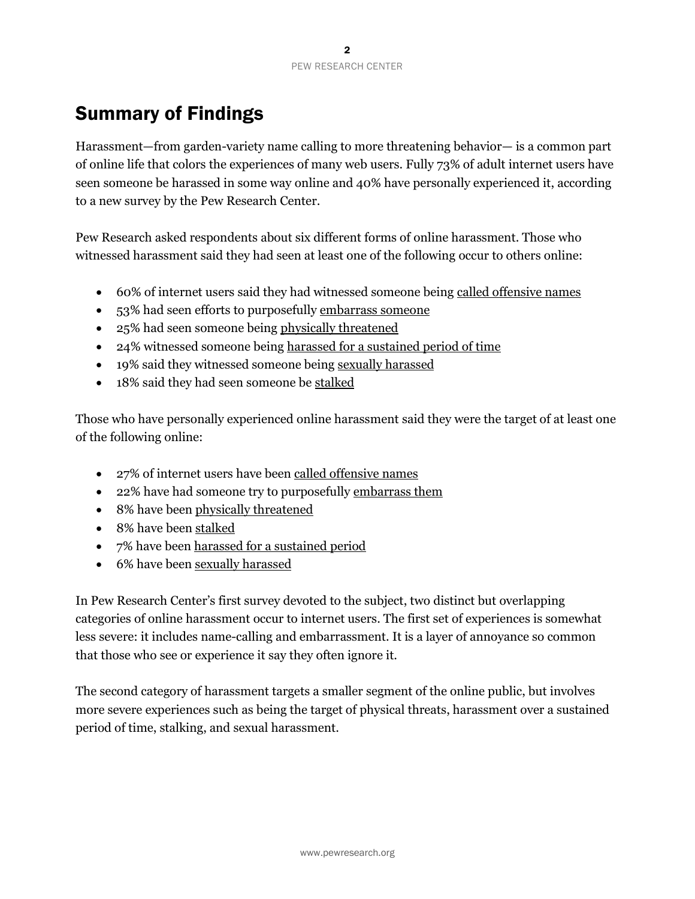# Summary of Findings

Harassment—from garden-variety name calling to more threatening behavior— is a common part of online life that colors the experiences of many web users. Fully 73% of adult internet users have seen someone be harassed in some way online and 40% have personally experienced it, according to a new survey by the Pew Research Center.

Pew Research asked respondents about six different forms of online harassment. Those who witnessed harassment said they had seen at least one of the following occur to others online:

- 60% of internet users said they had witnessed someone being called offensive names
- 53% had seen efforts to purposefully embarrass someone
- 25% had seen someone being physically threatened
- 24% witnessed someone being harassed for a sustained period of time
- 19% said they witnessed someone being sexually harassed
- 18% said they had seen someone be stalked

Those who have personally experienced online harassment said they were the target of at least one of the following online:

- 27% of internet users have been called offensive names
- 22% have had someone try to purposefully embarrass them
- 8% have been physically threatened
- 8% have been stalked
- 7% have been harassed for a sustained period
- 6% have been sexually harassed

In Pew Research Center's first survey devoted to the subject, two distinct but overlapping categories of online harassment occur to internet users. The first set of experiences is somewhat less severe: it includes name-calling and embarrassment. It is a layer of annoyance so common that those who see or experience it say they often ignore it.

The second category of harassment targets a smaller segment of the online public, but involves more severe experiences such as being the target of physical threats, harassment over a sustained period of time, stalking, and sexual harassment.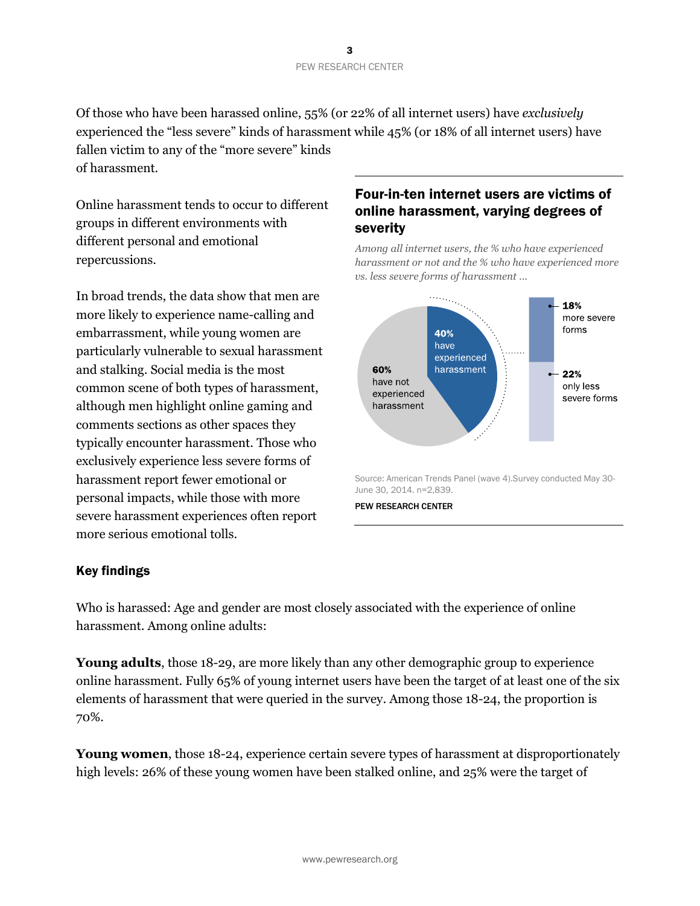Of those who have been harassed online, 55% (or 22% of all internet users) have *exclusively* experienced the "less severe" kinds of harassment while 45% (or 18% of all internet users) have fallen victim to any of the "more severe" kinds of harassment.

Online harassment tends to occur to different groups in different environments with different personal and emotional repercussions.

In broad trends, the data show that men are more likely to experience name-calling and embarrassment, while young women are particularly vulnerable to sexual harassment and stalking. Social media is the most common scene of both types of harassment, although men highlight online gaming and comments sections as other spaces they typically encounter harassment. Those who exclusively experience less severe forms of harassment report fewer emotional or personal impacts, while those with more severe harassment experiences often report more serious emotional tolls.

**Four-in-ten internet users are victims of online harassment, varying degrees of severity**

*Among all internet users, the % who have experienced harassment or not and the % who have experienced more vs. less severe forms of harassment …*

- 60% have not experienced harassment
- 40% have experienced harassment
  - 18% more severe forms
  - 22% only less severe forms

Source: American Trends Panel (wave 4).Survey conducted May 30-June 30, 2014. n=2,839.

PEW RESEARCH CENTER

## Key findings

Who is harassed: Age and gender are most closely associated with the experience of online harassment. Among online adults:

**Young adults**, those 18-29, are more likely than any other demographic group to experience online harassment. Fully 65% of young internet users have been the target of at least one of the six elements of harassment that were queried in the survey. Among those 18-24, the proportion is 70%.

**Young women**, those 18-24, experience certain severe types of harassment at disproportionately high levels: 26% of these young women have been stalked online, and 25% were the target of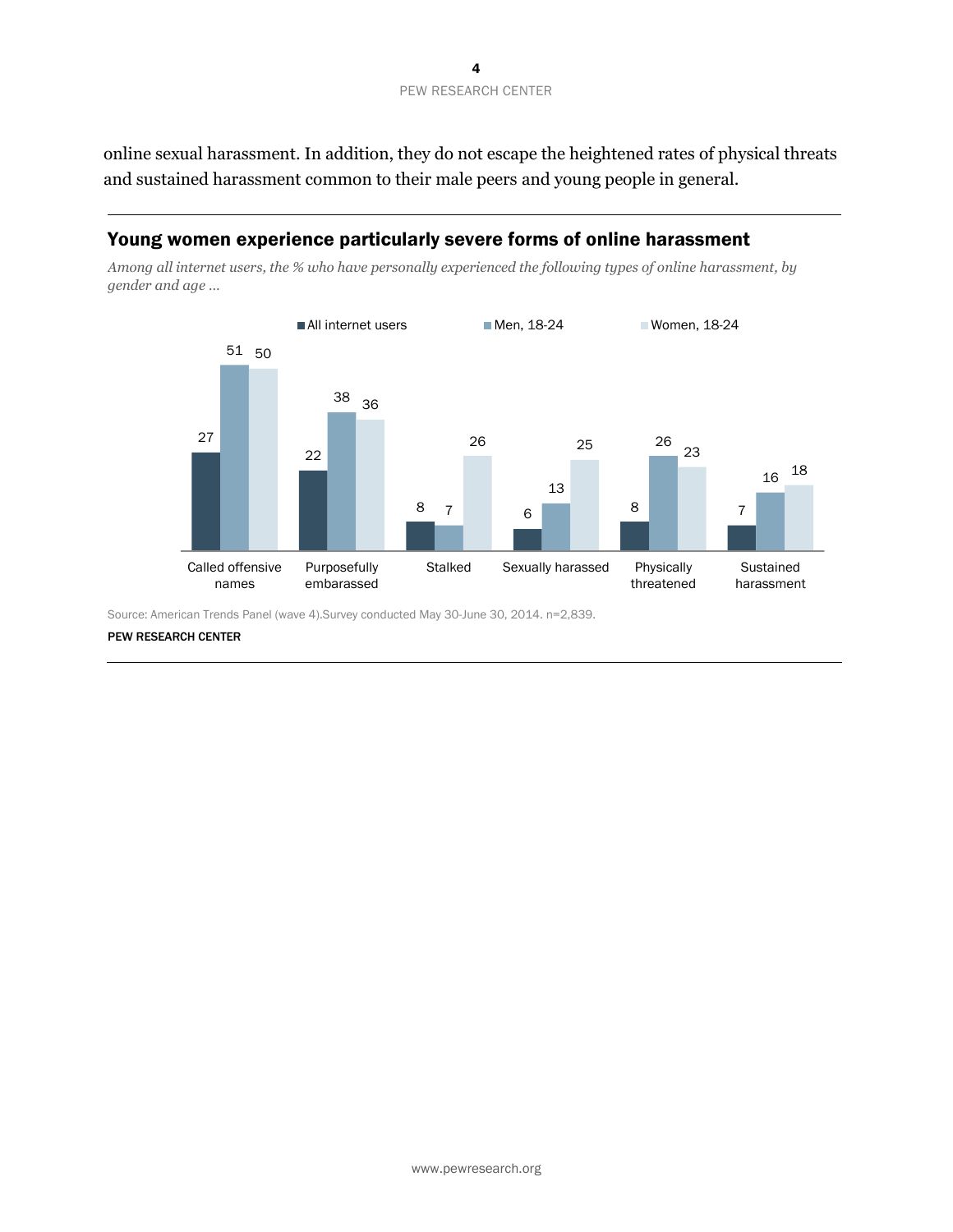online sexual harassment. In addition, they do not escape the heightened rates of physical threats and sustained harassment common to their male peers and young people in general.

## Young women experience particularly severe forms of online harassment

*Among all internet users, the % who have personally experienced the following types of online harassment, by gender and age …*

| | All internet users | Men, 18-24 | Women, 18-24 |
|---|---|---|---|
| Called offensive names | 27 | 51 | 50 |
| Purposefully embarassed | 22 | 38 | 36 |
| Stalked | 8 | 7 | 26 |
| Sexually harassed | 6 | 13 | 25 |
| Physically threatened | 8 | 26 | 23 |
| Sustained harassment | 7 | 16 | 18 |

Source: American Trends Panel (wave 4).Survey conducted May 30-June 30, 2014. n=2,839.

PEW RESEARCH CENTER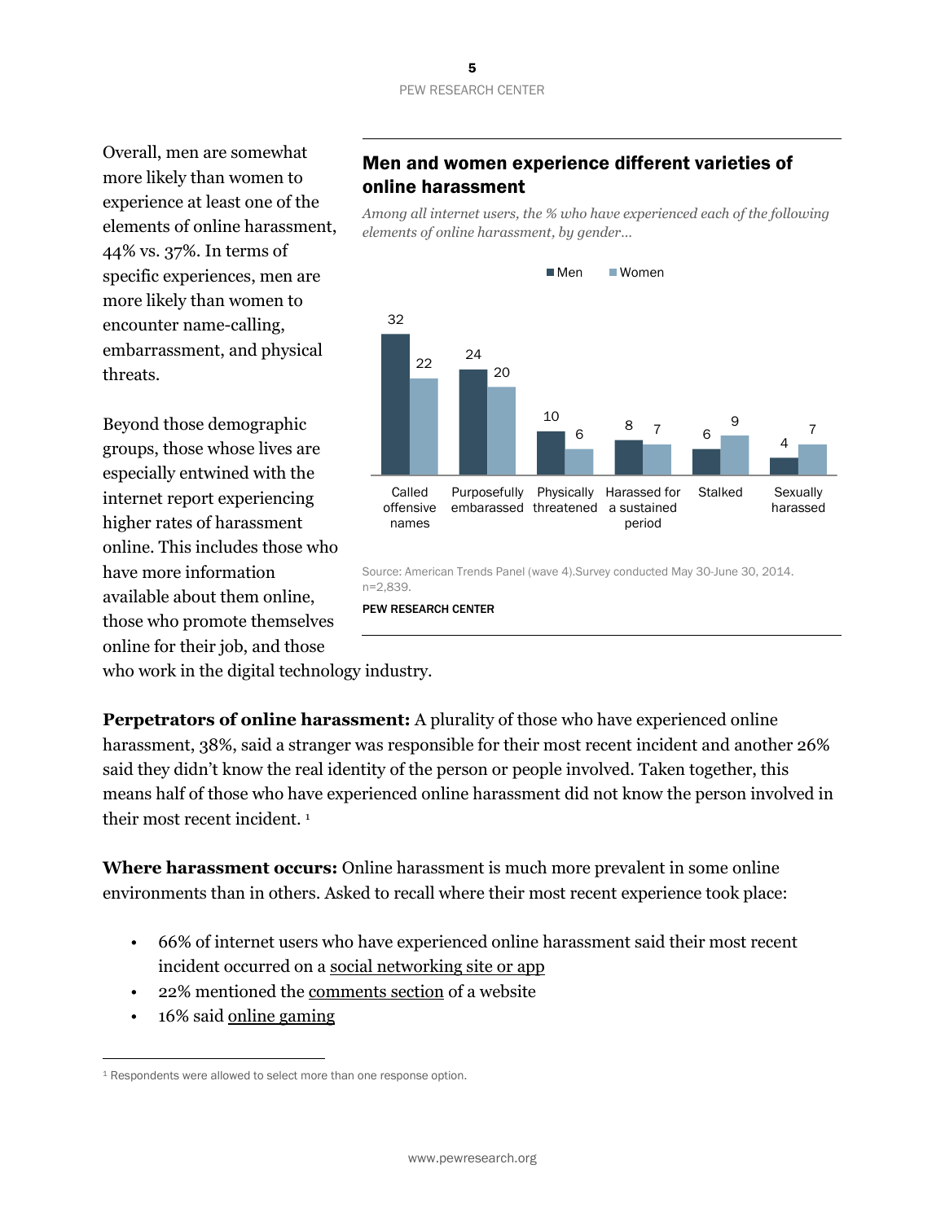Overall, men are somewhat more likely than women to experience at least one of the elements of online harassment, 44% vs. 37%. In terms of specific experiences, men are more likely than women to encounter name-calling, embarrassment, and physical threats.

Beyond those demographic groups, those whose lives are especially entwined with the internet report experiencing higher rates of harassment online. This includes those who have more information available about them online, those who promote themselves online for their job, and those who work in the digital technology industry.

### Men and women experience different varieties of online harassment

*Among all internet users, the % who have experienced each of the following elements of online harassment, by gender…*

| | Men | Women |
|---|---|---|
| Called offensive names | 32 | 22 |
| Purposefully embarassed | 24 | 20 |
| Physically threatened | 10 | 6 |
| Harassed for a sustained period | 8 | 7 |
| Stalked | 6 | 9 |
| Sexually harassed | 4 | 7 |

Source: American Trends Panel (wave 4).Survey conducted May 30-June 30, 2014. n=2,839.

PEW RESEARCH CENTER

**Perpetrators of online harassment:** A plurality of those who have experienced online harassment, 38%, said a stranger was responsible for their most recent incident and another 26% said they didn't know the real identity of the person or people involved. Taken together, this means half of those who have experienced online harassment did not know the person involved in their most recent incident. [1]

**Where harassment occurs:** Online harassment is much more prevalent in some online environments than in others. Asked to recall where their most recent experience took place:

- 66% of internet users who have experienced online harassment said their most recent incident occurred on a social networking site or app
- 22% mentioned the comments section of a website
- 16% said online gaming

[1] Respondents were allowed to select more than one response option.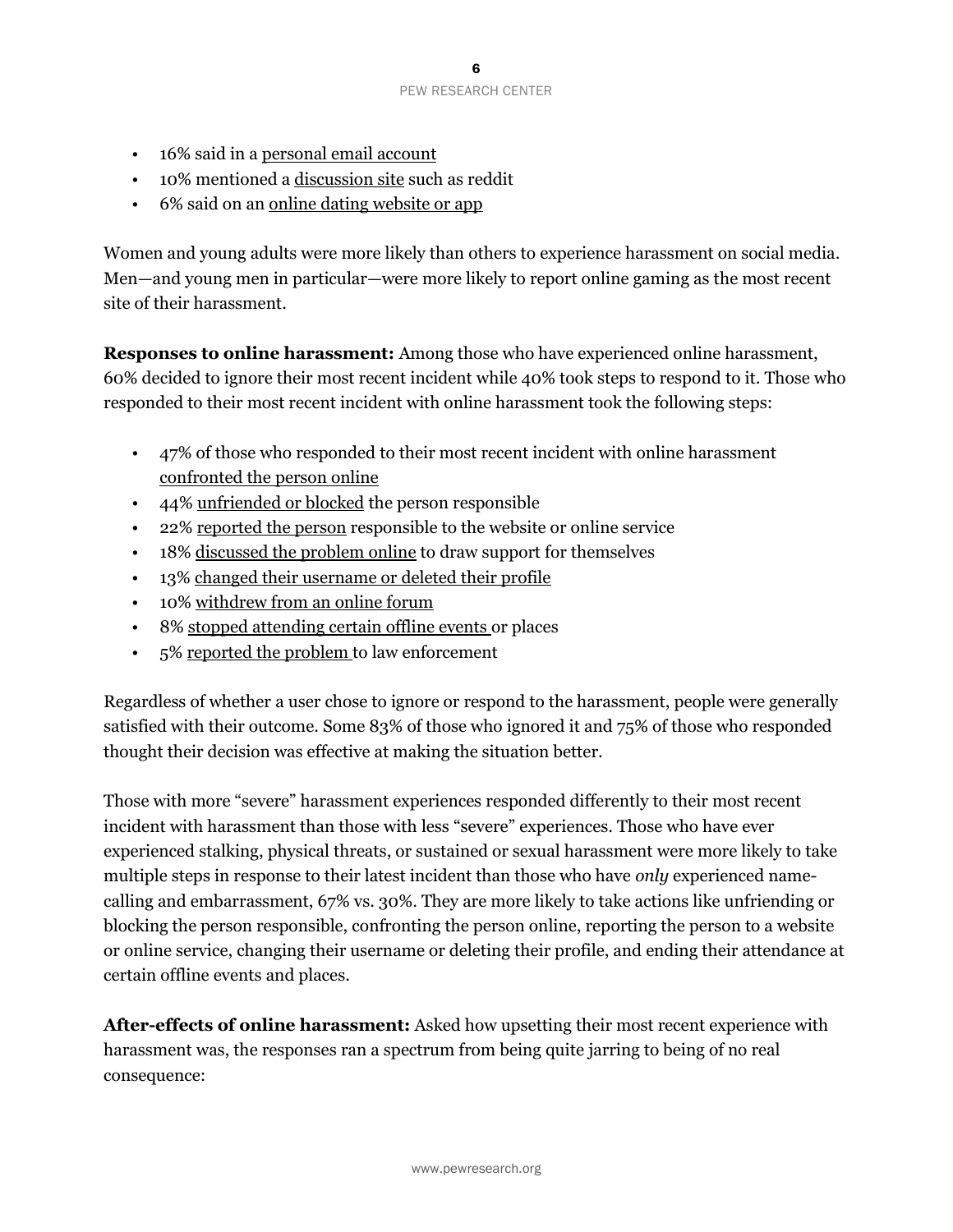- 16% said in a personal email account
- 10% mentioned a discussion site such as reddit
- 6% said on an online dating website or app

Women and young adults were more likely than others to experience harassment on social media. Men—and young men in particular—were more likely to report online gaming as the most recent site of their harassment.

**Responses to online harassment:** Among those who have experienced online harassment, 60% decided to ignore their most recent incident while 40% took steps to respond to it. Those who responded to their most recent incident with online harassment took the following steps:

- 47% of those who responded to their most recent incident with online harassment confronted the person online
- 44% unfriended or blocked the person responsible
- 22% reported the person responsible to the website or online service
- 18% discussed the problem online to draw support for themselves
- 13% changed their username or deleted their profile
- 10% withdrew from an online forum
- 8% stopped attending certain offline events or places
- 5% reported the problem to law enforcement

Regardless of whether a user chose to ignore or respond to the harassment, people were generally satisfied with their outcome. Some 83% of those who ignored it and 75% of those who responded thought their decision was effective at making the situation better.

Those with more "severe" harassment experiences responded differently to their most recent incident with harassment than those with less "severe" experiences. Those who have ever experienced stalking, physical threats, or sustained or sexual harassment were more likely to take multiple steps in response to their latest incident than those who have *only* experienced name-calling and embarrassment, 67% vs. 30%. They are more likely to take actions like unfriending or blocking the person responsible, confronting the person online, reporting the person to a website or online service, changing their username or deleting their profile, and ending their attendance at certain offline events and places.

**After-effects of online harassment:** Asked how upsetting their most recent experience with harassment was, the responses ran a spectrum from being quite jarring to being of no real consequence: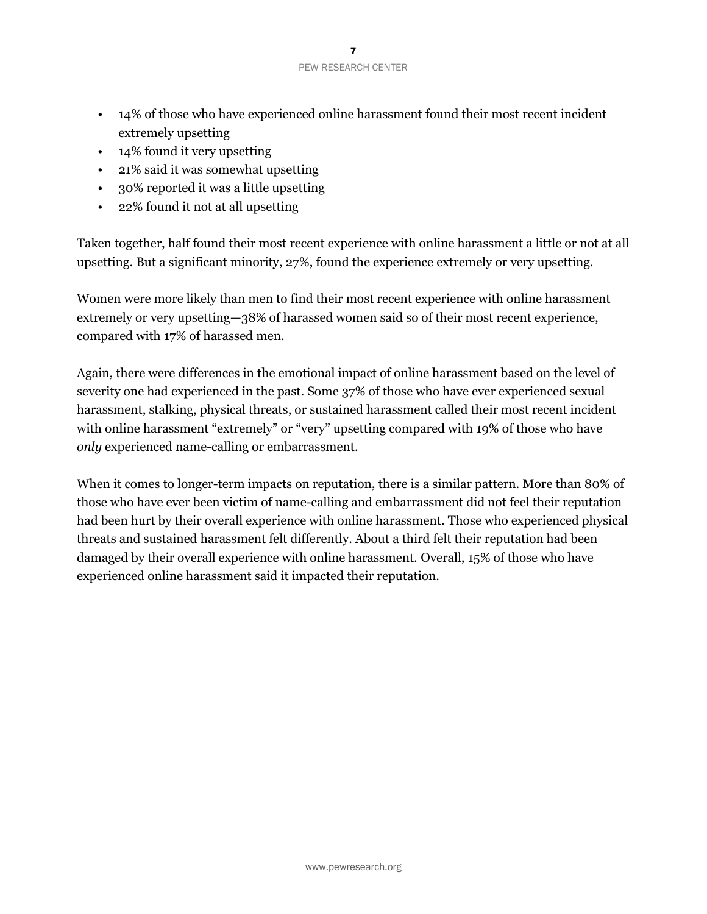- 14% of those who have experienced online harassment found their most recent incident extremely upsetting
- 14% found it very upsetting
- 21% said it was somewhat upsetting
- 30% reported it was a little upsetting
- 22% found it not at all upsetting

Taken together, half found their most recent experience with online harassment a little or not at all upsetting. But a significant minority, 27%, found the experience extremely or very upsetting.

Women were more likely than men to find their most recent experience with online harassment extremely or very upsetting—38% of harassed women said so of their most recent experience, compared with 17% of harassed men.

Again, there were differences in the emotional impact of online harassment based on the level of severity one had experienced in the past. Some 37% of those who have ever experienced sexual harassment, stalking, physical threats, or sustained harassment called their most recent incident with online harassment "extremely" or "very" upsetting compared with 19% of those who have *only* experienced name-calling or embarrassment.

When it comes to longer-term impacts on reputation, there is a similar pattern. More than 80% of those who have ever been victim of name-calling and embarrassment did not feel their reputation had been hurt by their overall experience with online harassment. Those who experienced physical threats and sustained harassment felt differently. About a third felt their reputation had been damaged by their overall experience with online harassment. Overall, 15% of those who have experienced online harassment said it impacted their reputation.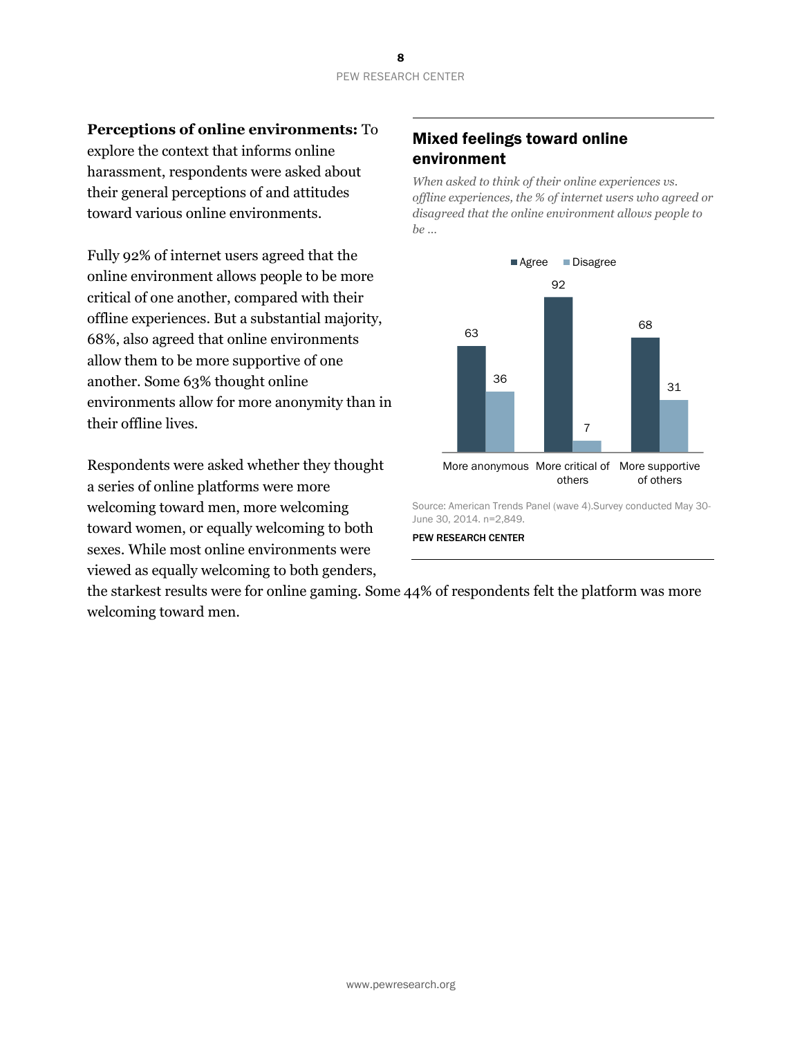**Perceptions of online environments:** To explore the context that informs online harassment, respondents were asked about their general perceptions of and attitudes toward various online environments.

Fully 92% of internet users agreed that the online environment allows people to be more critical of one another, compared with their offline experiences. But a substantial majority, 68%, also agreed that online environments allow them to be more supportive of one another. Some 63% thought online environments allow for more anonymity than in their offline lives.

Respondents were asked whether they thought a series of online platforms were more welcoming toward men, more welcoming toward women, or equally welcoming to both sexes. While most online environments were viewed as equally welcoming to both genders, the starkest results were for online gaming. Some 44% of respondents felt the platform was more welcoming toward men.

## Mixed feelings toward online environment

*When asked to think of their online experiences vs. offline experiences, the % of internet users who agreed or disagreed that the online environment allows people to be ...*

| | Agree | Disagree |
|---|---|---|
| More anonymous | 63 | 36 |
| More critical of others | 92 | 7 |
| More supportive of others | 68 | 31 |

Source: American Trends Panel (wave 4).Survey conducted May 30-June 30, 2014. n=2,849.

PEW RESEARCH CENTER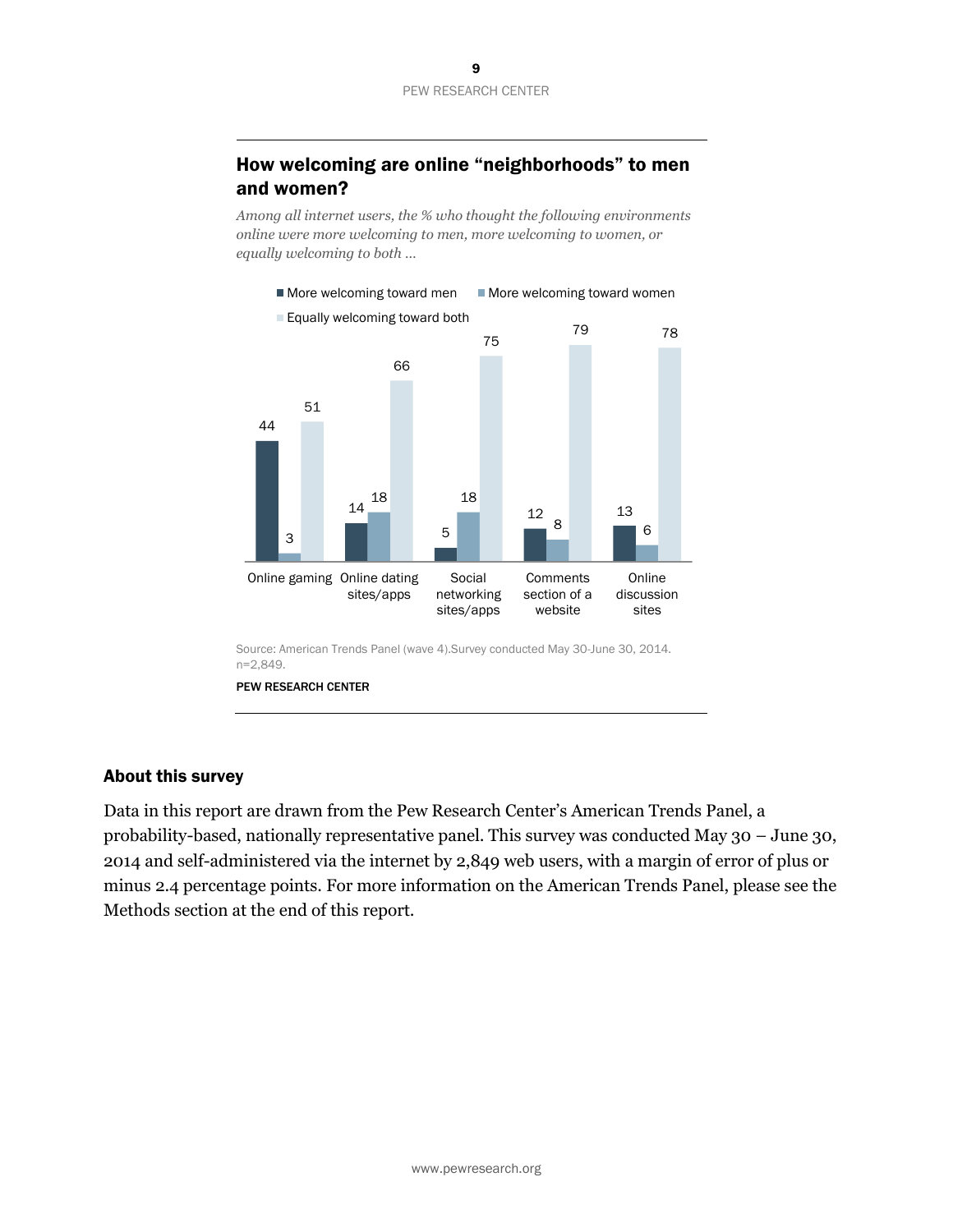## How welcoming are online "neighborhoods" to men and women?

*Among all internet users, the % who thought the following environments online were more welcoming to men, more welcoming to women, or equally welcoming to both …*

| | More welcoming toward men | More welcoming toward women | Equally welcoming toward both |
|---|---|---|---|
| Online gaming | 44 | 3 | 51 |
| Online dating sites/apps | 14 | 18 | 66 |
| Social networking sites/apps | 5 | 18 | 75 |
| Comments section of a website | 12 | 8 | 79 |
| Online discussion sites | 13 | 6 | 78 |

Source: American Trends Panel (wave 4).Survey conducted May 30-June 30, 2014. n=2,849.

PEW RESEARCH CENTER

### About this survey

Data in this report are drawn from the Pew Research Center's American Trends Panel, a probability-based, nationally representative panel. This survey was conducted May 30 – June 30, 2014 and self-administered via the internet by 2,849 web users, with a margin of error of plus or minus 2.4 percentage points. For more information on the American Trends Panel, please see the Methods section at the end of this report.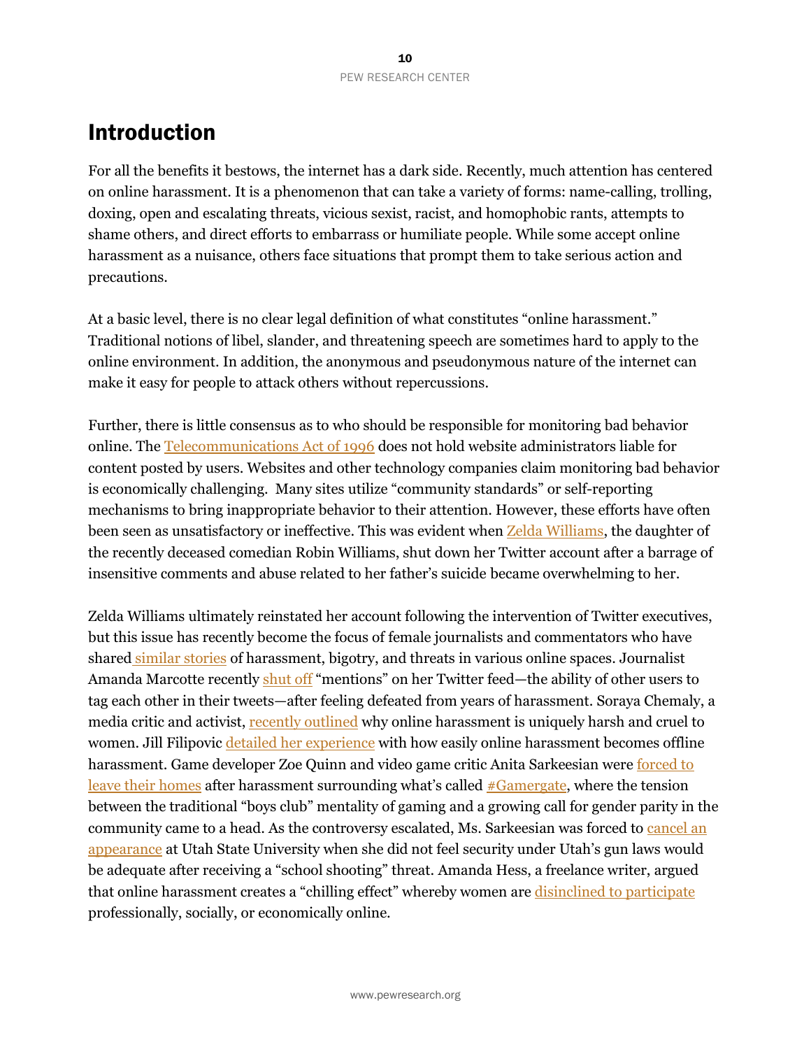# Introduction

For all the benefits it bestows, the internet has a dark side. Recently, much attention has centered on online harassment. It is a phenomenon that can take a variety of forms: name-calling, trolling, doxing, open and escalating threats, vicious sexist, racist, and homophobic rants, attempts to shame others, and direct efforts to embarrass or humiliate people. While some accept online harassment as a nuisance, others face situations that prompt them to take serious action and precautions.

At a basic level, there is no clear legal definition of what constitutes "online harassment." Traditional notions of libel, slander, and threatening speech are sometimes hard to apply to the online environment. In addition, the anonymous and pseudonymous nature of the internet can make it easy for people to attack others without repercussions.

Further, there is little consensus as to who should be responsible for monitoring bad behavior online. The Telecommunications Act of 1996 does not hold website administrators liable for content posted by users. Websites and other technology companies claim monitoring bad behavior is economically challenging. Many sites utilize "community standards" or self-reporting mechanisms to bring inappropriate behavior to their attention. However, these efforts have often been seen as unsatisfactory or ineffective. This was evident when Zelda Williams, the daughter of the recently deceased comedian Robin Williams, shut down her Twitter account after a barrage of insensitive comments and abuse related to her father's suicide became overwhelming to her.

Zelda Williams ultimately reinstated her account following the intervention of Twitter executives, but this issue has recently become the focus of female journalists and commentators who have shared similar stories of harassment, bigotry, and threats in various online spaces. Journalist Amanda Marcotte recently shut off "mentions" on her Twitter feed—the ability of other users to tag each other in their tweets—after feeling defeated from years of harassment. Soraya Chemaly, a media critic and activist, recently outlined why online harassment is uniquely harsh and cruel to women. Jill Filipovic detailed her experience with how easily online harassment becomes offline harassment. Game developer Zoe Quinn and video game critic Anita Sarkeesian were forced to leave their homes after harassment surrounding what's called #Gamergate, where the tension between the traditional "boys club" mentality of gaming and a growing call for gender parity in the community came to a head. As the controversy escalated, Ms. Sarkeesian was forced to cancel an appearance at Utah State University when she did not feel security under Utah's gun laws would be adequate after receiving a "school shooting" threat. Amanda Hess, a freelance writer, argued that online harassment creates a "chilling effect" whereby women are disinclined to participate professionally, socially, or economically online.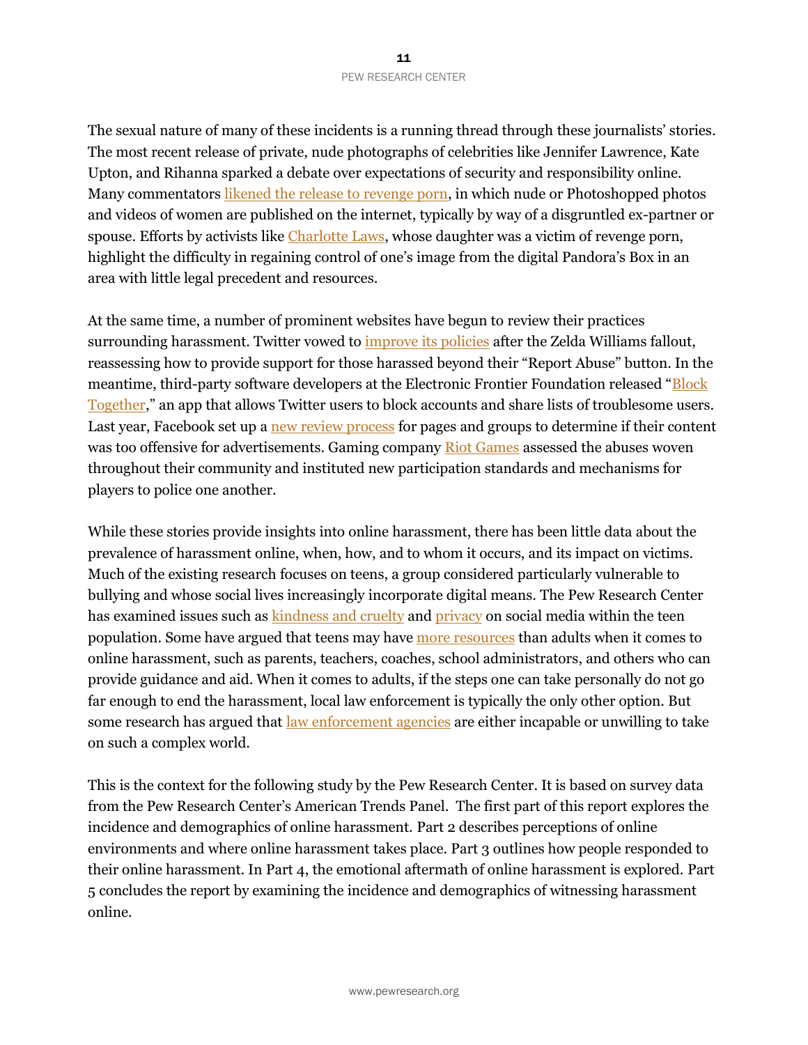The sexual nature of many of these incidents is a running thread through these journalists' stories. The most recent release of private, nude photographs of celebrities like Jennifer Lawrence, Kate Upton, and Rihanna sparked a debate over expectations of security and responsibility online. Many commentators likened the release to revenge porn, in which nude or Photoshopped photos and videos of women are published on the internet, typically by way of a disgruntled ex-partner or spouse. Efforts by activists like Charlotte Laws, whose daughter was a victim of revenge porn, highlight the difficulty in regaining control of one's image from the digital Pandora's Box in an area with little legal precedent and resources.

At the same time, a number of prominent websites have begun to review their practices surrounding harassment. Twitter vowed to improve its policies after the Zelda Williams fallout, reassessing how to provide support for those harassed beyond their "Report Abuse" button. In the meantime, third-party software developers at the Electronic Frontier Foundation released "Block Together," an app that allows Twitter users to block accounts and share lists of troublesome users. Last year, Facebook set up a new review process for pages and groups to determine if their content was too offensive for advertisements. Gaming company Riot Games assessed the abuses woven throughout their community and instituted new participation standards and mechanisms for players to police one another.

While these stories provide insights into online harassment, there has been little data about the prevalence of harassment online, when, how, and to whom it occurs, and its impact on victims. Much of the existing research focuses on teens, a group considered particularly vulnerable to bullying and whose social lives increasingly incorporate digital means. The Pew Research Center has examined issues such as kindness and cruelty and privacy on social media within the teen population. Some have argued that teens may have more resources than adults when it comes to online harassment, such as parents, teachers, coaches, school administrators, and others who can provide guidance and aid. When it comes to adults, if the steps one can take personally do not go far enough to end the harassment, local law enforcement is typically the only other option. But some research has argued that law enforcement agencies are either incapable or unwilling to take on such a complex world.

This is the context for the following study by the Pew Research Center. It is based on survey data from the Pew Research Center's American Trends Panel. The first part of this report explores the incidence and demographics of online harassment. Part 2 describes perceptions of online environments and where online harassment takes place. Part 3 outlines how people responded to their online harassment. In Part 4, the emotional aftermath of online harassment is explored. Part 5 concludes the report by examining the incidence and demographics of witnessing harassment online.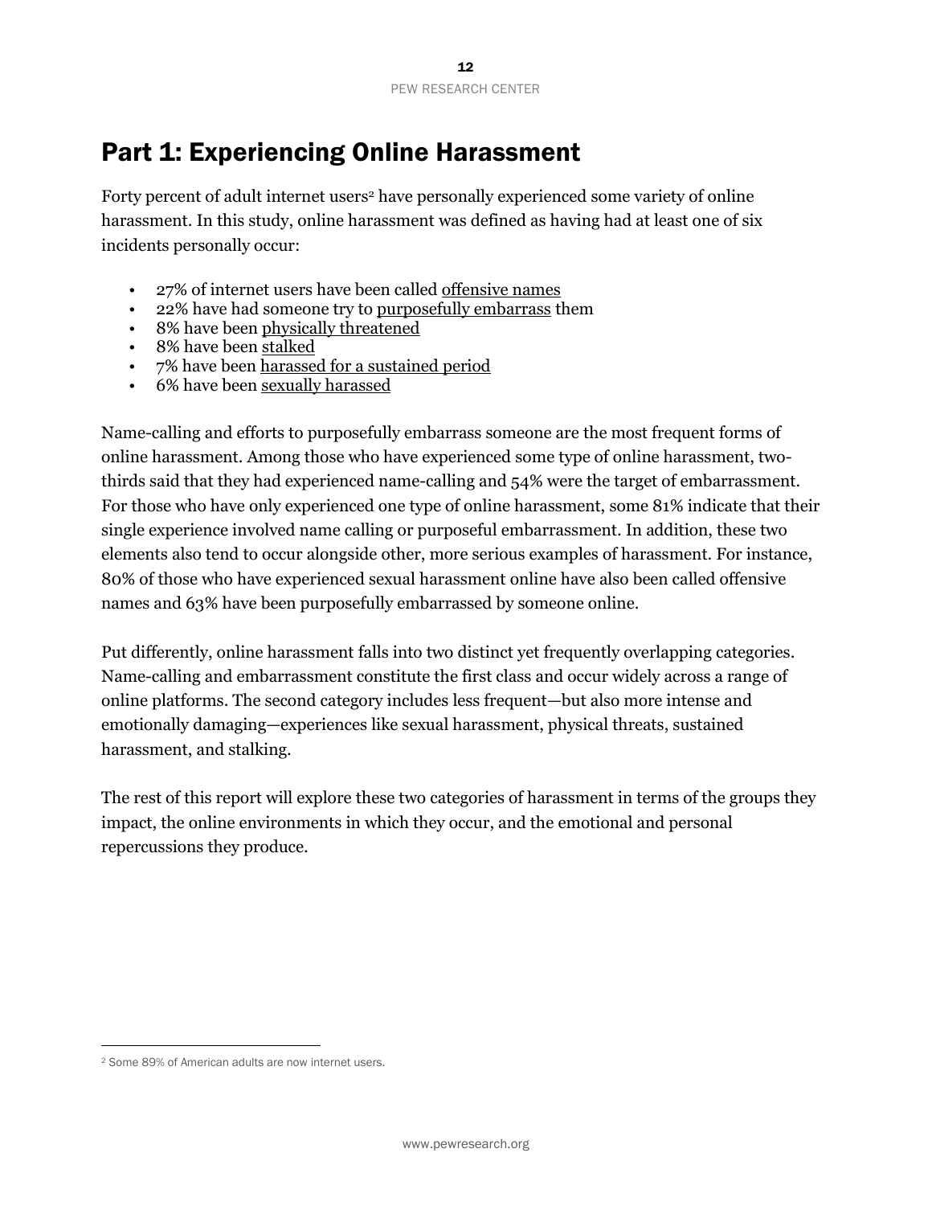# Part 1: Experiencing Online Harassment

Forty percent of adult internet users[2] have personally experienced some variety of online harassment. In this study, online harassment was defined as having had at least one of six incidents personally occur:

- 27% of internet users have been called offensive names
- 22% have had someone try to purposefully embarrass them
- 8% have been physically threatened
- 8% have been stalked
- 7% have been harassed for a sustained period
- 6% have been sexually harassed

Name-calling and efforts to purposefully embarrass someone are the most frequent forms of online harassment. Among those who have experienced some type of online harassment, two-thirds said that they had experienced name-calling and 54% were the target of embarrassment. For those who have only experienced one type of online harassment, some 81% indicate that their single experience involved name calling or purposeful embarrassment. In addition, these two elements also tend to occur alongside other, more serious examples of harassment. For instance, 80% of those who have experienced sexual harassment online have also been called offensive names and 63% have been purposefully embarrassed by someone online.

Put differently, online harassment falls into two distinct yet frequently overlapping categories. Name-calling and embarrassment constitute the first class and occur widely across a range of online platforms. The second category includes less frequent—but also more intense and emotionally damaging—experiences like sexual harassment, physical threats, sustained harassment, and stalking.

The rest of this report will explore these two categories of harassment in terms of the groups they impact, the online environments in which they occur, and the emotional and personal repercussions they produce.

[2] Some 89% of American adults are now internet users.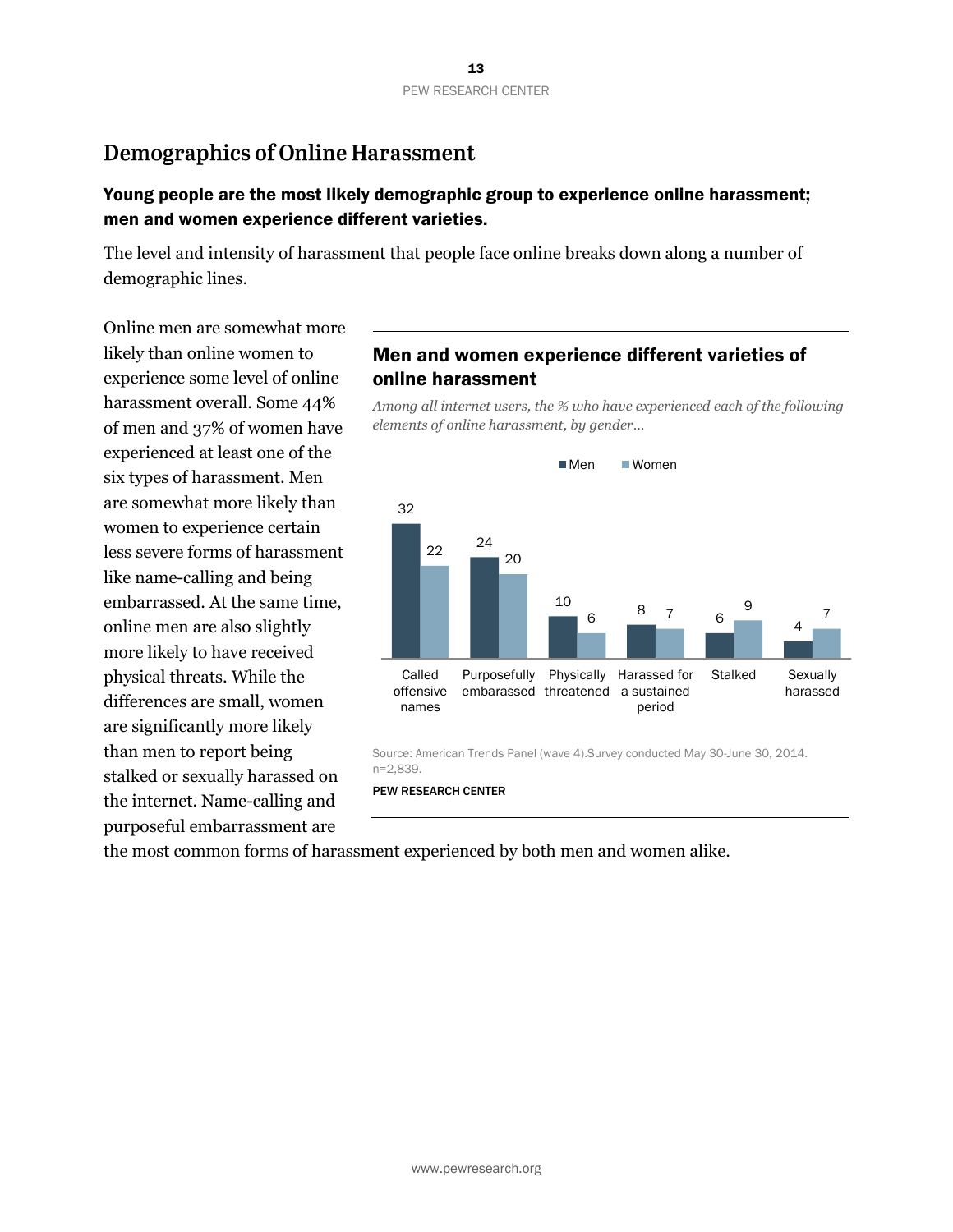## Demographics of Online Harassment

**Young people are the most likely demographic group to experience online harassment; men and women experience different varieties.**

The level and intensity of harassment that people face online breaks down along a number of demographic lines.

Online men are somewhat more likely than online women to experience some level of online harassment overall. Some 44% of men and 37% of women have experienced at least one of the six types of harassment. Men are somewhat more likely than women to experience certain less severe forms of harassment like name-calling and being embarrassed. At the same time, online men are also slightly more likely to have received physical threats. While the differences are small, women are significantly more likely than men to report being stalked or sexually harassed on the internet. Name-calling and purposeful embarrassment are the most common forms of harassment experienced by both men and women alike.

**Men and women experience different varieties of online harassment**

*Among all internet users, the % who have experienced each of the following elements of online harassment, by gender…*

| | Men | Women |
|---|---|---|
| Called offensive names | 32 | 22 |
| Purposefully embarrassed | 24 | 20 |
| Physically threatened | 10 | 6 |
| Harassed for a sustained period | 8 | 7 |
| Stalked | 6 | 9 |
| Sexually harassed | 4 | 7 |

Source: American Trends Panel (wave 4).Survey conducted May 30-June 30, 2014. n=2,839.

PEW RESEARCH CENTER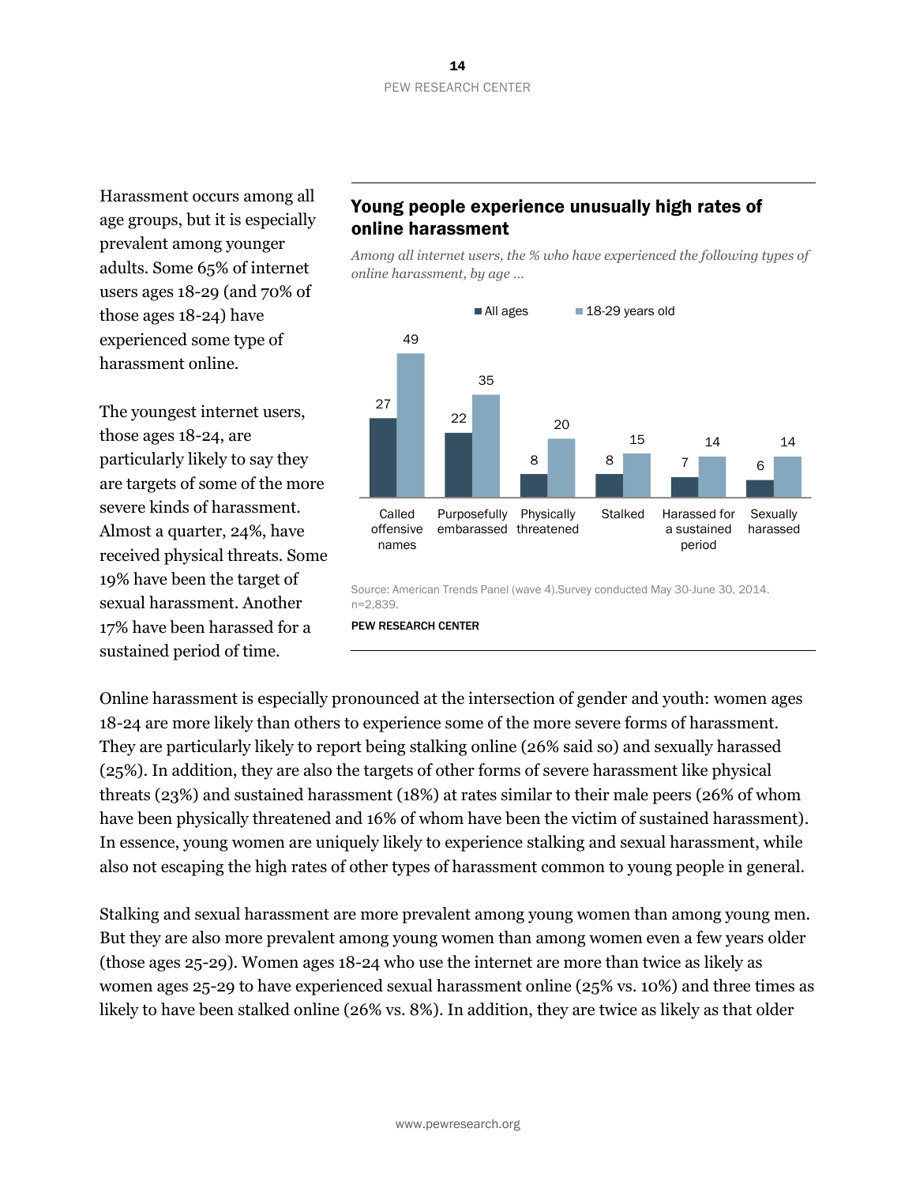Harassment occurs among all age groups, but it is especially prevalent among younger adults. Some 65% of internet users ages 18-29 (and 70% of those ages 18-24) have experienced some type of harassment online.

The youngest internet users, those ages 18-24, are particularly likely to say they are targets of some of the more severe kinds of harassment. Almost a quarter, 24%, have received physical threats. Some 19% have been the target of sexual harassment. Another 17% have been harassed for a sustained period of time.

## Young people experience unusually high rates of online harassment

*Among all internet users, the % who have experienced the following types of online harassment, by age …*

| | All ages | 18-29 years old |
|---|---|---|
| Called offensive names | 27 | 49 |
| Purposefully embarassed | 22 | 35 |
| Physically threatened | 8 | 20 |
| Stalked | 8 | 15 |
| Harassed for a sustained period | 7 | 14 |
| Sexually harassed | 6 | 14 |

Source: American Trends Panel (wave 4).Survey conducted May 30-June 30, 2014. n=2,839.

PEW RESEARCH CENTER

Online harassment is especially pronounced at the intersection of gender and youth: women ages 18-24 are more likely than others to experience some of the more severe forms of harassment. They are particularly likely to report being stalking online (26% said so) and sexually harassed (25%). In addition, they are also the targets of other forms of severe harassment like physical threats (23%) and sustained harassment (18%) at rates similar to their male peers (26% of whom have been physically threatened and 16% of whom have been the victim of sustained harassment). In essence, young women are uniquely likely to experience stalking and sexual harassment, while also not escaping the high rates of other types of harassment common to young people in general.

Stalking and sexual harassment are more prevalent among young women than among young men. But they are also more prevalent among young women than among women even a few years older (those ages 25-29). Women ages 18-24 who use the internet are more than twice as likely as women ages 25-29 to have experienced sexual harassment online (25% vs. 10%) and three times as likely to have been stalked online (26% vs. 8%). In addition, they are twice as likely as that older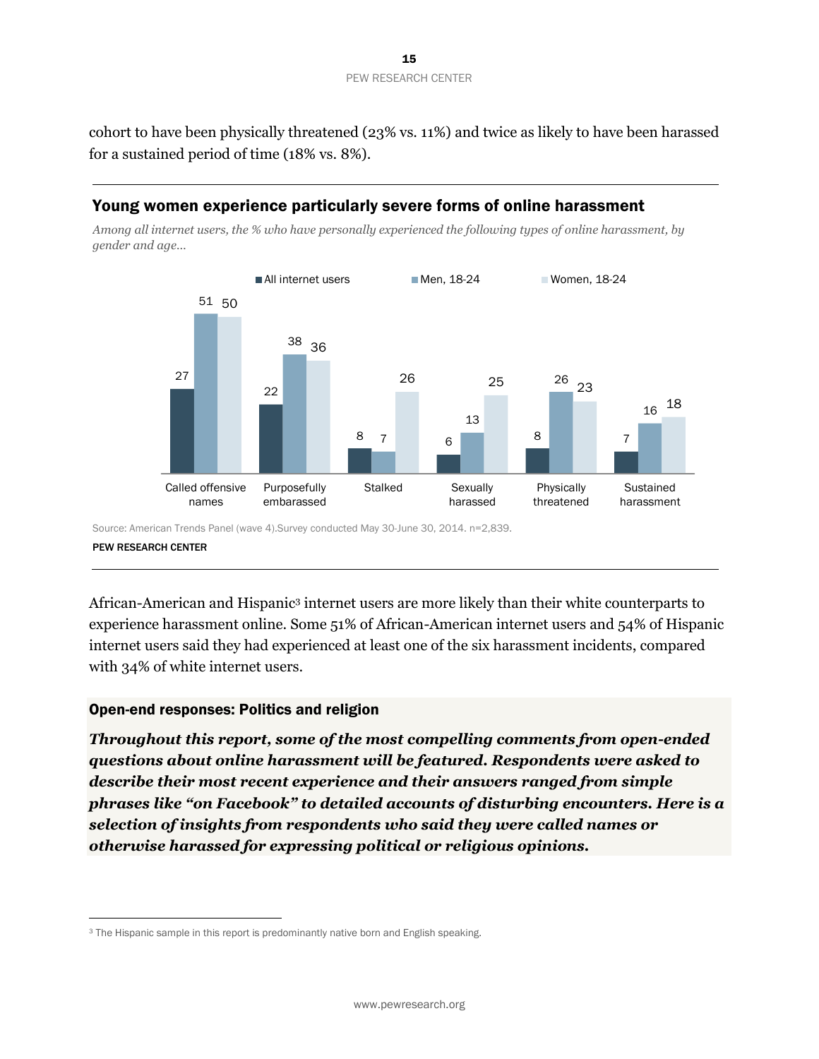cohort to have been physically threatened (23% vs. 11%) and twice as likely to have been harassed for a sustained period of time (18% vs. 8%).

## Young women experience particularly severe forms of online harassment

*Among all internet users, the % who have personally experienced the following types of online harassment, by gender and age…*

| | All internet users | Men, 18-24 | Women, 18-24 |
|---|---|---|---|
| Called offensive names | 27 | 51 | 50 |
| Purposefully embarassed | 22 | 38 | 36 |
| Stalked | 8 | 7 | 26 |
| Sexually harassed | 6 | 13 | 25 |
| Physically threatened | 8 | 26 | 23 |
| Sustained harassment | 7 | 16 | 18 |

Source: American Trends Panel (wave 4).Survey conducted May 30-June 30, 2014. n=2,839.

PEW RESEARCH CENTER

African-American and Hispanic[3] internet users are more likely than their white counterparts to experience harassment online. Some 51% of African-American internet users and 54% of Hispanic internet users said they had experienced at least one of the six harassment incidents, compared with 34% of white internet users.

### Open-end responses: Politics and religion

***Throughout this report, some of the most compelling comments from open-ended questions about online harassment will be featured. Respondents were asked to describe their most recent experience and their answers ranged from simple phrases like "on Facebook" to detailed accounts of disturbing encounters. Here is a selection of insights from respondents who said they were called names or otherwise harassed for expressing political or religious opinions.***

[3] The Hispanic sample in this report is predominantly native born and English speaking.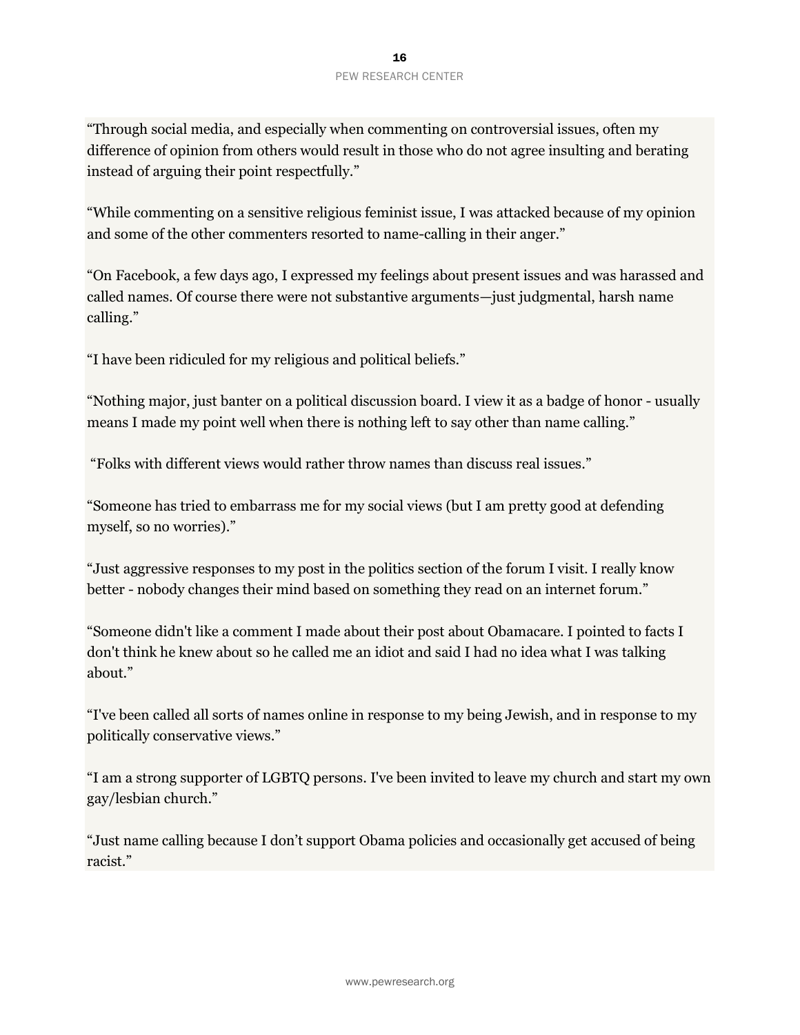"Through social media, and especially when commenting on controversial issues, often my difference of opinion from others would result in those who do not agree insulting and berating instead of arguing their point respectfully."

"While commenting on a sensitive religious feminist issue, I was attacked because of my opinion and some of the other commenters resorted to name-calling in their anger."

"On Facebook, a few days ago, I expressed my feelings about present issues and was harassed and called names. Of course there were not substantive arguments—just judgmental, harsh name calling."

"I have been ridiculed for my religious and political beliefs."

"Nothing major, just banter on a political discussion board. I view it as a badge of honor - usually means I made my point well when there is nothing left to say other than name calling."

"Folks with different views would rather throw names than discuss real issues."

"Someone has tried to embarrass me for my social views (but I am pretty good at defending myself, so no worries)."

"Just aggressive responses to my post in the politics section of the forum I visit. I really know better - nobody changes their mind based on something they read on an internet forum."

"Someone didn't like a comment I made about their post about Obamacare. I pointed to facts I don't think he knew about so he called me an idiot and said I had no idea what I was talking about."

"I've been called all sorts of names online in response to my being Jewish, and in response to my politically conservative views."

"I am a strong supporter of LGBTQ persons. I've been invited to leave my church and start my own gay/lesbian church."

"Just name calling because I don't support Obama policies and occasionally get accused of being racist."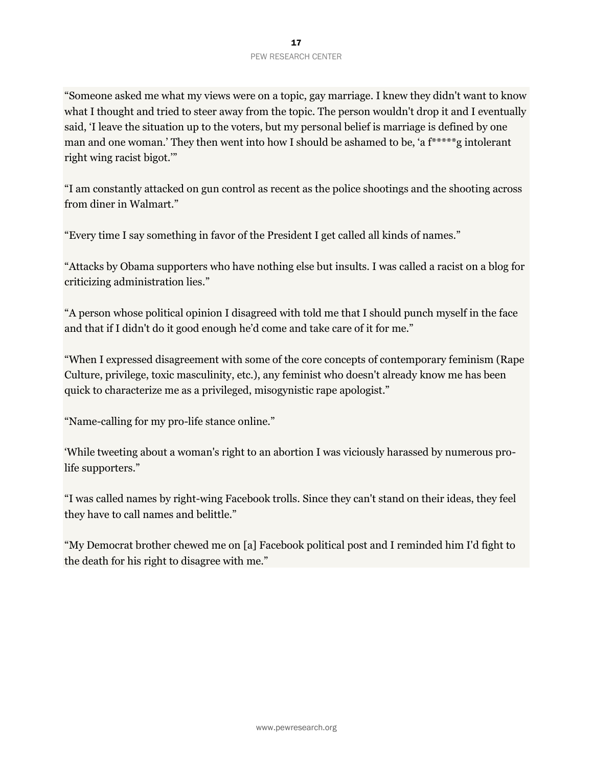“Someone asked me what my views were on a topic, gay marriage. I knew they didn't want to know what I thought and tried to steer away from the topic. The person wouldn't drop it and I eventually said, ‘I leave the situation up to the voters, but my personal belief is marriage is defined by one man and one woman.’ They then went into how I should be ashamed to be, ‘a f*****g intolerant right wing racist bigot.’”

“I am constantly attacked on gun control as recent as the police shootings and the shooting across from diner in Walmart.”

“Every time I say something in favor of the President I get called all kinds of names.”

“Attacks by Obama supporters who have nothing else but insults. I was called a racist on a blog for criticizing administration lies.”

“A person whose political opinion I disagreed with told me that I should punch myself in the face and that if I didn't do it good enough he’d come and take care of it for me.”

“When I expressed disagreement with some of the core concepts of contemporary feminism (Rape Culture, privilege, toxic masculinity, etc.), any feminist who doesn't already know me has been quick to characterize me as a privileged, misogynistic rape apologist.”

“Name-calling for my pro-life stance online.”

‘While tweeting about a woman's right to an abortion I was viciously harassed by numerous pro-life supporters.”

“I was called names by right-wing Facebook trolls. Since they can't stand on their ideas, they feel they have to call names and belittle.”

“My Democrat brother chewed me on [a] Facebook political post and I reminded him I'd fight to the death for his right to disagree with me.”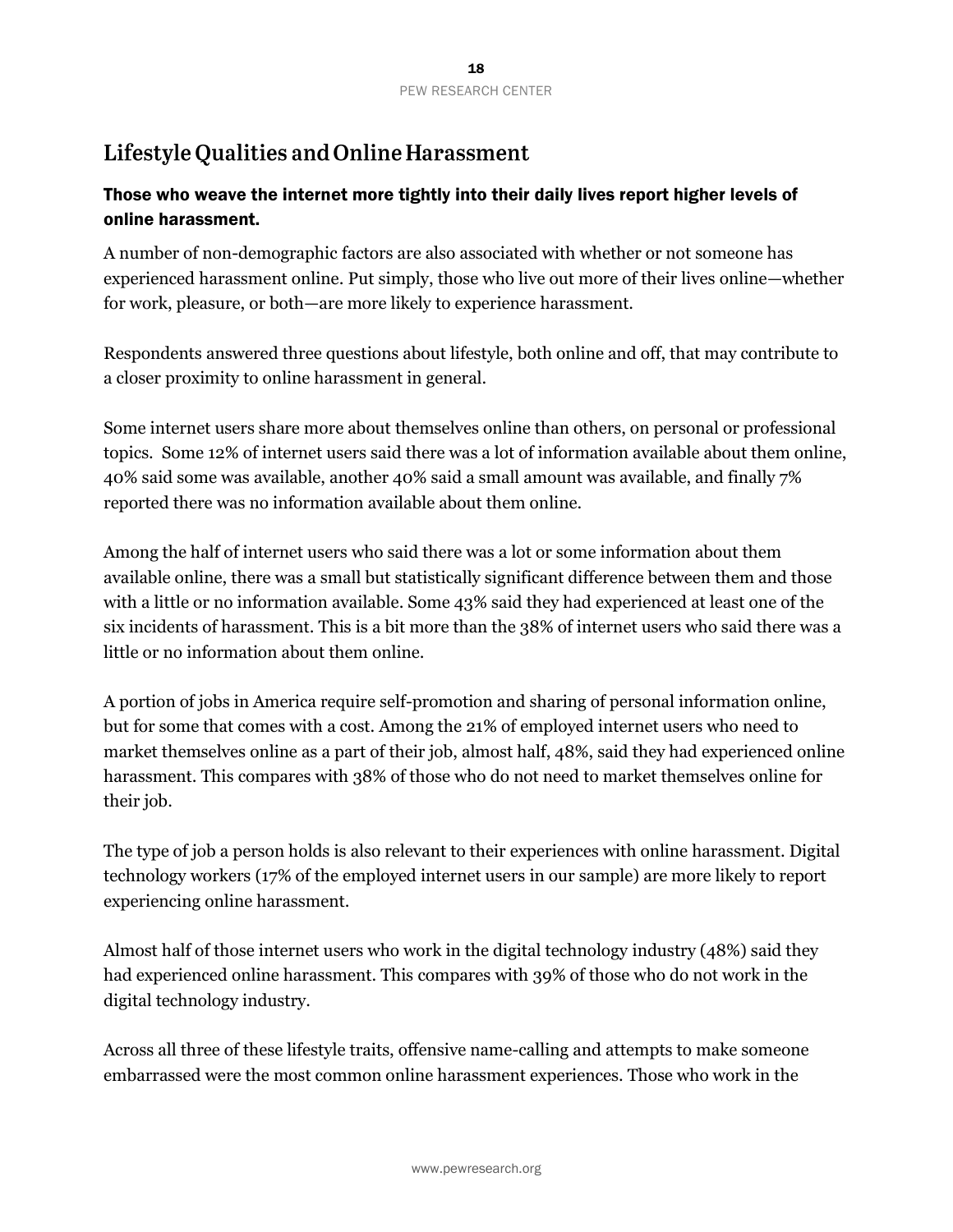## Lifestyle Qualities and Online Harassment

### Those who weave the internet more tightly into their daily lives report higher levels of online harassment.

A number of non-demographic factors are also associated with whether or not someone has experienced harassment online. Put simply, those who live out more of their lives online—whether for work, pleasure, or both—are more likely to experience harassment.

Respondents answered three questions about lifestyle, both online and off, that may contribute to a closer proximity to online harassment in general.

Some internet users share more about themselves online than others, on personal or professional topics. Some 12% of internet users said there was a lot of information available about them online, 40% said some was available, another 40% said a small amount was available, and finally 7% reported there was no information available about them online.

Among the half of internet users who said there was a lot or some information about them available online, there was a small but statistically significant difference between them and those with a little or no information available. Some 43% said they had experienced at least one of the six incidents of harassment. This is a bit more than the 38% of internet users who said there was a little or no information about them online.

A portion of jobs in America require self-promotion and sharing of personal information online, but for some that comes with a cost. Among the 21% of employed internet users who need to market themselves online as a part of their job, almost half, 48%, said they had experienced online harassment. This compares with 38% of those who do not need to market themselves online for their job.

The type of job a person holds is also relevant to their experiences with online harassment. Digital technology workers (17% of the employed internet users in our sample) are more likely to report experiencing online harassment.

Almost half of those internet users who work in the digital technology industry (48%) said they had experienced online harassment. This compares with 39% of those who do not work in the digital technology industry.

Across all three of these lifestyle traits, offensive name-calling and attempts to make someone embarrassed were the most common online harassment experiences. Those who work in the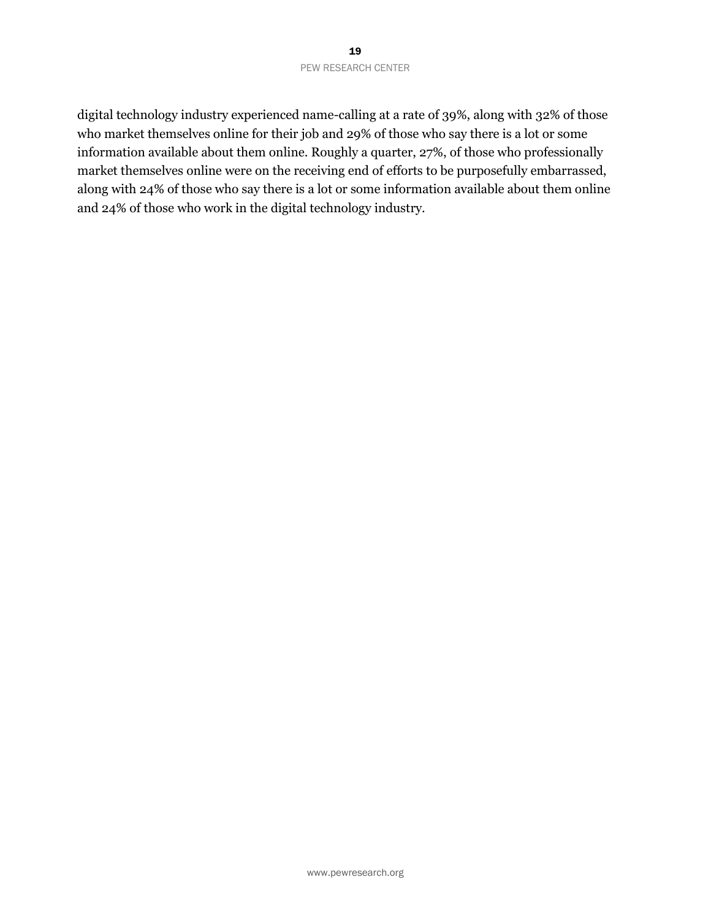digital technology industry experienced name-calling at a rate of 39%, along with 32% of those who market themselves online for their job and 29% of those who say there is a lot or some information available about them online. Roughly a quarter, 27%, of those who professionally market themselves online were on the receiving end of efforts to be purposefully embarrassed, along with 24% of those who say there is a lot or some information available about them online and 24% of those who work in the digital technology industry.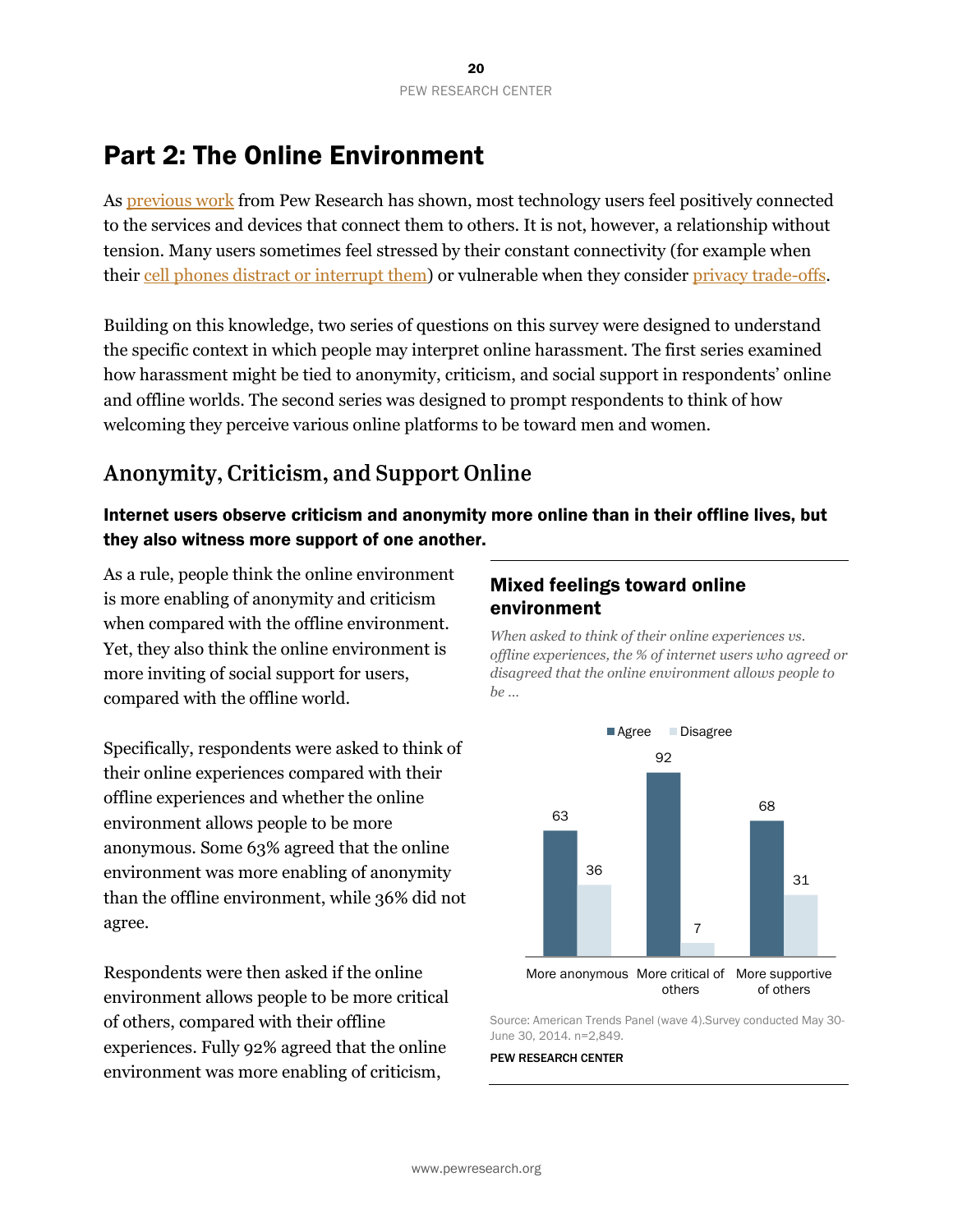# Part 2: The Online Environment

As previous work from Pew Research has shown, most technology users feel positively connected to the services and devices that connect them to others. It is not, however, a relationship without tension. Many users sometimes feel stressed by their constant connectivity (for example when their cell phones distract or interrupt them) or vulnerable when they consider privacy trade-offs.

Building on this knowledge, two series of questions on this survey were designed to understand the specific context in which people may interpret online harassment. The first series examined how harassment might be tied to anonymity, criticism, and social support in respondents' online and offline worlds. The second series was designed to prompt respondents to think of how welcoming they perceive various online platforms to be toward men and women.

## Anonymity, Criticism, and Support Online

### Internet users observe criticism and anonymity more online than in their offline lives, but they also witness more support of one another.

As a rule, people think the online environment is more enabling of anonymity and criticism when compared with the offline environment. Yet, they also think the online environment is more inviting of social support for users, compared with the offline world.

Specifically, respondents were asked to think of their online experiences compared with their offline experiences and whether the online environment allows people to be more anonymous. Some 63% agreed that the online environment was more enabling of anonymity than the offline environment, while 36% did not agree.

Respondents were then asked if the online environment allows people to be more critical of others, compared with their offline experiences. Fully 92% agreed that the online environment was more enabling of criticism,

**Mixed feelings toward online environment**

*When asked to think of their online experiences vs. offline experiences, the % of internet users who agreed or disagreed that the online environment allows people to be …*

| | Agree | Disagree |
|---|---|---|
| More anonymous | 63 | 36 |
| More critical of others | 92 | 7 |
| More supportive of others | 68 | 31 |

Source: American Trends Panel (wave 4).Survey conducted May 30-June 30, 2014. n=2,849.

PEW RESEARCH CENTER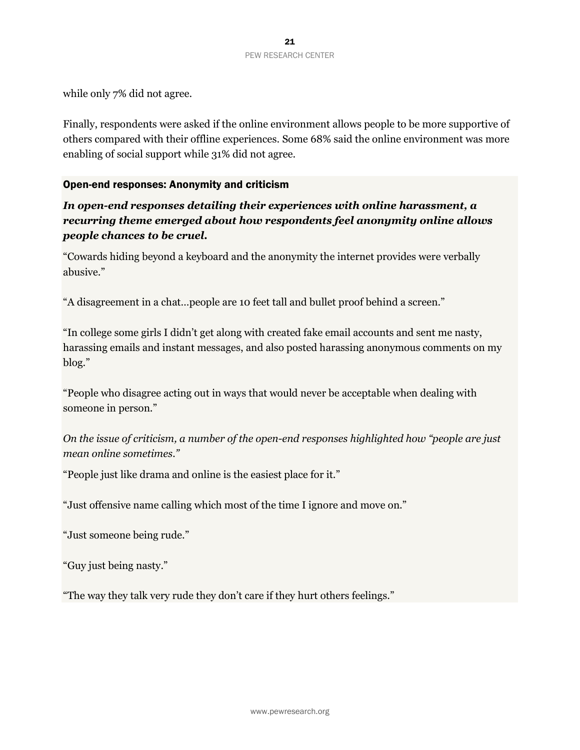while only 7% did not agree.

Finally, respondents were asked if the online environment allows people to be more supportive of others compared with their offline experiences. Some 68% said the online environment was more enabling of social support while 31% did not agree.

### Open-end responses: Anonymity and criticism

***In open-end responses detailing their experiences with online harassment, a recurring theme emerged about how respondents feel anonymity online allows people chances to be cruel.***

"Cowards hiding beyond a keyboard and the anonymity the internet provides were verbally abusive."

"A disagreement in a chat…people are 10 feet tall and bullet proof behind a screen."

"In college some girls I didn't get along with created fake email accounts and sent me nasty, harassing emails and instant messages, and also posted harassing anonymous comments on my blog."

"People who disagree acting out in ways that would never be acceptable when dealing with someone in person."

*On the issue of criticism, a number of the open-end responses highlighted how "people are just mean online sometimes."*

"People just like drama and online is the easiest place for it."

"Just offensive name calling which most of the time I ignore and move on."

"Just someone being rude."

"Guy just being nasty."

"The way they talk very rude they don't care if they hurt others feelings."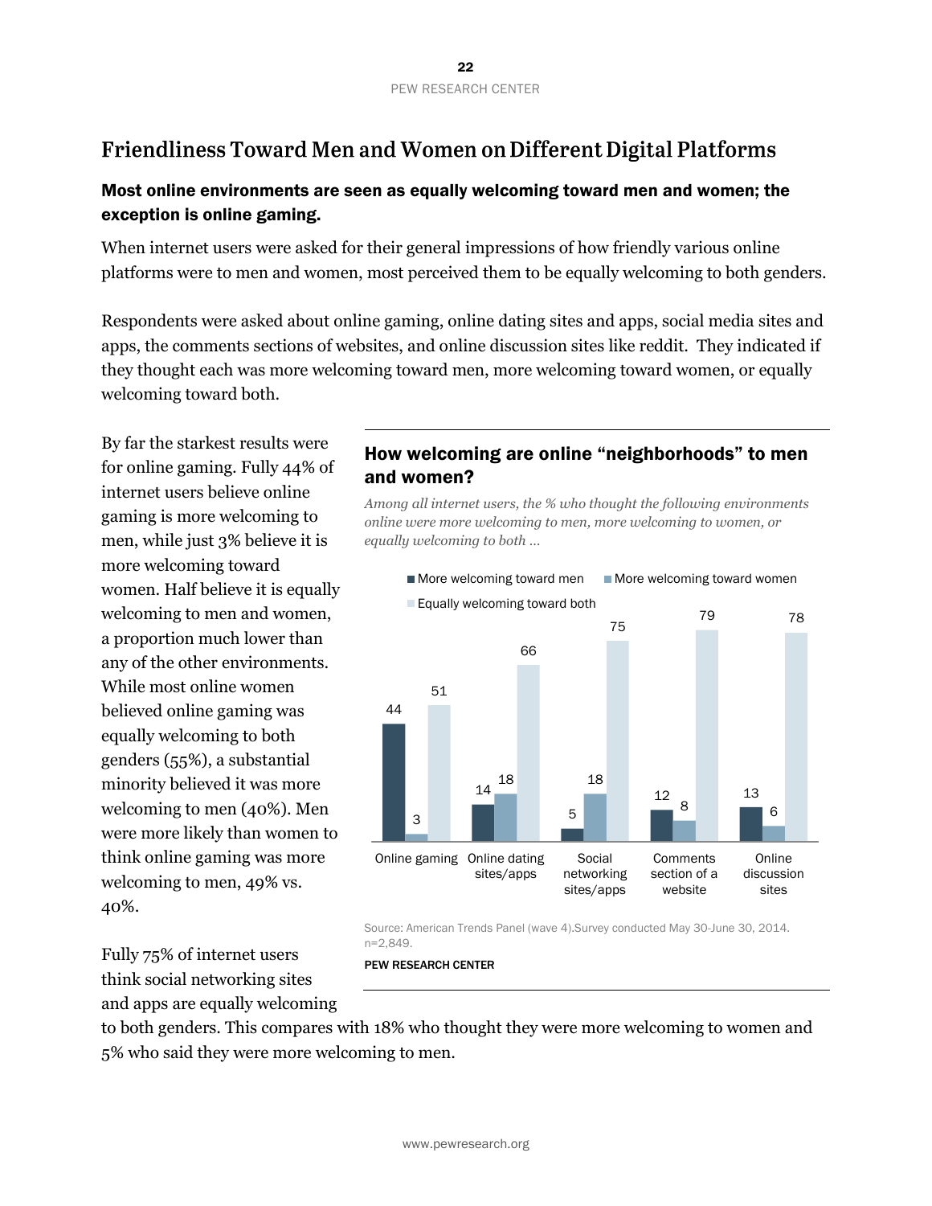## Friendliness Toward Men and Women on Different Digital Platforms

### Most online environments are seen as equally welcoming toward men and women; the exception is online gaming.

When internet users were asked for their general impressions of how friendly various online platforms were to men and women, most perceived them to be equally welcoming to both genders.

Respondents were asked about online gaming, online dating sites and apps, social media sites and apps, the comments sections of websites, and online discussion sites like reddit. They indicated if they thought each was more welcoming toward men, more welcoming toward women, or equally welcoming toward both.

By far the starkest results were for online gaming. Fully 44% of internet users believe online gaming is more welcoming to men, while just 3% believe it is more welcoming toward women. Half believe it is equally welcoming to men and women, a proportion much lower than any of the other environments. While most online women believed online gaming was equally welcoming to both genders (55%), a substantial minority believed it was more welcoming to men (40%). Men were more likely than women to think online gaming was more welcoming to men, 49% vs. 40%.

### How welcoming are online "neighborhoods" to men and women?

*Among all internet users, the % who thought the following environments online were more welcoming to men, more welcoming to women, or equally welcoming to both …*

| | More welcoming toward men | More welcoming toward women | Equally welcoming toward both |
|---|---|---|---|
| Online gaming | 44 | 3 | 51 |
| Online dating sites/apps | 14 | 18 | 66 |
| Social networking sites/apps | 5 | 18 | 75 |
| Comments section of a website | 12 | 8 | 79 |
| Online discussion sites | 13 | 6 | 78 |

Source: American Trends Panel (wave 4).Survey conducted May 30-June 30, 2014. n=2,849.

PEW RESEARCH CENTER

Fully 75% of internet users think social networking sites and apps are equally welcoming to both genders. This compares with 18% who thought they were more welcoming to women and 5% who said they were more welcoming to men.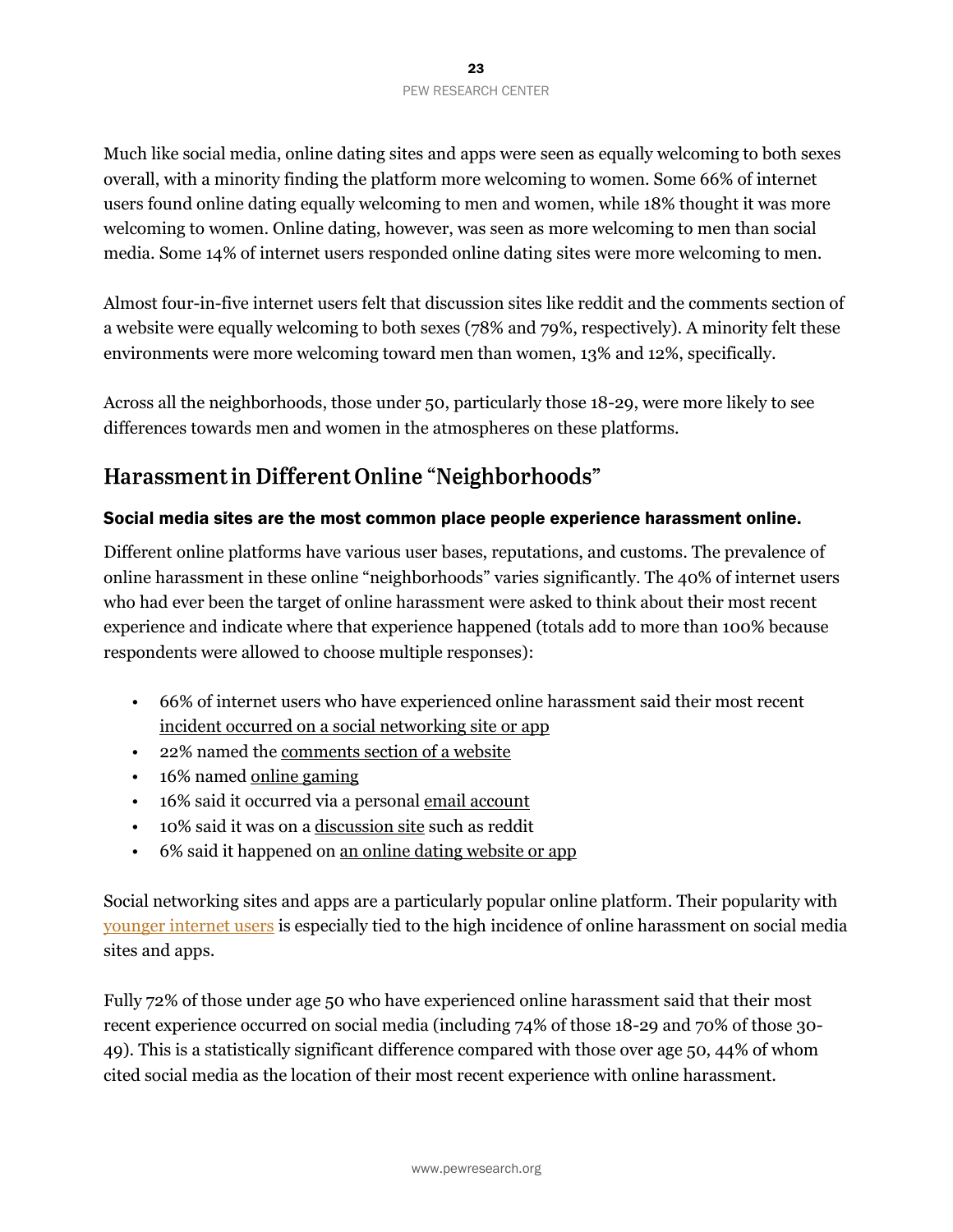Much like social media, online dating sites and apps were seen as equally welcoming to both sexes overall, with a minority finding the platform more welcoming to women. Some 66% of internet users found online dating equally welcoming to men and women, while 18% thought it was more welcoming to women. Online dating, however, was seen as more welcoming to men than social media. Some 14% of internet users responded online dating sites were more welcoming to men.

Almost four-in-five internet users felt that discussion sites like reddit and the comments section of a website were equally welcoming to both sexes (78% and 79%, respectively). A minority felt these environments were more welcoming toward men than women, 13% and 12%, specifically.

Across all the neighborhoods, those under 50, particularly those 18-29, were more likely to see differences towards men and women in the atmospheres on these platforms.

## Harassment in Different Online "Neighborhoods"

### Social media sites are the most common place people experience harassment online.

Different online platforms have various user bases, reputations, and customs. The prevalence of online harassment in these online "neighborhoods" varies significantly. The 40% of internet users who had ever been the target of online harassment were asked to think about their most recent experience and indicate where that experience happened (totals add to more than 100% because respondents were allowed to choose multiple responses):

- 66% of internet users who have experienced online harassment said their most recent incident occurred on a social networking site or app
- 22% named the comments section of a website
- 16% named online gaming
- 16% said it occurred via a personal email account
- 10% said it was on a discussion site such as reddit
- 6% said it happened on an online dating website or app

Social networking sites and apps are a particularly popular online platform. Their popularity with younger internet users is especially tied to the high incidence of online harassment on social media sites and apps.

Fully 72% of those under age 50 who have experienced online harassment said that their most recent experience occurred on social media (including 74% of those 18-29 and 70% of those 30-49). This is a statistically significant difference compared with those over age 50, 44% of whom cited social media as the location of their most recent experience with online harassment.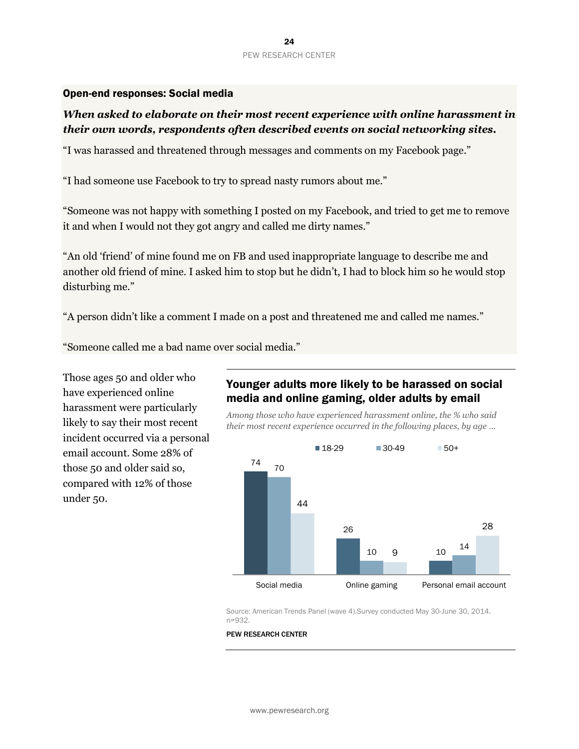### Open-end responses: Social media

***When asked to elaborate on their most recent experience with online harassment in their own words, respondents often described events on social networking sites.***

"I was harassed and threatened through messages and comments on my Facebook page."

"I had someone use Facebook to try to spread nasty rumors about me."

"Someone was not happy with something I posted on my Facebook, and tried to get me to remove it and when I would not they got angry and called me dirty names."

"An old 'friend' of mine found me on FB and used inappropriate language to describe me and another old friend of mine. I asked him to stop but he didn't, I had to block him so he would stop disturbing me."

"A person didn't like a comment I made on a post and threatened me and called me names."

"Someone called me a bad name over social media."

Those ages 50 and older who have experienced online harassment were particularly likely to say their most recent incident occurred via a personal email account. Some 28% of those 50 and older said so, compared with 12% of those under 50.

### Younger adults more likely to be harassed on social media and online gaming, older adults by email

*Among those who have experienced harassment online, the % who said their most recent experience occurred in the following places, by age ...*

| | 18-29 | 30-49 | 50+ |
|---|---|---|---|
| Social media | 74 | 70 | 44 |
| Online gaming | 26 | 10 | 9 |
| Personal email account | 10 | 14 | 28 |

Source: American Trends Panel (wave 4).Survey conducted May 30-June 30, 2014. n=932.

PEW RESEARCH CENTER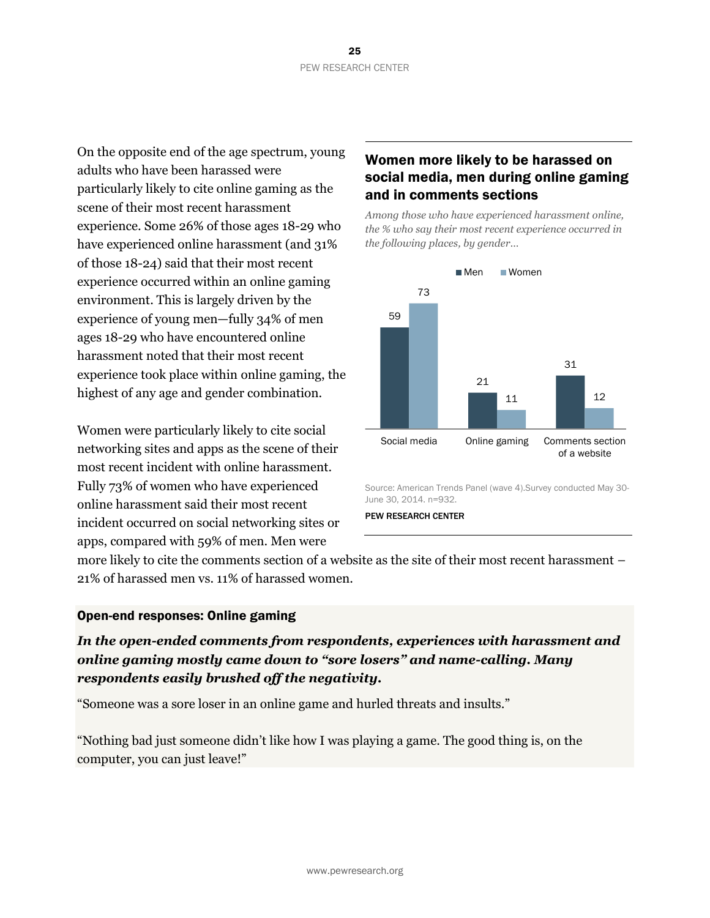On the opposite end of the age spectrum, young adults who have been harassed were particularly likely to cite online gaming as the scene of their most recent harassment experience. Some 26% of those ages 18-29 who have experienced online harassment (and 31% of those 18-24) said that their most recent experience occurred within an online gaming environment. This is largely driven by the experience of young men—fully 34% of men ages 18-29 who have encountered online harassment noted that their most recent experience took place within online gaming, the highest of any age and gender combination.

Women were particularly likely to cite social networking sites and apps as the scene of their most recent incident with online harassment. Fully 73% of women who have experienced online harassment said their most recent incident occurred on social networking sites or apps, compared with 59% of men. Men were more likely to cite the comments section of a website as the site of their most recent harassment – 21% of harassed men vs. 11% of harassed women.

### Women more likely to be harassed on social media, men during online gaming and in comments sections

*Among those who have experienced harassment online, the % who say their most recent experience occurred in the following places, by gender…*

| | Men | Women |
|---|---|---|
| Social media | 59 | 73 |
| Online gaming | 21 | 11 |
| Comments section of a website | 31 | 12 |

Source: American Trends Panel (wave 4).Survey conducted May 30-June 30, 2014. n=932.

PEW RESEARCH CENTER

## Open-end responses: Online gaming

***In the open-ended comments from respondents, experiences with harassment and online gaming mostly came down to "sore losers" and name-calling. Many respondents easily brushed off the negativity.***

"Someone was a sore loser in an online game and hurled threats and insults."

"Nothing bad just someone didn't like how I was playing a game. The good thing is, on the computer, you can just leave!"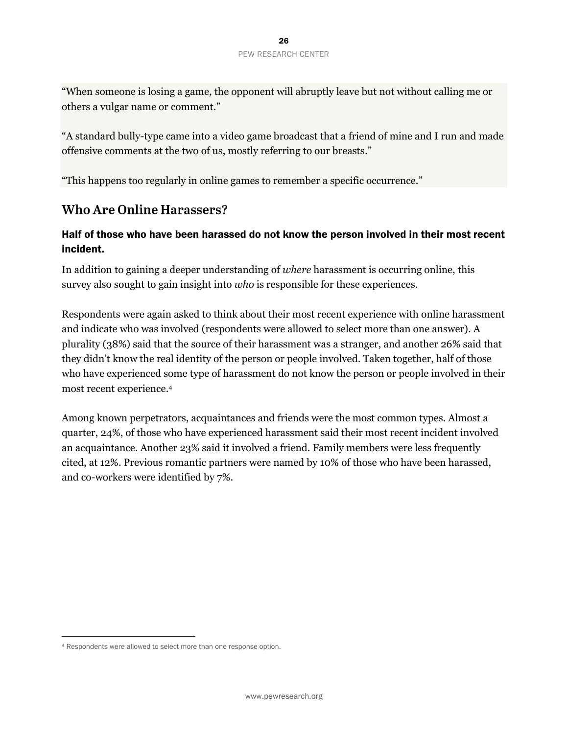"When someone is losing a game, the opponent will abruptly leave but not without calling me or others a vulgar name or comment."

"A standard bully-type came into a video game broadcast that a friend of mine and I run and made offensive comments at the two of us, mostly referring to our breasts."

"This happens too regularly in online games to remember a specific occurrence."

## Who Are Online Harassers?

### Half of those who have been harassed do not know the person involved in their most recent incident.

In addition to gaining a deeper understanding of *where* harassment is occurring online, this survey also sought to gain insight into *who* is responsible for these experiences.

Respondents were again asked to think about their most recent experience with online harassment and indicate who was involved (respondents were allowed to select more than one answer). A plurality (38%) said that the source of their harassment was a stranger, and another 26% said that they didn't know the real identity of the person or people involved. Taken together, half of those who have experienced some type of harassment do not know the person or people involved in their most recent experience.[4]

Among known perpetrators, acquaintances and friends were the most common types. Almost a quarter, 24%, of those who have experienced harassment said their most recent incident involved an acquaintance. Another 23% said it involved a friend. Family members were less frequently cited, at 12%. Previous romantic partners were named by 10% of those who have been harassed, and co-workers were identified by 7%.

[4] Respondents were allowed to select more than one response option.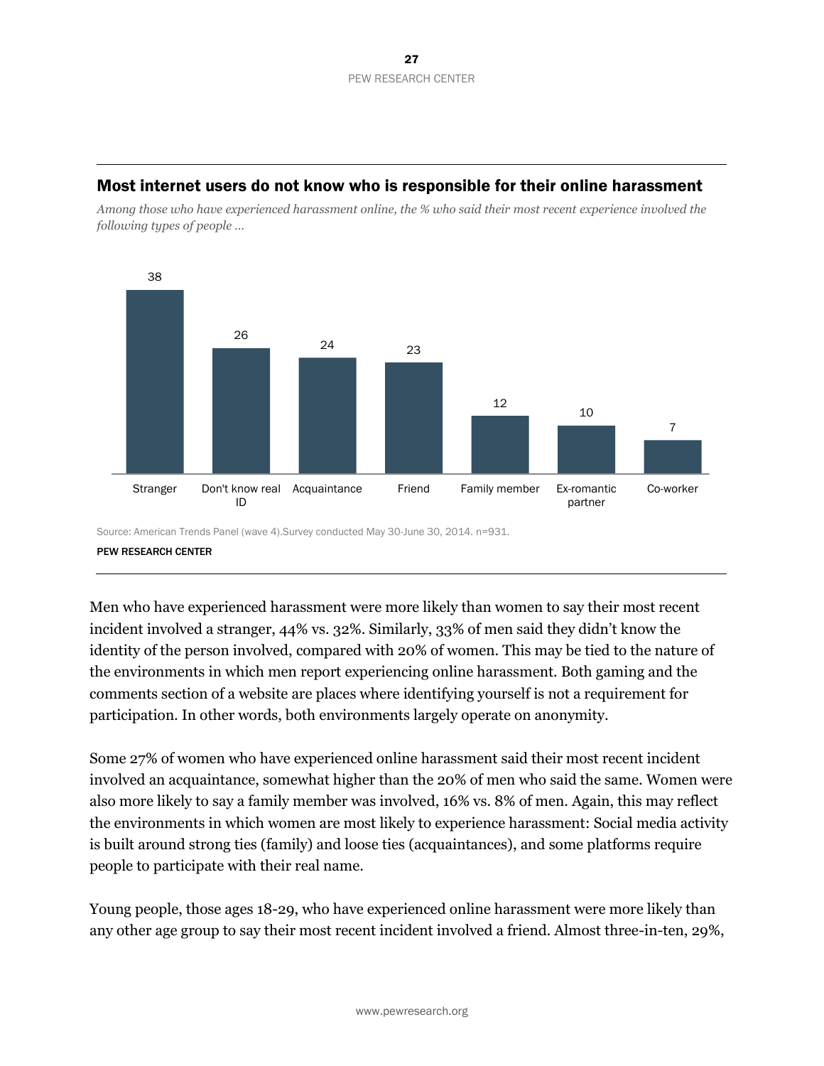## Most internet users do not know who is responsible for their online harassment

*Among those who have experienced harassment online, the % who said their most recent experience involved the following types of people …*

| Stranger | Don't know real ID | Acquaintance | Friend | Family member | Ex-romantic partner | Co-worker |
|---|---|---|---|---|---|---|
| 38 | 26 | 24 | 23 | 12 | 10 | 7 |

Source: American Trends Panel (wave 4).Survey conducted May 30-June 30, 2014. n=931.

PEW RESEARCH CENTER

Men who have experienced harassment were more likely than women to say their most recent incident involved a stranger, 44% vs. 32%. Similarly, 33% of men said they didn't know the identity of the person involved, compared with 20% of women. This may be tied to the nature of the environments in which men report experiencing online harassment. Both gaming and the comments section of a website are places where identifying yourself is not a requirement for participation. In other words, both environments largely operate on anonymity.

Some 27% of women who have experienced online harassment said their most recent incident involved an acquaintance, somewhat higher than the 20% of men who said the same. Women were also more likely to say a family member was involved, 16% vs. 8% of men. Again, this may reflect the environments in which women are most likely to experience harassment: Social media activity is built around strong ties (family) and loose ties (acquaintances), and some platforms require people to participate with their real name.

Young people, those ages 18-29, who have experienced online harassment were more likely than any other age group to say their most recent incident involved a friend. Almost three-in-ten, 29%,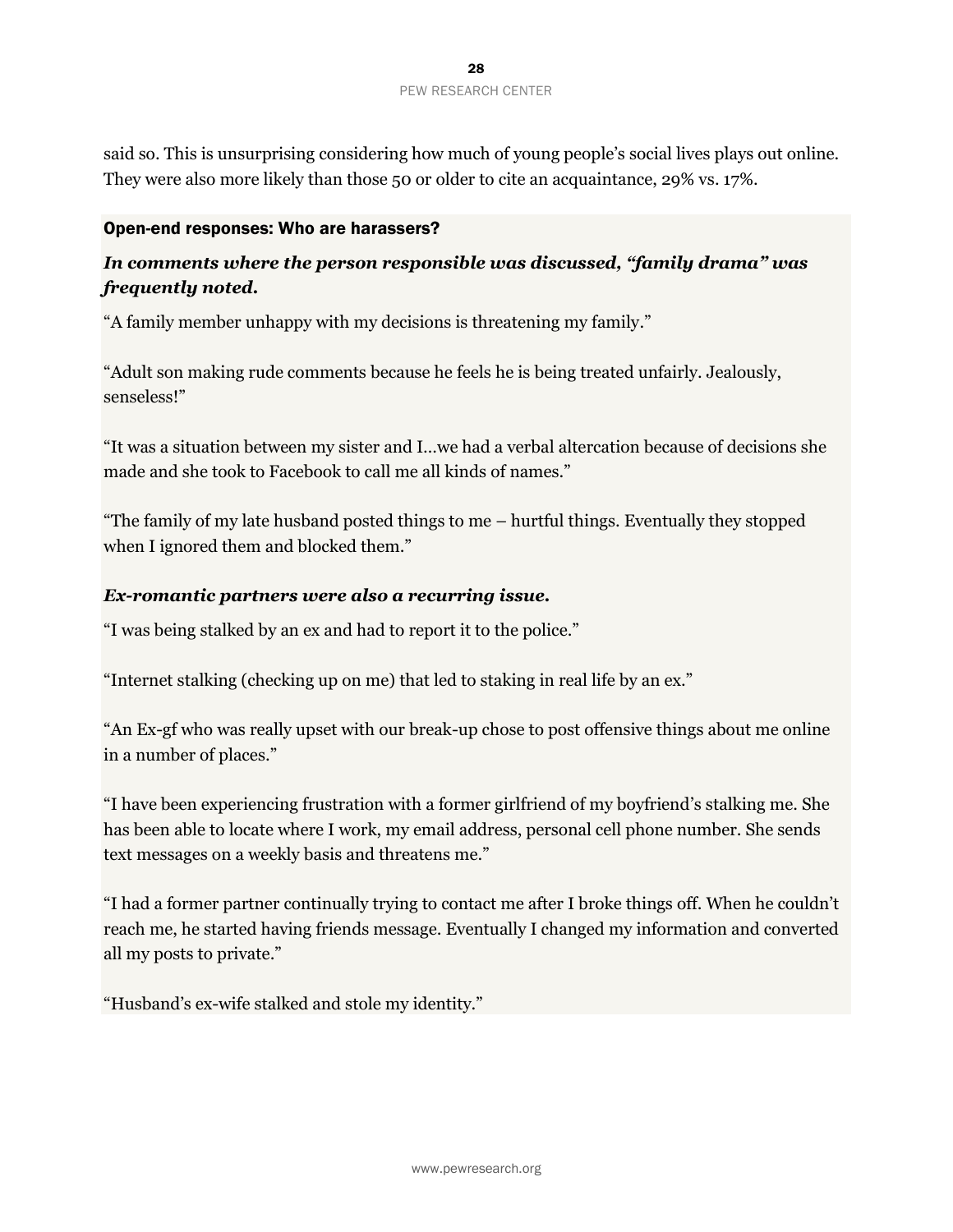said so. This is unsurprising considering how much of young people's social lives plays out online. They were also more likely than those 50 or older to cite an acquaintance, 29% vs. 17%.

### Open-end responses: Who are harassers?

***In comments where the person responsible was discussed, "family drama" was frequently noted.***

"A family member unhappy with my decisions is threatening my family."

"Adult son making rude comments because he feels he is being treated unfairly. Jealously, senseless!"

"It was a situation between my sister and I…we had a verbal altercation because of decisions she made and she took to Facebook to call me all kinds of names."

"The family of my late husband posted things to me – hurtful things. Eventually they stopped when I ignored them and blocked them."

***Ex-romantic partners were also a recurring issue.***

"I was being stalked by an ex and had to report it to the police."

"Internet stalking (checking up on me) that led to staking in real life by an ex."

"An Ex-gf who was really upset with our break-up chose to post offensive things about me online in a number of places."

"I have been experiencing frustration with a former girlfriend of my boyfriend's stalking me. She has been able to locate where I work, my email address, personal cell phone number. She sends text messages on a weekly basis and threatens me."

"I had a former partner continually trying to contact me after I broke things off. When he couldn't reach me, he started having friends message. Eventually I changed my information and converted all my posts to private."

"Husband's ex-wife stalked and stole my identity."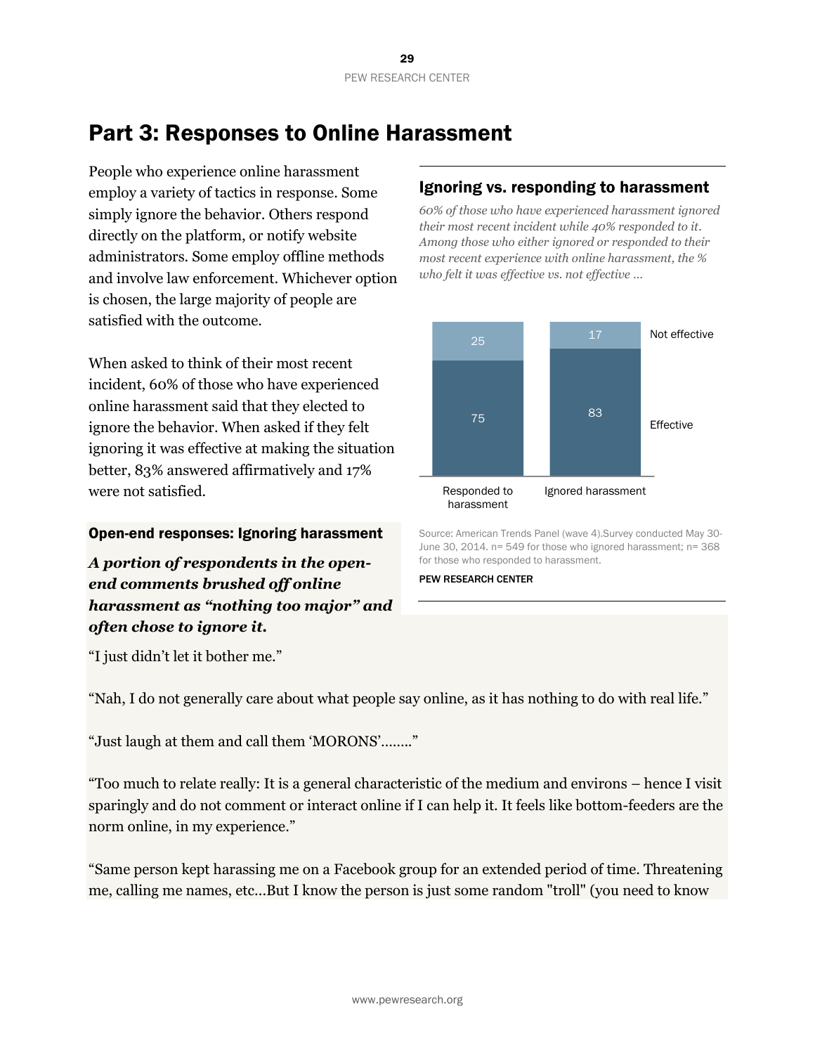# Part 3: Responses to Online Harassment

People who experience online harassment employ a variety of tactics in response. Some simply ignore the behavior. Others respond directly on the platform, or notify website administrators. Some employ offline methods and involve law enforcement. Whichever option is chosen, the large majority of people are satisfied with the outcome.

When asked to think of their most recent incident, 60% of those who have experienced online harassment said that they elected to ignore the behavior. When asked if they felt ignoring it was effective at making the situation better, 83% answered affirmatively and 17% were not satisfied.

## Ignoring vs. responding to harassment

*60% of those who have experienced harassment ignored their most recent incident while 40% responded to it. Among those who either ignored or responded to their most recent experience with online harassment, the % who felt it was effective vs. not effective …*

| | Responded to harassment | Ignored harassment |
|---|---|---|
| Not effective | 25 | 17 |
| Effective | 75 | 83 |

Source: American Trends Panel (wave 4).Survey conducted May 30-June 30, 2014. n= 549 for those who ignored harassment; n= 368 for those who responded to harassment.

PEW RESEARCH CENTER

### Open-end responses: Ignoring harassment

***A portion of respondents in the open-end comments brushed off online harassment as "nothing too major" and often chose to ignore it.***

"I just didn't let it bother me."

"Nah, I do not generally care about what people say online, as it has nothing to do with real life."

"Just laugh at them and call them 'MORONS'........"

"Too much to relate really: It is a general characteristic of the medium and environs – hence I visit sparingly and do not comment or interact online if I can help it. It feels like bottom-feeders are the norm online, in my experience."

"Same person kept harassing me on a Facebook group for an extended period of time. Threatening me, calling me names, etc...But I know the person is just some random "troll" (you need to know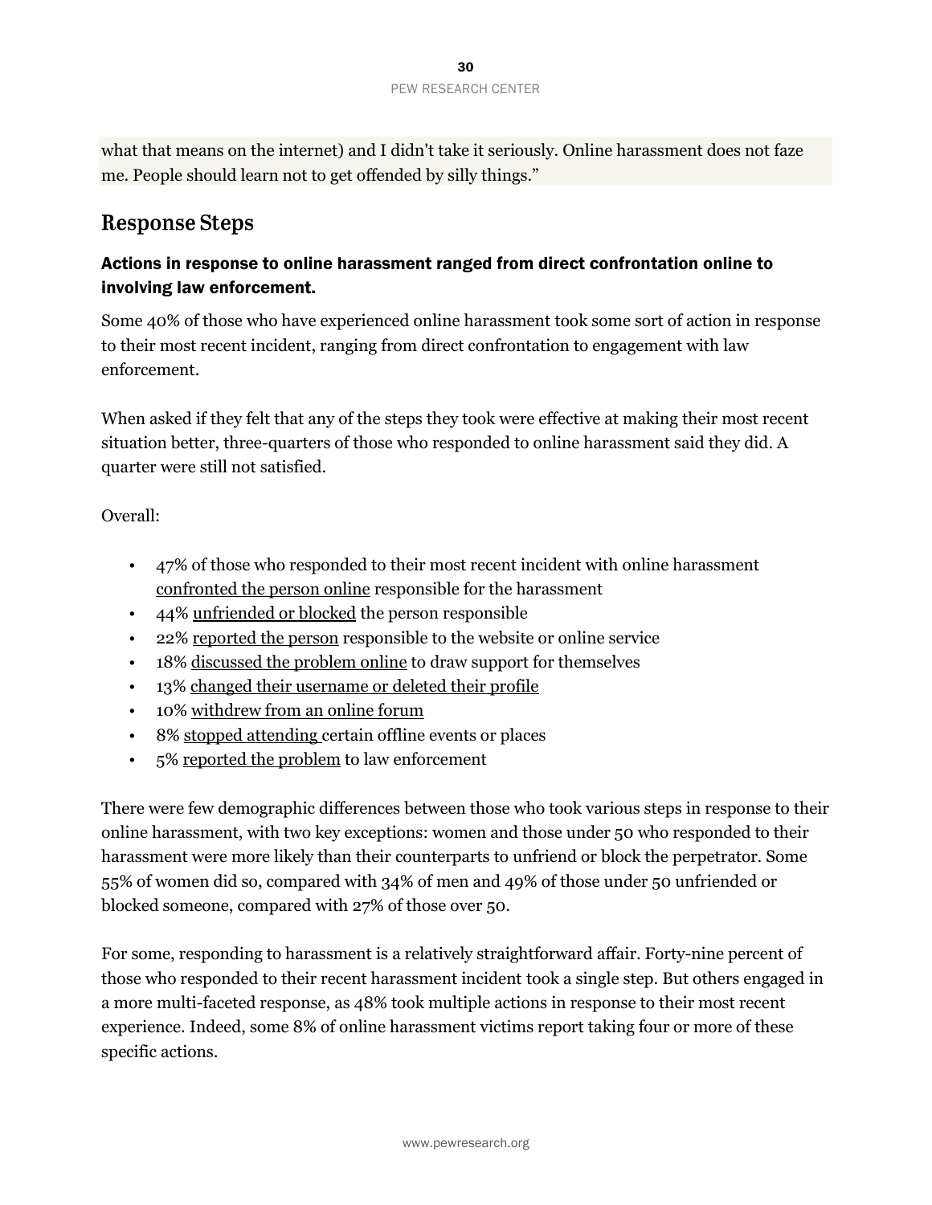what that means on the internet) and I didn't take it seriously. Online harassment does not faze me. People should learn not to get offended by silly things."

## Response Steps

### Actions in response to online harassment ranged from direct confrontation online to involving law enforcement.

Some 40% of those who have experienced online harassment took some sort of action in response to their most recent incident, ranging from direct confrontation to engagement with law enforcement.

When asked if they felt that any of the steps they took were effective at making their most recent situation better, three-quarters of those who responded to online harassment said they did. A quarter were still not satisfied.

Overall:

- 47% of those who responded to their most recent incident with online harassment confronted the person online responsible for the harassment
- 44% unfriended or blocked the person responsible
- 22% reported the person responsible to the website or online service
- 18% discussed the problem online to draw support for themselves
- 13% changed their username or deleted their profile
- 10% withdrew from an online forum
- 8% stopped attending certain offline events or places
- 5% reported the problem to law enforcement

There were few demographic differences between those who took various steps in response to their online harassment, with two key exceptions: women and those under 50 who responded to their harassment were more likely than their counterparts to unfriend or block the perpetrator. Some 55% of women did so, compared with 34% of men and 49% of those under 50 unfriended or blocked someone, compared with 27% of those over 50.

For some, responding to harassment is a relatively straightforward affair. Forty-nine percent of those who responded to their recent harassment incident took a single step. But others engaged in a more multi-faceted response, as 48% took multiple actions in response to their most recent experience. Indeed, some 8% of online harassment victims report taking four or more of these specific actions.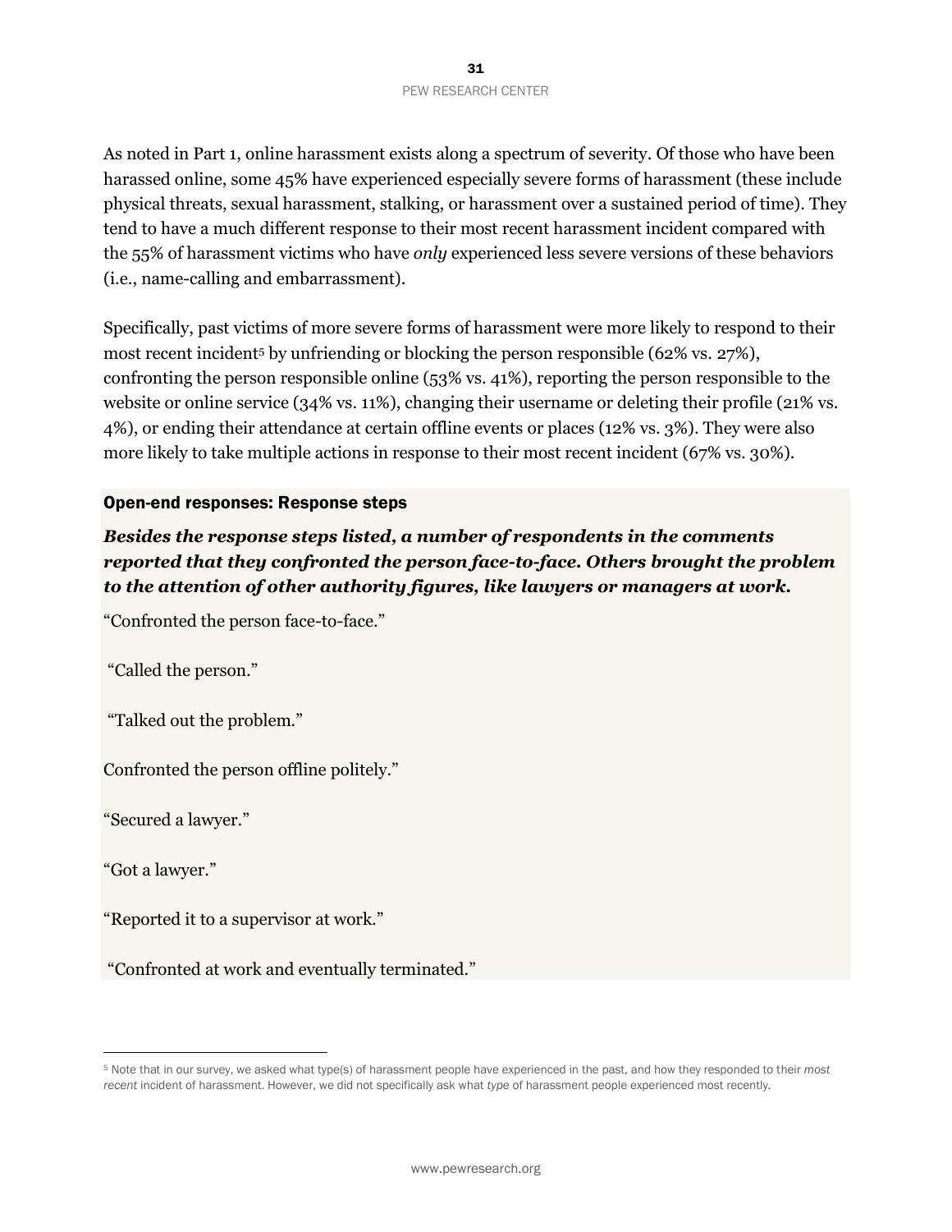As noted in Part 1, online harassment exists along a spectrum of severity. Of those who have been harassed online, some 45% have experienced especially severe forms of harassment (these include physical threats, sexual harassment, stalking, or harassment over a sustained period of time). They tend to have a much different response to their most recent harassment incident compared with the 55% of harassment victims who have *only* experienced less severe versions of these behaviors (i.e., name-calling and embarrassment).

Specifically, past victims of more severe forms of harassment were more likely to respond to their most recent incident[5] by unfriending or blocking the person responsible (62% vs. 27%), confronting the person responsible online (53% vs. 41%), reporting the person responsible to the website or online service (34% vs. 11%), changing their username or deleting their profile (21% vs. 4%), or ending their attendance at certain offline events or places (12% vs. 3%). They were also more likely to take multiple actions in response to their most recent incident (67% vs. 30%).

### Open-end responses: Response steps

***Besides the response steps listed, a number of respondents in the comments reported that they confronted the person face-to-face. Others brought the problem to the attention of other authority figures, like lawyers or managers at work.***

"Confronted the person face-to-face."

"Called the person."

"Talked out the problem."

Confronted the person offline politely."

"Secured a lawyer."

"Got a lawyer."

"Reported it to a supervisor at work."

"Confronted at work and eventually terminated."

---

[5] Note that in our survey, we asked what type(s) of harassment people have experienced in the past, and how they responded to their *most recent* incident of harassment. However, we did not specifically ask what *type* of harassment people experienced most recently.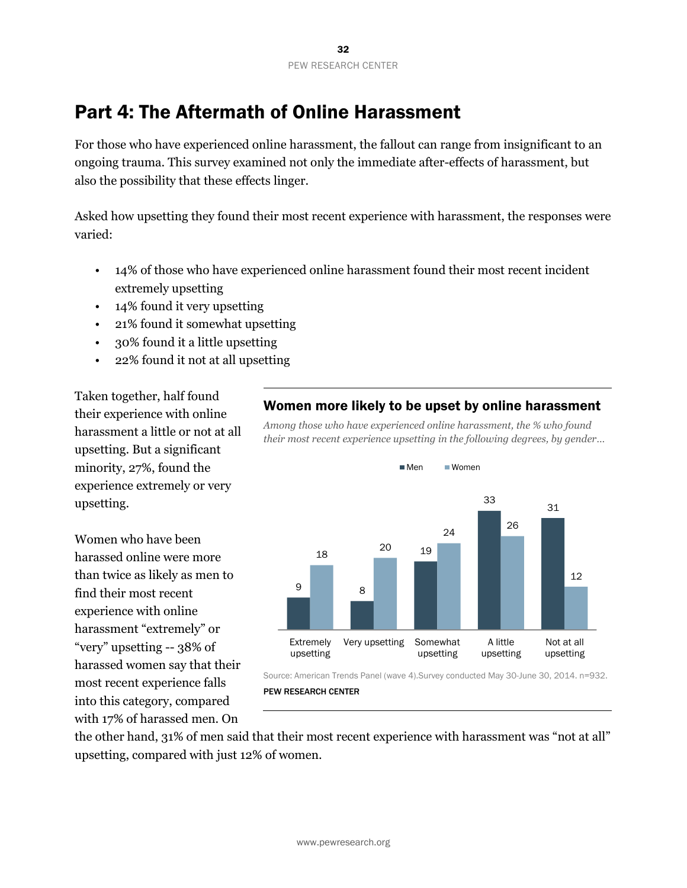# Part 4: The Aftermath of Online Harassment

For those who have experienced online harassment, the fallout can range from insignificant to an ongoing trauma. This survey examined not only the immediate after-effects of harassment, but also the possibility that these effects linger.

Asked how upsetting they found their most recent experience with harassment, the responses were varied:

- 14% of those who have experienced online harassment found their most recent incident extremely upsetting
- 14% found it very upsetting
- 21% found it somewhat upsetting
- 30% found it a little upsetting
- 22% found it not at all upsetting

Taken together, half found their experience with online harassment a little or not at all upsetting. But a significant minority, 27%, found the experience extremely or very upsetting.

Women who have been harassed online were more than twice as likely as men to find their most recent experience with online harassment "extremely" or "very" upsetting -- 38% of harassed women say that their most recent experience falls into this category, compared with 17% of harassed men. On the other hand, 31% of men said that their most recent experience with harassment was "not at all" upsetting, compared with just 12% of women.

**Women more likely to be upset by online harassment**

*Among those who have experienced online harassment, the % who found their most recent experience upsetting in the following degrees, by gender…*

| | Men | Women |
|---|---|---|
| Extremely upsetting | 9 | 18 |
| Very upsetting | 8 | 20 |
| Somewhat upsetting | 19 | 24 |
| A little upsetting | 33 | 26 |
| Not at all upsetting | 31 | 12 |

Source: American Trends Panel (wave 4).Survey conducted May 30-June 30, 2014. n=932.

PEW RESEARCH CENTER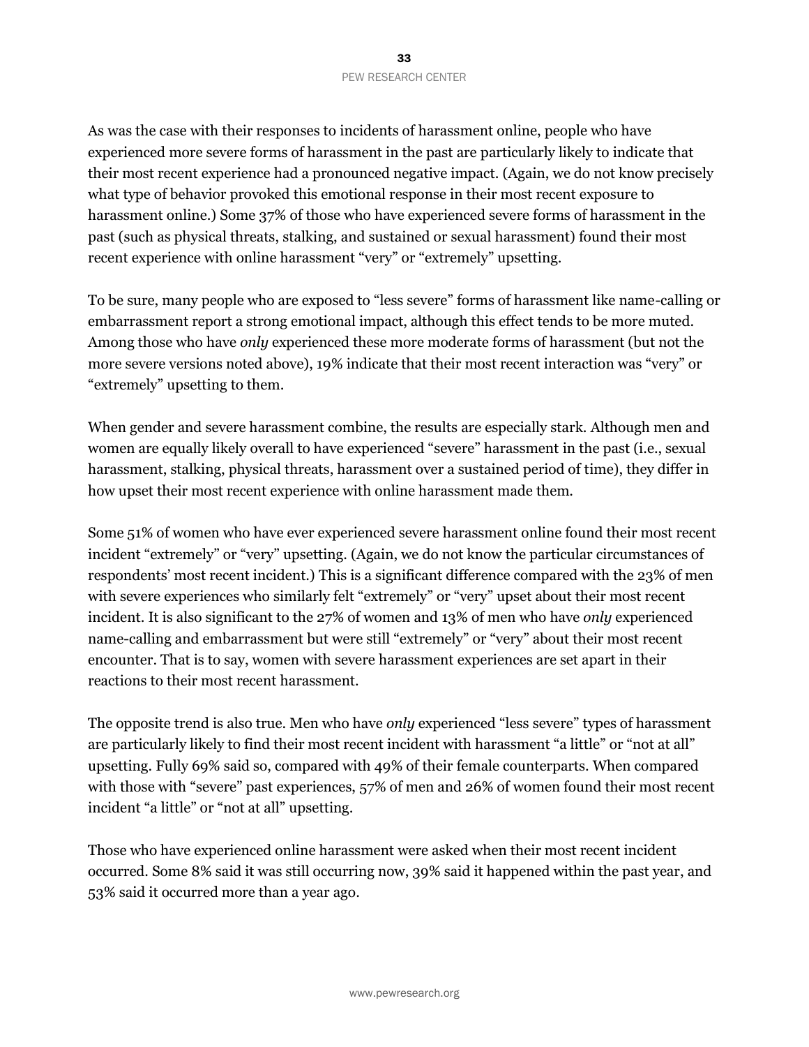As was the case with their responses to incidents of harassment online, people who have experienced more severe forms of harassment in the past are particularly likely to indicate that their most recent experience had a pronounced negative impact. (Again, we do not know precisely what type of behavior provoked this emotional response in their most recent exposure to harassment online.) Some 37% of those who have experienced severe forms of harassment in the past (such as physical threats, stalking, and sustained or sexual harassment) found their most recent experience with online harassment "very" or "extremely" upsetting.

To be sure, many people who are exposed to "less severe" forms of harassment like name-calling or embarrassment report a strong emotional impact, although this effect tends to be more muted. Among those who have *only* experienced these more moderate forms of harassment (but not the more severe versions noted above), 19% indicate that their most recent interaction was "very" or "extremely" upsetting to them.

When gender and severe harassment combine, the results are especially stark. Although men and women are equally likely overall to have experienced "severe" harassment in the past (i.e., sexual harassment, stalking, physical threats, harassment over a sustained period of time), they differ in how upset their most recent experience with online harassment made them.

Some 51% of women who have ever experienced severe harassment online found their most recent incident "extremely" or "very" upsetting. (Again, we do not know the particular circumstances of respondents' most recent incident.) This is a significant difference compared with the 23% of men with severe experiences who similarly felt "extremely" or "very" upset about their most recent incident. It is also significant to the 27% of women and 13% of men who have *only* experienced name-calling and embarrassment but were still "extremely" or "very" about their most recent encounter. That is to say, women with severe harassment experiences are set apart in their reactions to their most recent harassment.

The opposite trend is also true. Men who have *only* experienced "less severe" types of harassment are particularly likely to find their most recent incident with harassment "a little" or "not at all" upsetting. Fully 69% said so, compared with 49% of their female counterparts. When compared with those with "severe" past experiences, 57% of men and 26% of women found their most recent incident "a little" or "not at all" upsetting.

Those who have experienced online harassment were asked when their most recent incident occurred. Some 8% said it was still occurring now, 39% said it happened within the past year, and 53% said it occurred more than a year ago.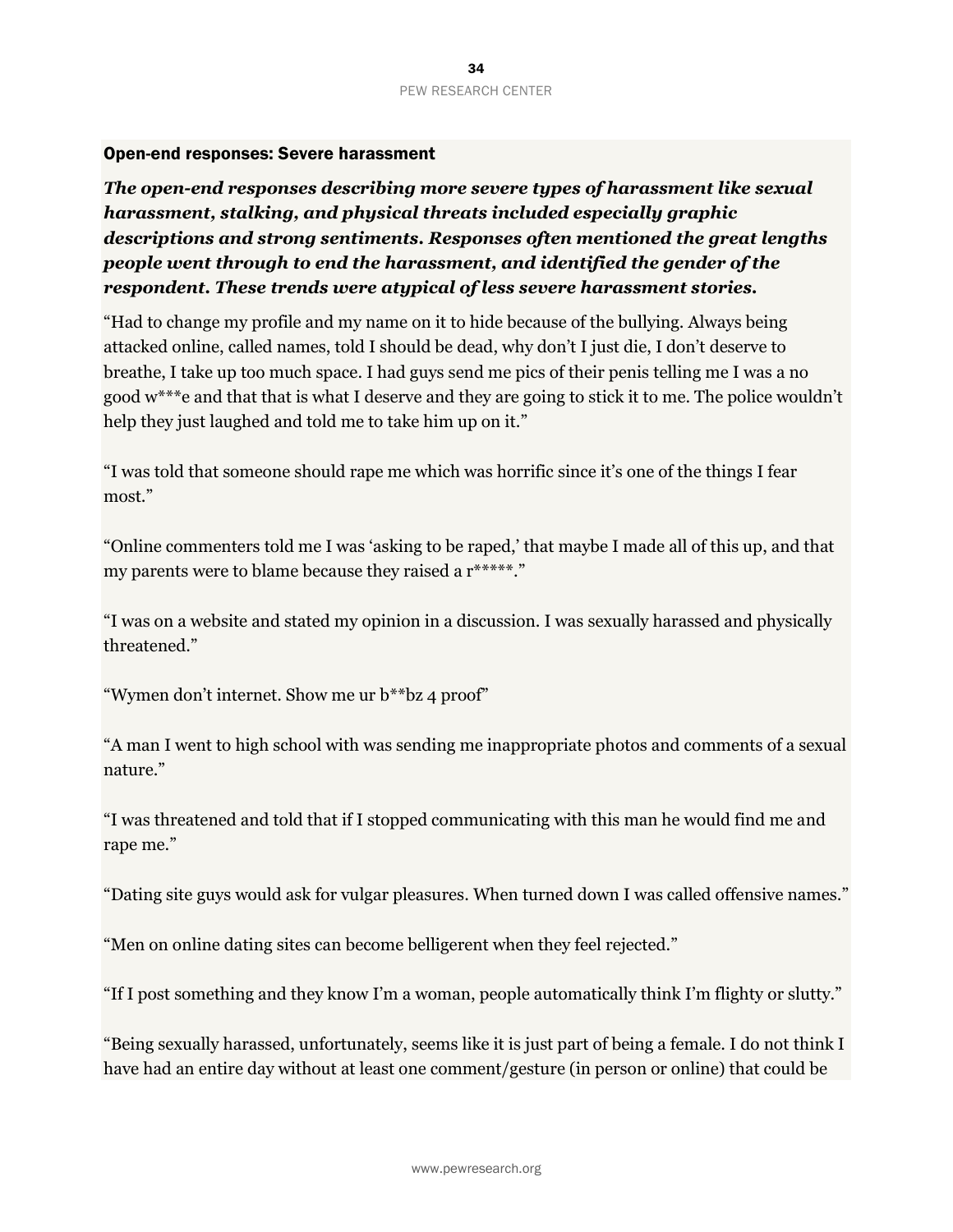## Open-end responses: Severe harassment

***The open-end responses describing more severe types of harassment like sexual harassment, stalking, and physical threats included especially graphic descriptions and strong sentiments. Responses often mentioned the great lengths people went through to end the harassment, and identified the gender of the respondent. These trends were atypical of less severe harassment stories.***

"Had to change my profile and my name on it to hide because of the bullying. Always being attacked online, called names, told I should be dead, why don't I just die, I don't deserve to breathe, I take up too much space. I had guys send me pics of their penis telling me I was a no good w***e and that that is what I deserve and they are going to stick it to me. The police wouldn't help they just laughed and told me to take him up on it."

"I was told that someone should rape me which was horrific since it's one of the things I fear most."

"Online commenters told me I was 'asking to be raped,' that maybe I made all of this up, and that my parents were to blame because they raised a r*****."

"I was on a website and stated my opinion in a discussion. I was sexually harassed and physically threatened."

"Wymen don't internet. Show me ur b**bz 4 proof"

"A man I went to high school with was sending me inappropriate photos and comments of a sexual nature."

"I was threatened and told that if I stopped communicating with this man he would find me and rape me."

"Dating site guys would ask for vulgar pleasures. When turned down I was called offensive names."

"Men on online dating sites can become belligerent when they feel rejected."

"If I post something and they know I'm a woman, people automatically think I'm flighty or slutty."

"Being sexually harassed, unfortunately, seems like it is just part of being a female. I do not think I have had an entire day without at least one comment/gesture (in person or online) that could be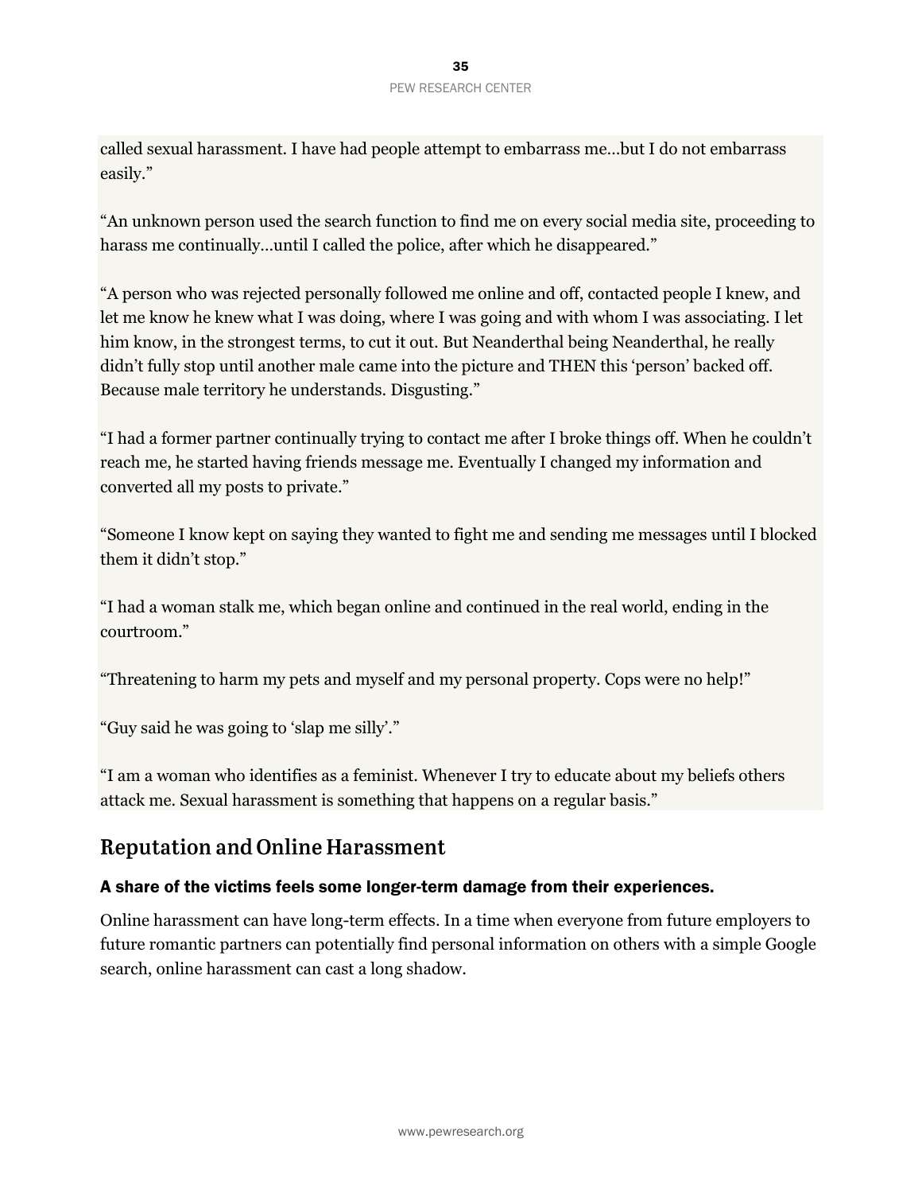called sexual harassment. I have had people attempt to embarrass me…but I do not embarrass easily."

"An unknown person used the search function to find me on every social media site, proceeding to harass me continually…until I called the police, after which he disappeared."

"A person who was rejected personally followed me online and off, contacted people I knew, and let me know he knew what I was doing, where I was going and with whom I was associating. I let him know, in the strongest terms, to cut it out. But Neanderthal being Neanderthal, he really didn't fully stop until another male came into the picture and THEN this 'person' backed off. Because male territory he understands. Disgusting."

"I had a former partner continually trying to contact me after I broke things off. When he couldn't reach me, he started having friends message me. Eventually I changed my information and converted all my posts to private."

"Someone I know kept on saying they wanted to fight me and sending me messages until I blocked them it didn't stop."

"I had a woman stalk me, which began online and continued in the real world, ending in the courtroom."

"Threatening to harm my pets and myself and my personal property. Cops were no help!"

"Guy said he was going to 'slap me silly'."

"I am a woman who identifies as a feminist. Whenever I try to educate about my beliefs others attack me. Sexual harassment is something that happens on a regular basis."

## Reputation and Online Harassment

### A share of the victims feels some longer-term damage from their experiences.

Online harassment can have long-term effects. In a time when everyone from future employers to future romantic partners can potentially find personal information on others with a simple Google search, online harassment can cast a long shadow.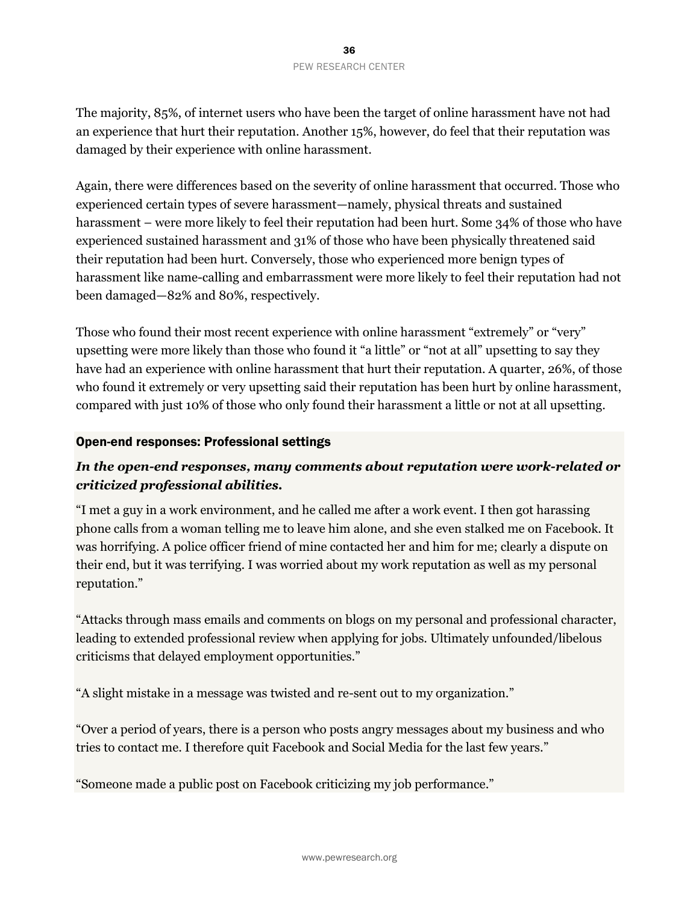The majority, 85%, of internet users who have been the target of online harassment have not had an experience that hurt their reputation. Another 15%, however, do feel that their reputation was damaged by their experience with online harassment.

Again, there were differences based on the severity of online harassment that occurred. Those who experienced certain types of severe harassment—namely, physical threats and sustained harassment – were more likely to feel their reputation had been hurt. Some 34% of those who have experienced sustained harassment and 31% of those who have been physically threatened said their reputation had been hurt. Conversely, those who experienced more benign types of harassment like name-calling and embarrassment were more likely to feel their reputation had not been damaged—82% and 80%, respectively.

Those who found their most recent experience with online harassment "extremely" or "very" upsetting were more likely than those who found it "a little" or "not at all" upsetting to say they have had an experience with online harassment that hurt their reputation. A quarter, 26%, of those who found it extremely or very upsetting said their reputation has been hurt by online harassment, compared with just 10% of those who only found their harassment a little or not at all upsetting.

### Open-end responses: Professional settings

***In the open-end responses, many comments about reputation were work-related or criticized professional abilities.***

"I met a guy in a work environment, and he called me after a work event. I then got harassing phone calls from a woman telling me to leave him alone, and she even stalked me on Facebook. It was horrifying. A police officer friend of mine contacted her and him for me; clearly a dispute on their end, but it was terrifying. I was worried about my work reputation as well as my personal reputation."

"Attacks through mass emails and comments on blogs on my personal and professional character, leading to extended professional review when applying for jobs. Ultimately unfounded/libelous criticisms that delayed employment opportunities."

"A slight mistake in a message was twisted and re-sent out to my organization."

"Over a period of years, there is a person who posts angry messages about my business and who tries to contact me. I therefore quit Facebook and Social Media for the last few years."

"Someone made a public post on Facebook criticizing my job performance."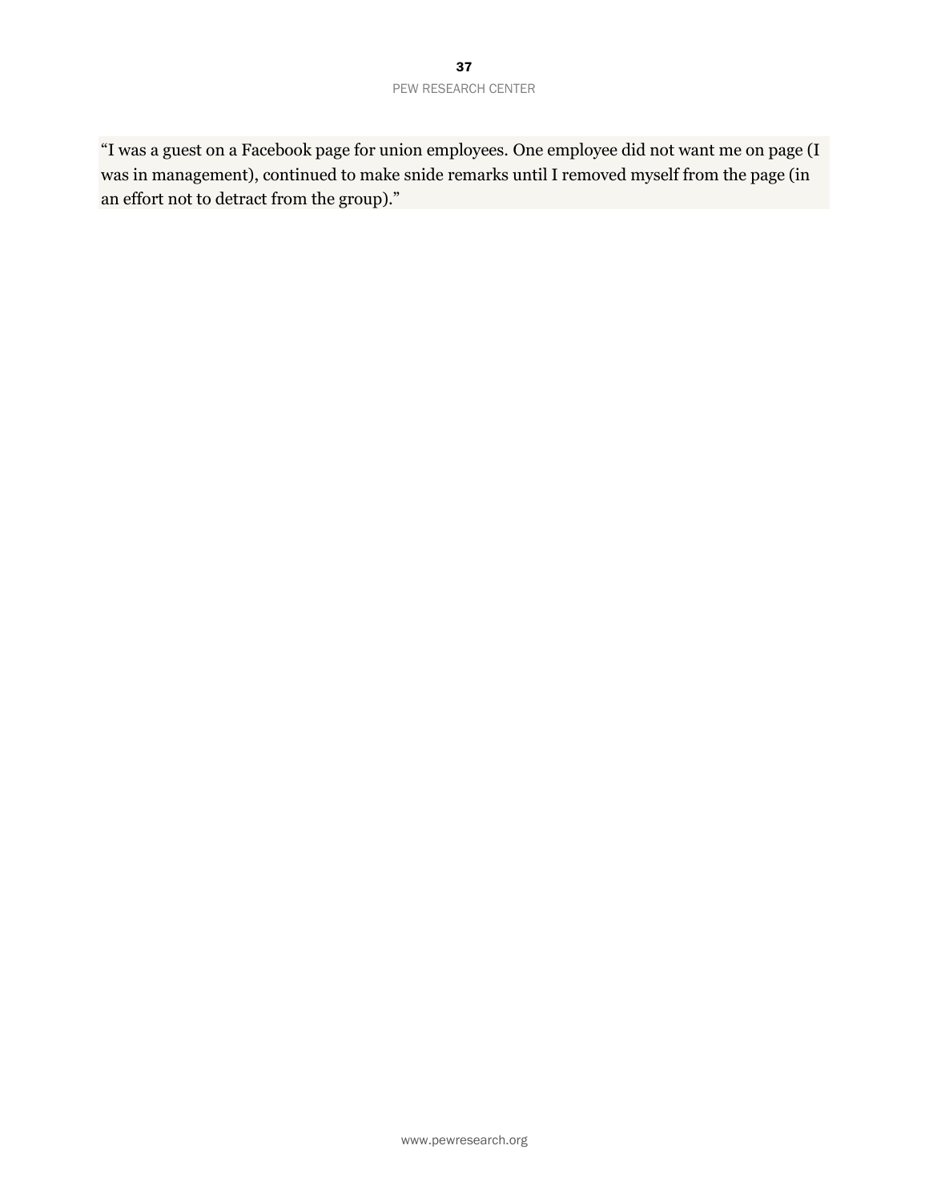"I was a guest on a Facebook page for union employees. One employee did not want me on page (I was in management), continued to make snide remarks until I removed myself from the page (in an effort not to detract from the group)."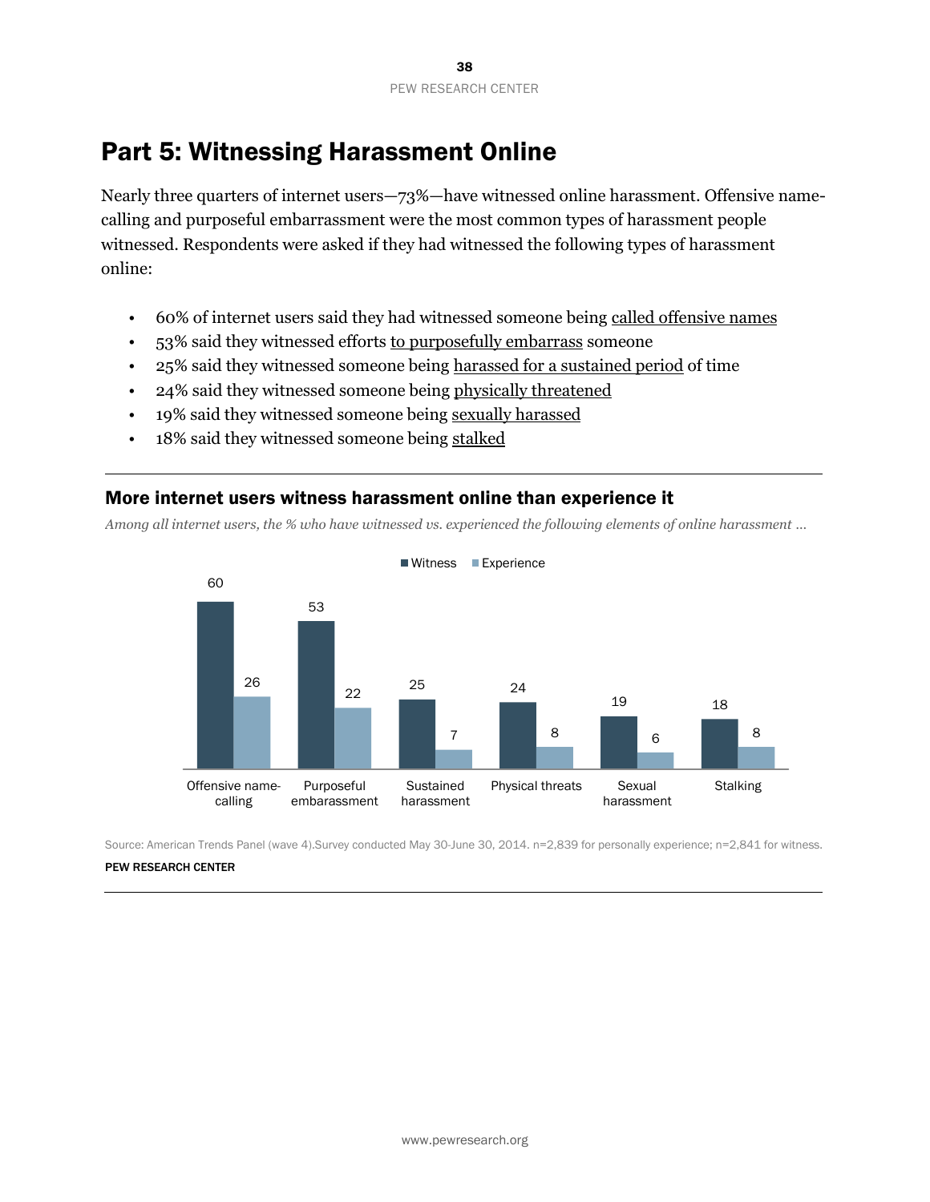# Part 5: Witnessing Harassment Online

Nearly three quarters of internet users—73%—have witnessed online harassment. Offensive name-calling and purposeful embarrassment were the most common types of harassment people witnessed. Respondents were asked if they had witnessed the following types of harassment online:

- 60% of internet users said they had witnessed someone being called offensive names
- 53% said they witnessed efforts to purposefully embarrass someone
- 25% said they witnessed someone being harassed for a sustained period of time
- 24% said they witnessed someone being physically threatened
- 19% said they witnessed someone being sexually harassed
- 18% said they witnessed someone being stalked

## More internet users witness harassment online than experience it

*Among all internet users, the % who have witnessed vs. experienced the following elements of online harassment …*

| | Witness | Experience |
|---|---|---|
| Offensive name-calling | 60 | 26 |
| Purposeful embarassment | 53 | 22 |
| Sustained harassment | 25 | 7 |
| Physical threats | 24 | 8 |
| Sexual harassment | 19 | 6 |
| Stalking | 18 | 8 |

Source: American Trends Panel (wave 4).Survey conducted May 30-June 30, 2014. n=2,839 for personally experience; n=2,841 for witness.

PEW RESEARCH CENTER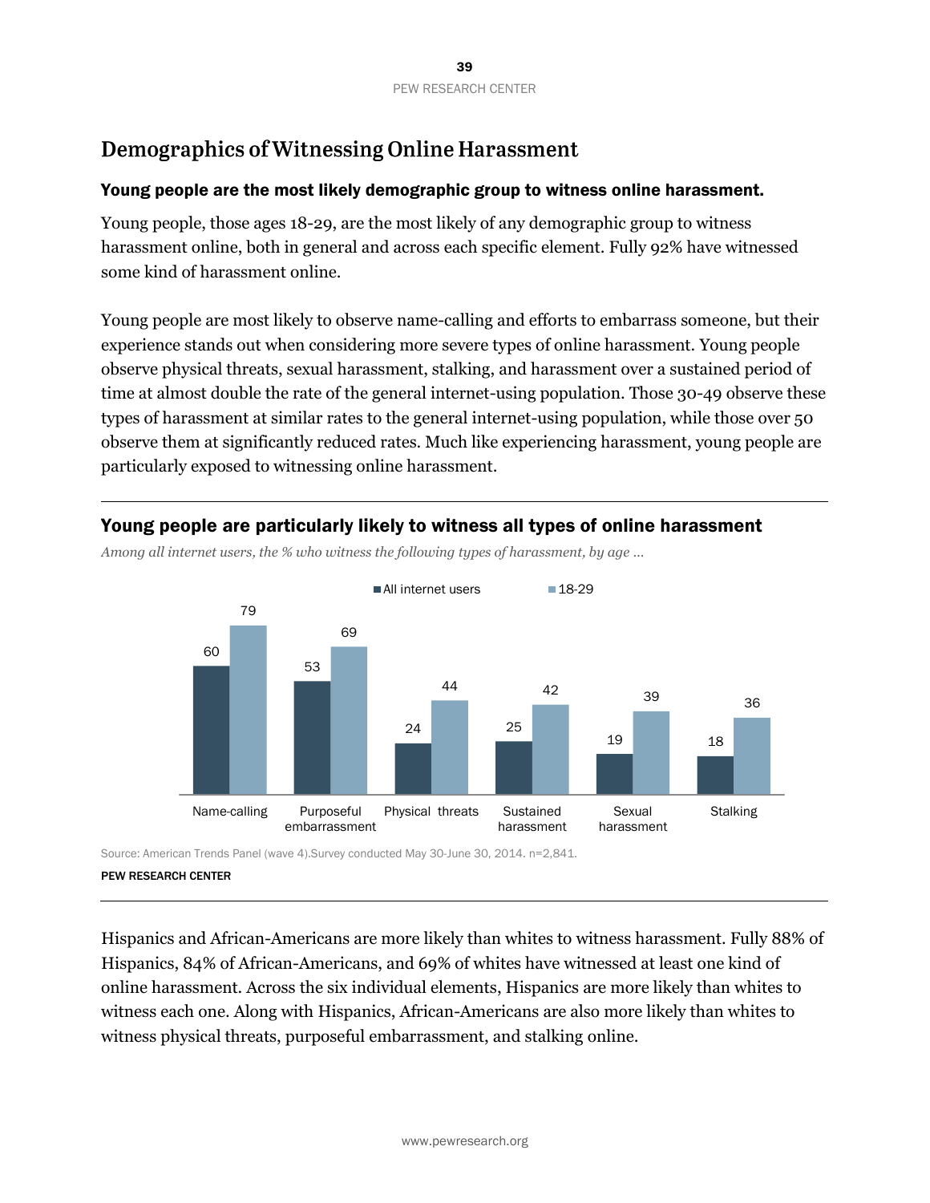## Demographics of Witnessing Online Harassment

**Young people are the most likely demographic group to witness online harassment.**

Young people, those ages 18-29, are the most likely of any demographic group to witness harassment online, both in general and across each specific element. Fully 92% have witnessed some kind of harassment online.

Young people are most likely to observe name-calling and efforts to embarrass someone, but their experience stands out when considering more severe types of online harassment. Young people observe physical threats, sexual harassment, stalking, and harassment over a sustained period of time at almost double the rate of the general internet-using population. Those 30-49 observe these types of harassment at similar rates to the general internet-using population, while those over 50 observe them at significantly reduced rates. Much like experiencing harassment, young people are particularly exposed to witnessing online harassment.

**Young people are particularly likely to witness all types of online harassment**

*Among all internet users, the % who witness the following types of harassment, by age …*

| | All internet users | 18-29 |
|---|---|---|
| Name-calling | 60 | 79 |
| Purposeful embarrassment | 53 | 69 |
| Physical threats | 24 | 44 |
| Sustained harassment | 25 | 42 |
| Sexual harassment | 19 | 39 |
| Stalking | 18 | 36 |

Source: American Trends Panel (wave 4).Survey conducted May 30-June 30, 2014. n=2,841.

PEW RESEARCH CENTER

Hispanics and African-Americans are more likely than whites to witness harassment. Fully 88% of Hispanics, 84% of African-Americans, and 69% of whites have witnessed at least one kind of online harassment. Across the six individual elements, Hispanics are more likely than whites to witness each one. Along with Hispanics, African-Americans are also more likely than whites to witness physical threats, purposeful embarrassment, and stalking online.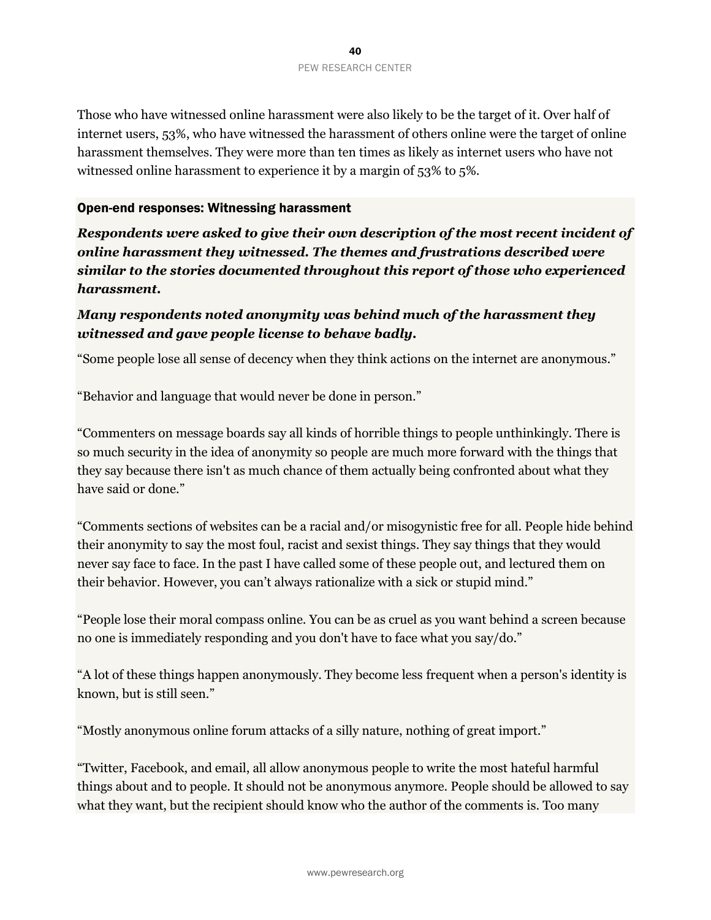Those who have witnessed online harassment were also likely to be the target of it. Over half of internet users, 53%, who have witnessed the harassment of others online were the target of online harassment themselves. They were more than ten times as likely as internet users who have not witnessed online harassment to experience it by a margin of 53% to 5%.

### Open-end responses: Witnessing harassment

***Respondents were asked to give their own description of the most recent incident of online harassment they witnessed. The themes and frustrations described were similar to the stories documented throughout this report of those who experienced harassment.***

***Many respondents noted anonymity was behind much of the harassment they witnessed and gave people license to behave badly.***

"Some people lose all sense of decency when they think actions on the internet are anonymous."

"Behavior and language that would never be done in person."

"Commenters on message boards say all kinds of horrible things to people unthinkingly. There is so much security in the idea of anonymity so people are much more forward with the things that they say because there isn't as much chance of them actually being confronted about what they have said or done."

"Comments sections of websites can be a racial and/or misogynistic free for all. People hide behind their anonymity to say the most foul, racist and sexist things. They say things that they would never say face to face. In the past I have called some of these people out, and lectured them on their behavior. However, you can't always rationalize with a sick or stupid mind."

"People lose their moral compass online. You can be as cruel as you want behind a screen because no one is immediately responding and you don't have to face what you say/do."

"A lot of these things happen anonymously. They become less frequent when a person's identity is known, but is still seen."

"Mostly anonymous online forum attacks of a silly nature, nothing of great import."

"Twitter, Facebook, and email, all allow anonymous people to write the most hateful harmful things about and to people. It should not be anonymous anymore. People should be allowed to say what they want, but the recipient should know who the author of the comments is. Too many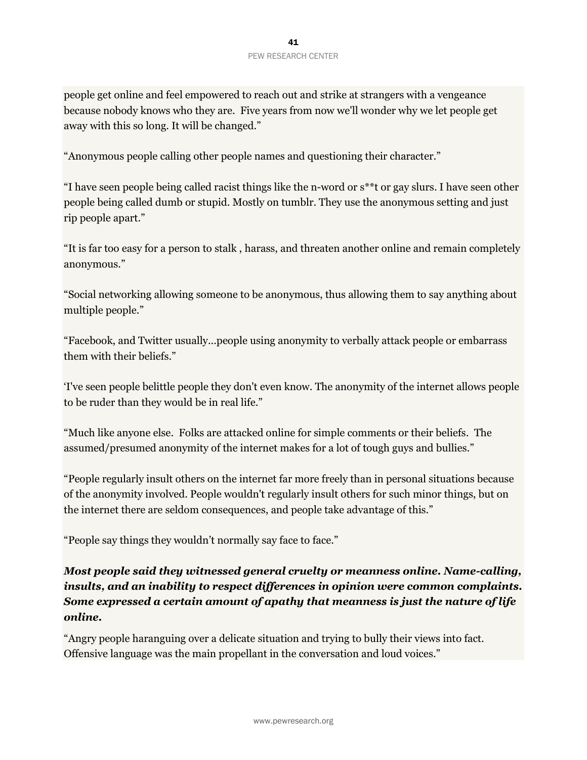people get online and feel empowered to reach out and strike at strangers with a vengeance because nobody knows who they are.  Five years from now we'll wonder why we let people get away with this so long. It will be changed."

"Anonymous people calling other people names and questioning their character."

"I have seen people being called racist things like the n-word or s**t or gay slurs. I have seen other people being called dumb or stupid. Mostly on tumblr. They use the anonymous setting and just rip people apart."

"It is far too easy for a person to stalk , harass, and threaten another online and remain completely anonymous."

"Social networking allowing someone to be anonymous, thus allowing them to say anything about multiple people."

"Facebook, and Twitter usually…people using anonymity to verbally attack people or embarrass them with their beliefs."

'I've seen people belittle people they don't even know. The anonymity of the internet allows people to be ruder than they would be in real life."

"Much like anyone else.  Folks are attacked online for simple comments or their beliefs.  The assumed/presumed anonymity of the internet makes for a lot of tough guys and bullies."

"People regularly insult others on the internet far more freely than in personal situations because of the anonymity involved. People wouldn't regularly insult others for such minor things, but on the internet there are seldom consequences, and people take advantage of this."

"People say things they wouldn't normally say face to face."

***Most people said they witnessed general cruelty or meanness online. Name-calling, insults, and an inability to respect differences in opinion were common complaints. Some expressed a certain amount of apathy that meanness is just the nature of life online.***

"Angry people haranguing over a delicate situation and trying to bully their views into fact. Offensive language was the main propellant in the conversation and loud voices."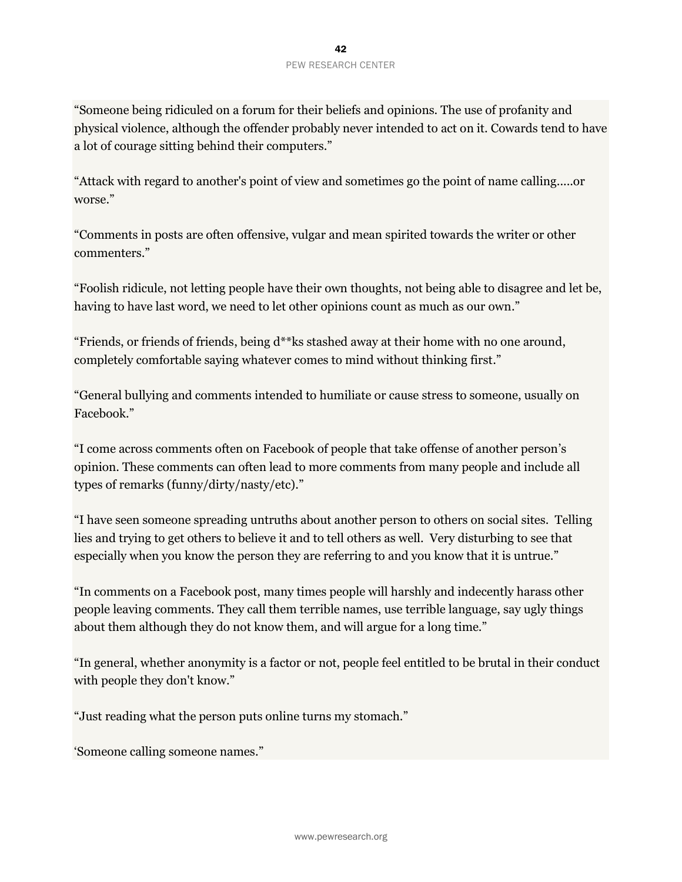"Someone being ridiculed on a forum for their beliefs and opinions. The use of profanity and physical violence, although the offender probably never intended to act on it. Cowards tend to have a lot of courage sitting behind their computers."

"Attack with regard to another's point of view and sometimes go the point of name calling.....or worse."

"Comments in posts are often offensive, vulgar and mean spirited towards the writer or other commenters."

"Foolish ridicule, not letting people have their own thoughts, not being able to disagree and let be, having to have last word, we need to let other opinions count as much as our own."

"Friends, or friends of friends, being d**ks stashed away at their home with no one around, completely comfortable saying whatever comes to mind without thinking first."

"General bullying and comments intended to humiliate or cause stress to someone, usually on Facebook."

"I come across comments often on Facebook of people that take offense of another person's opinion. These comments can often lead to more comments from many people and include all types of remarks (funny/dirty/nasty/etc)."

"I have seen someone spreading untruths about another person to others on social sites. Telling lies and trying to get others to believe it and to tell others as well. Very disturbing to see that especially when you know the person they are referring to and you know that it is untrue."

"In comments on a Facebook post, many times people will harshly and indecently harass other people leaving comments. They call them terrible names, use terrible language, say ugly things about them although they do not know them, and will argue for a long time."

"In general, whether anonymity is a factor or not, people feel entitled to be brutal in their conduct with people they don't know."

"Just reading what the person puts online turns my stomach."

'Someone calling someone names."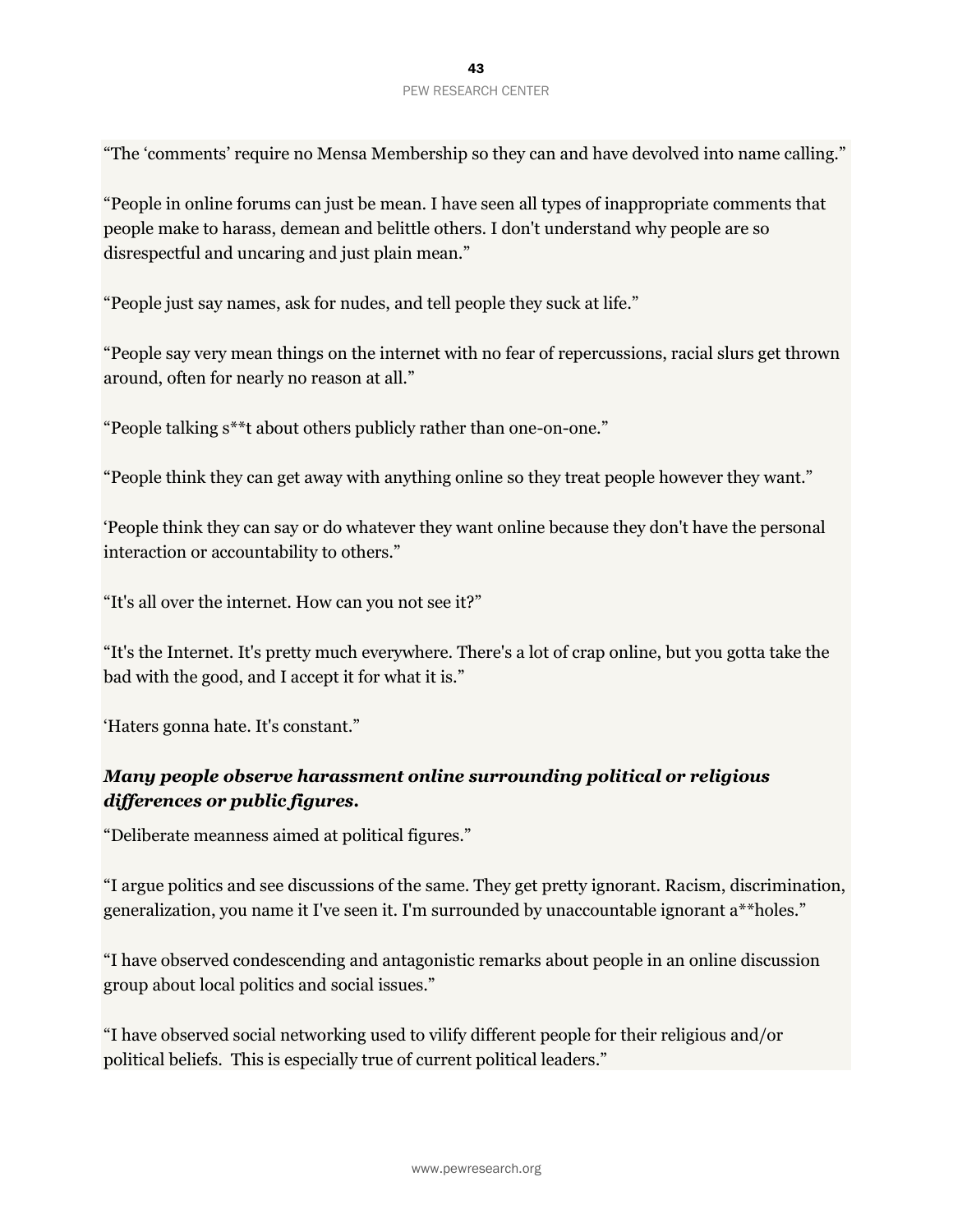“The ‘comments’ require no Mensa Membership so they can and have devolved into name calling.”

“People in online forums can just be mean. I have seen all types of inappropriate comments that people make to harass, demean and belittle others. I don't understand why people are so disrespectful and uncaring and just plain mean.”

“People just say names, ask for nudes, and tell people they suck at life.”

“People say very mean things on the internet with no fear of repercussions, racial slurs get thrown around, often for nearly no reason at all.”

“People talking s**t about others publicly rather than one-on-one.”

“People think they can get away with anything online so they treat people however they want.”

‘People think they can say or do whatever they want online because they don't have the personal interaction or accountability to others.”

“It's all over the internet. How can you not see it?”

“It's the Internet. It's pretty much everywhere. There's a lot of crap online, but you gotta take the bad with the good, and I accept it for what it is.”

‘Haters gonna hate. It's constant.”

***Many people observe harassment online surrounding political or religious differences or public figures.***

“Deliberate meanness aimed at political figures.”

“I argue politics and see discussions of the same. They get pretty ignorant. Racism, discrimination, generalization, you name it I've seen it. I'm surrounded by unaccountable ignorant a**holes.”

“I have observed condescending and antagonistic remarks about people in an online discussion group about local politics and social issues.”

“I have observed social networking used to vilify different people for their religious and/or political beliefs.  This is especially true of current political leaders.”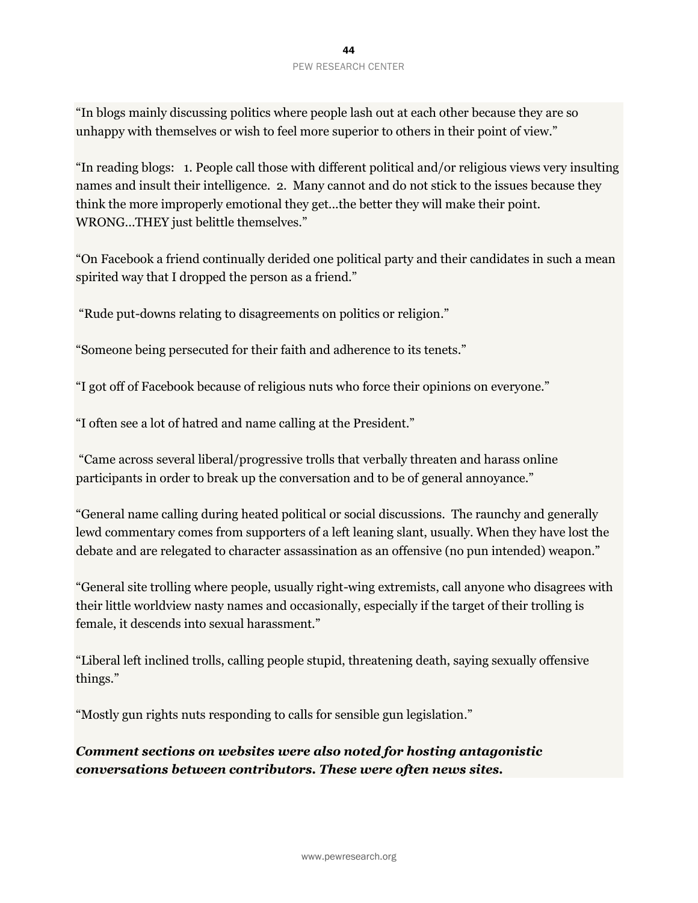"In blogs mainly discussing politics where people lash out at each other because they are so unhappy with themselves or wish to feel more superior to others in their point of view."

"In reading blogs: 1. People call those with different political and/or religious views very insulting names and insult their intelligence. 2. Many cannot and do not stick to the issues because they think the more improperly emotional they get…the better they will make their point. WRONG…THEY just belittle themselves."

"On Facebook a friend continually derided one political party and their candidates in such a mean spirited way that I dropped the person as a friend."

"Rude put-downs relating to disagreements on politics or religion."

"Someone being persecuted for their faith and adherence to its tenets."

"I got off of Facebook because of religious nuts who force their opinions on everyone."

"I often see a lot of hatred and name calling at the President."

"Came across several liberal/progressive trolls that verbally threaten and harass online participants in order to break up the conversation and to be of general annoyance."

"General name calling during heated political or social discussions. The raunchy and generally lewd commentary comes from supporters of a left leaning slant, usually. When they have lost the debate and are relegated to character assassination as an offensive (no pun intended) weapon."

"General site trolling where people, usually right-wing extremists, call anyone who disagrees with their little worldview nasty names and occasionally, especially if the target of their trolling is female, it descends into sexual harassment."

"Liberal left inclined trolls, calling people stupid, threatening death, saying sexually offensive things."

"Mostly gun rights nuts responding to calls for sensible gun legislation."

***Comment sections on websites were also noted for hosting antagonistic conversations between contributors. These were often news sites.***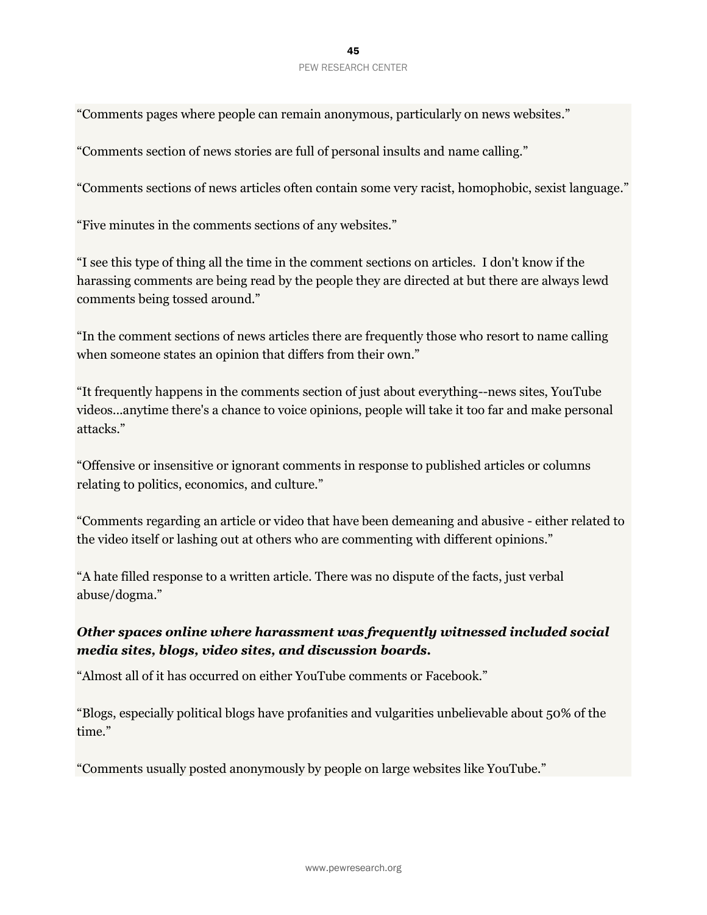"Comments pages where people can remain anonymous, particularly on news websites."

"Comments section of news stories are full of personal insults and name calling."

"Comments sections of news articles often contain some very racist, homophobic, sexist language."

"Five minutes in the comments sections of any websites."

"I see this type of thing all the time in the comment sections on articles.  I don't know if the harassing comments are being read by the people they are directed at but there are always lewd comments being tossed around."

"In the comment sections of news articles there are frequently those who resort to name calling when someone states an opinion that differs from their own."

"It frequently happens in the comments section of just about everything--news sites, YouTube videos…anytime there's a chance to voice opinions, people will take it too far and make personal attacks."

"Offensive or insensitive or ignorant comments in response to published articles or columns relating to politics, economics, and culture."

"Comments regarding an article or video that have been demeaning and abusive - either related to the video itself or lashing out at others who are commenting with different opinions."

"A hate filled response to a written article. There was no dispute of the facts, just verbal abuse/dogma."

***Other spaces online where harassment was frequently witnessed included social media sites, blogs, video sites, and discussion boards.***

"Almost all of it has occurred on either YouTube comments or Facebook."

"Blogs, especially political blogs have profanities and vulgarities unbelievable about 50% of the time."

"Comments usually posted anonymously by people on large websites like YouTube."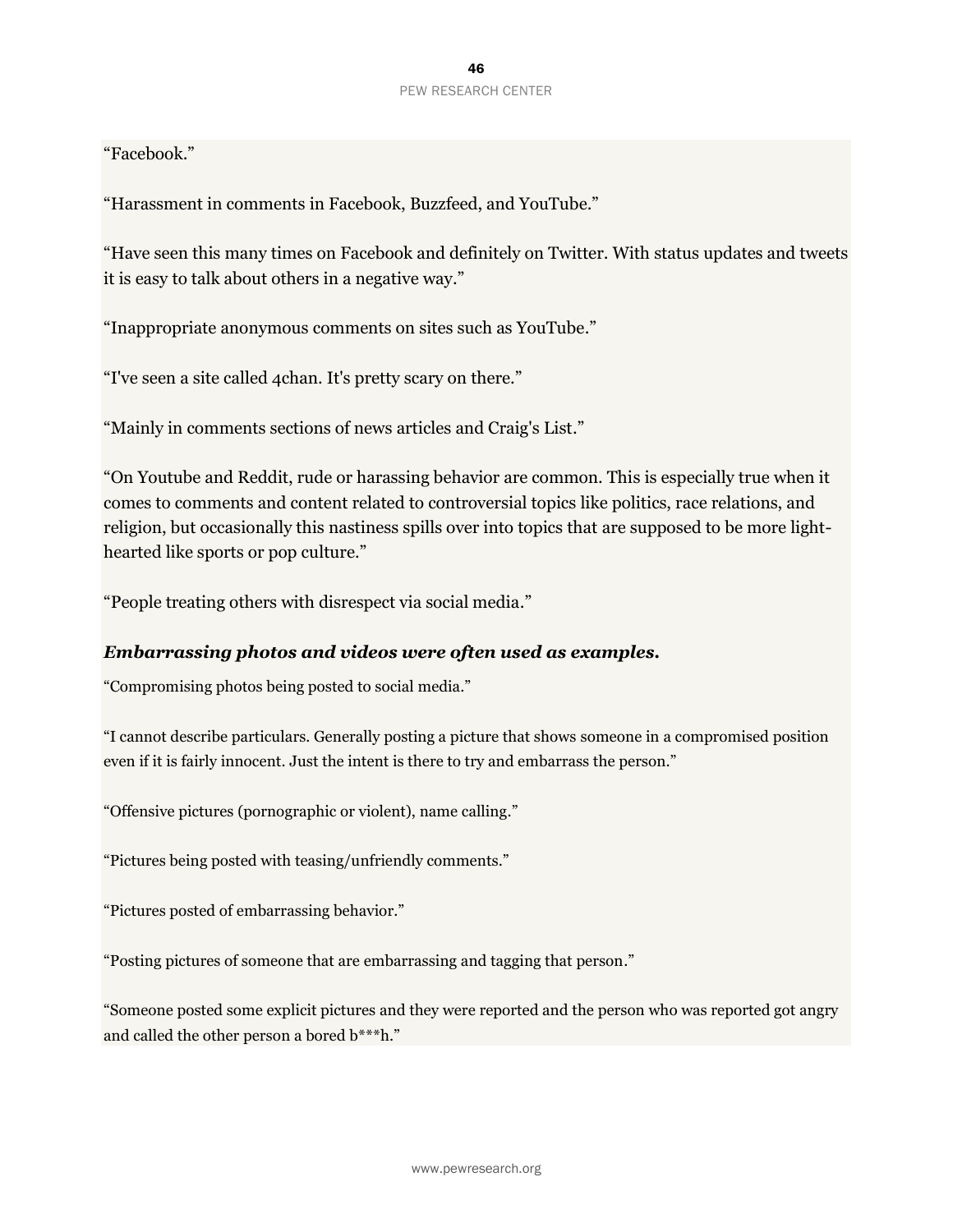“Facebook.”

“Harassment in comments in Facebook, Buzzfeed, and YouTube.”

“Have seen this many times on Facebook and definitely on Twitter. With status updates and tweets it is easy to talk about others in a negative way.”

“Inappropriate anonymous comments on sites such as YouTube.”

“I've seen a site called 4chan. It's pretty scary on there.”

“Mainly in comments sections of news articles and Craig's List.”

“On Youtube and Reddit, rude or harassing behavior are common. This is especially true when it comes to comments and content related to controversial topics like politics, race relations, and religion, but occasionally this nastiness spills over into topics that are supposed to be more light-hearted like sports or pop culture.”

“People treating others with disrespect via social media.”

### *Embarrassing photos and videos were often used as examples.*

“Compromising photos being posted to social media.”

“I cannot describe particulars. Generally posting a picture that shows someone in a compromised position even if it is fairly innocent. Just the intent is there to try and embarrass the person.”

“Offensive pictures (pornographic or violent), name calling.”

“Pictures being posted with teasing/unfriendly comments.”

“Pictures posted of embarrassing behavior.”

“Posting pictures of someone that are embarrassing and tagging that person.”

“Someone posted some explicit pictures and they were reported and the person who was reported got angry and called the other person a bored b***h.”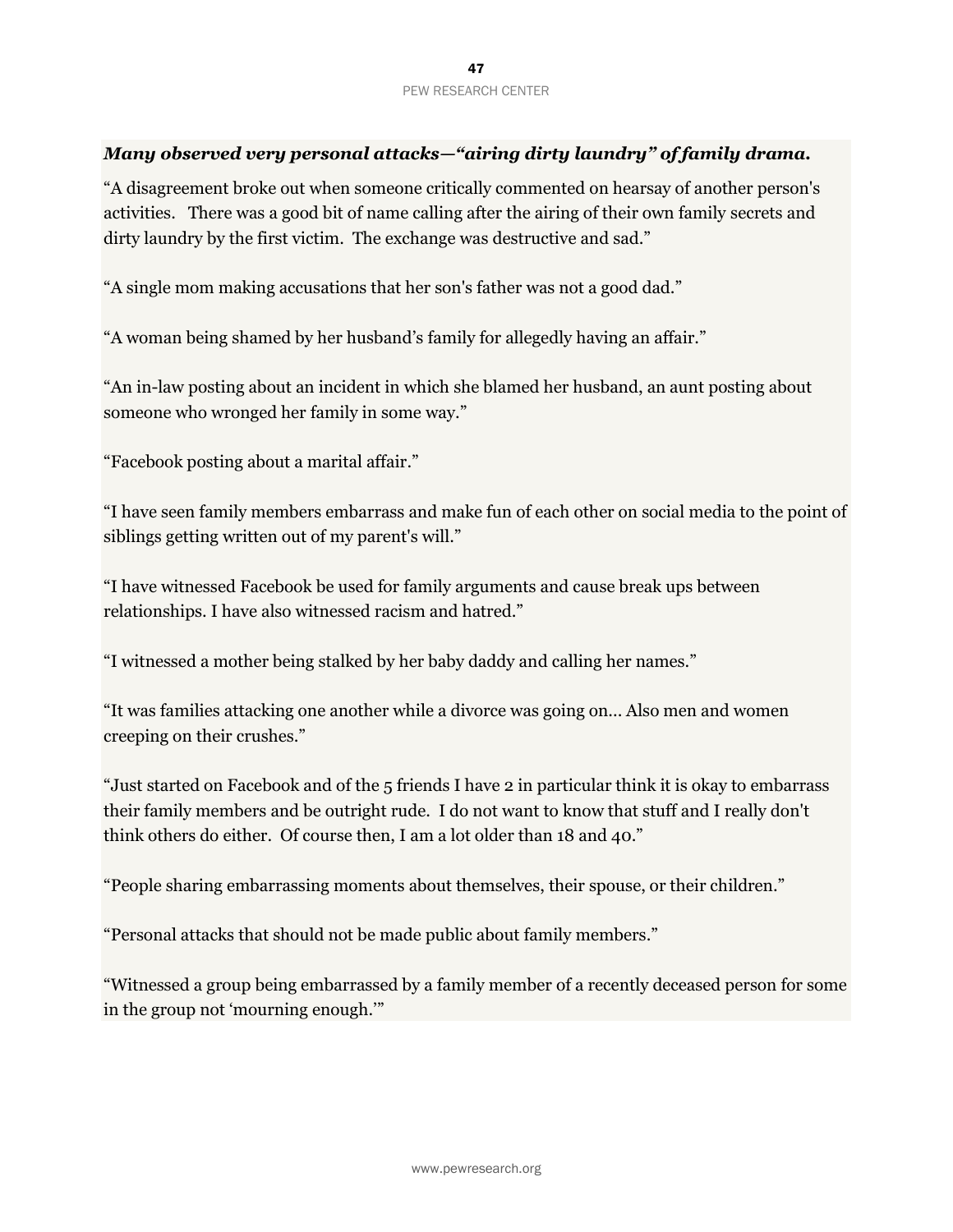***Many observed very personal attacks—"airing dirty laundry" of family drama.***

"A disagreement broke out when someone critically commented on hearsay of another person's activities.   There was a good bit of name calling after the airing of their own family secrets and dirty laundry by the first victim.  The exchange was destructive and sad."

"A single mom making accusations that her son's father was not a good dad."

"A woman being shamed by her husband's family for allegedly having an affair."

"An in-law posting about an incident in which she blamed her husband, an aunt posting about someone who wronged her family in some way."

"Facebook posting about a marital affair."

"I have seen family members embarrass and make fun of each other on social media to the point of siblings getting written out of my parent's will."

"I have witnessed Facebook be used for family arguments and cause break ups between relationships. I have also witnessed racism and hatred."

"I witnessed a mother being stalked by her baby daddy and calling her names."

"It was families attacking one another while a divorce was going on... Also men and women creeping on their crushes."

"Just started on Facebook and of the 5 friends I have 2 in particular think it is okay to embarrass their family members and be outright rude.  I do not want to know that stuff and I really don't think others do either.  Of course then, I am a lot older than 18 and 40."

"People sharing embarrassing moments about themselves, their spouse, or their children."

"Personal attacks that should not be made public about family members."

"Witnessed a group being embarrassed by a family member of a recently deceased person for some in the group not 'mourning enough.'"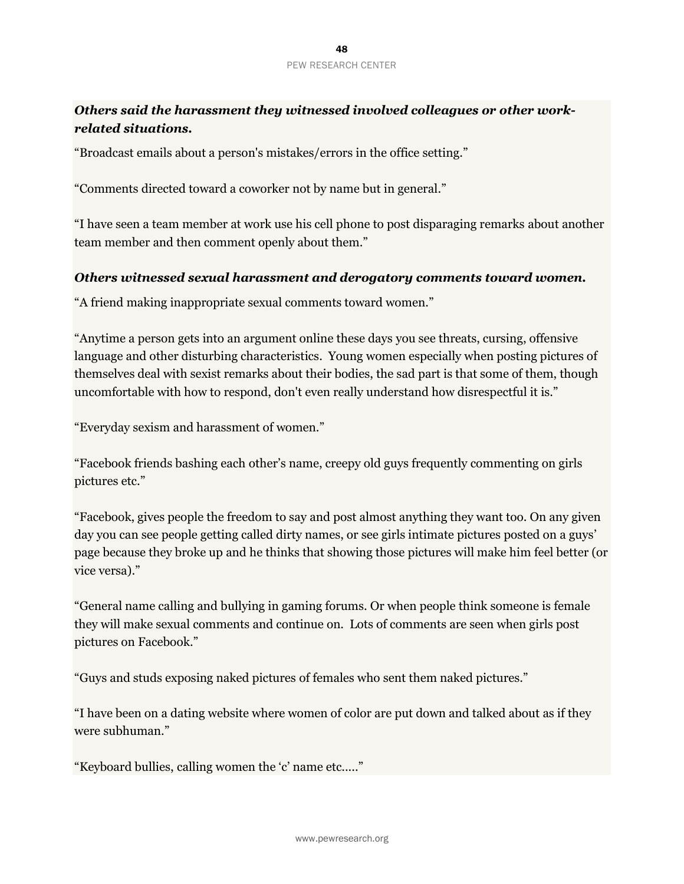***Others said the harassment they witnessed involved colleagues or other work-related situations.***

"Broadcast emails about a person's mistakes/errors in the office setting."

"Comments directed toward a coworker not by name but in general."

"I have seen a team member at work use his cell phone to post disparaging remarks about another team member and then comment openly about them."

***Others witnessed sexual harassment and derogatory comments toward women.***

"A friend making inappropriate sexual comments toward women."

"Anytime a person gets into an argument online these days you see threats, cursing, offensive language and other disturbing characteristics. Young women especially when posting pictures of themselves deal with sexist remarks about their bodies, the sad part is that some of them, though uncomfortable with how to respond, don't even really understand how disrespectful it is."

"Everyday sexism and harassment of women."

"Facebook friends bashing each other's name, creepy old guys frequently commenting on girls pictures etc."

"Facebook, gives people the freedom to say and post almost anything they want too. On any given day you can see people getting called dirty names, or see girls intimate pictures posted on a guys' page because they broke up and he thinks that showing those pictures will make him feel better (or vice versa)."

"General name calling and bullying in gaming forums. Or when people think someone is female they will make sexual comments and continue on. Lots of comments are seen when girls post pictures on Facebook."

"Guys and studs exposing naked pictures of females who sent them naked pictures."

"I have been on a dating website where women of color are put down and talked about as if they were subhuman."

"Keyboard bullies, calling women the 'c' name etc….."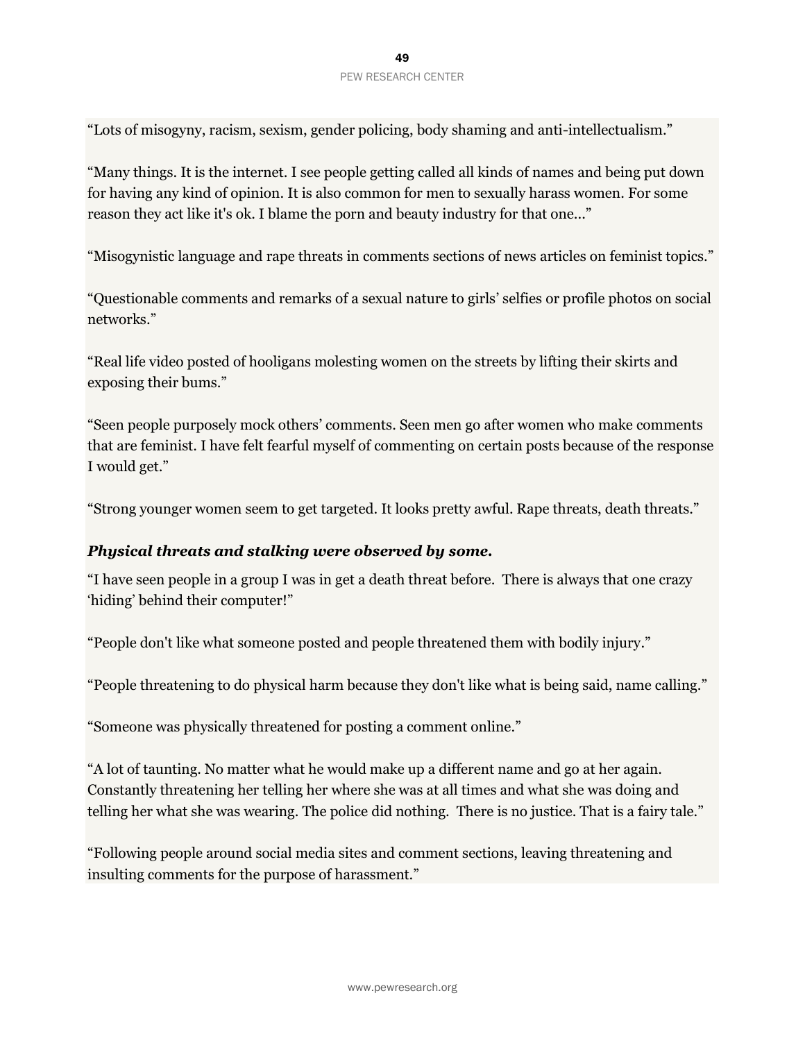"Lots of misogyny, racism, sexism, gender policing, body shaming and anti-intellectualism."

"Many things. It is the internet. I see people getting called all kinds of names and being put down for having any kind of opinion. It is also common for men to sexually harass women. For some reason they act like it's ok. I blame the porn and beauty industry for that one..."

"Misogynistic language and rape threats in comments sections of news articles on feminist topics."

"Questionable comments and remarks of a sexual nature to girls' selfies or profile photos on social networks."

"Real life video posted of hooligans molesting women on the streets by lifting their skirts and exposing their bums."

"Seen people purposely mock others' comments. Seen men go after women who make comments that are feminist. I have felt fearful myself of commenting on certain posts because of the response I would get."

"Strong younger women seem to get targeted. It looks pretty awful. Rape threats, death threats."

***Physical threats and stalking were observed by some.***

"I have seen people in a group I was in get a death threat before. There is always that one crazy 'hiding' behind their computer!"

"People don't like what someone posted and people threatened them with bodily injury."

"People threatening to do physical harm because they don't like what is being said, name calling."

"Someone was physically threatened for posting a comment online."

"A lot of taunting. No matter what he would make up a different name and go at her again. Constantly threatening her telling her where she was at all times and what she was doing and telling her what she was wearing. The police did nothing. There is no justice. That is a fairy tale."

"Following people around social media sites and comment sections, leaving threatening and insulting comments for the purpose of harassment."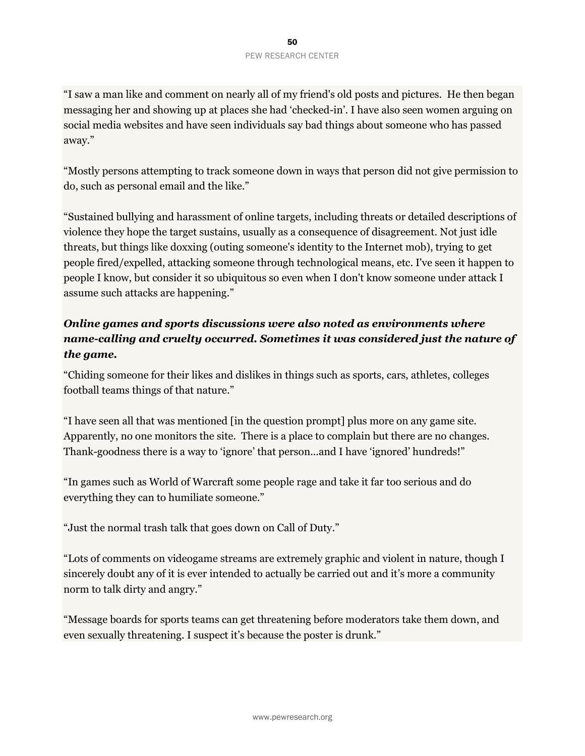"I saw a man like and comment on nearly all of my friend's old posts and pictures. He then began messaging her and showing up at places she had 'checked-in'. I have also seen women arguing on social media websites and have seen individuals say bad things about someone who has passed away."

"Mostly persons attempting to track someone down in ways that person did not give permission to do, such as personal email and the like."

"Sustained bullying and harassment of online targets, including threats or detailed descriptions of violence they hope the target sustains, usually as a consequence of disagreement. Not just idle threats, but things like doxxing (outing someone's identity to the Internet mob), trying to get people fired/expelled, attacking someone through technological means, etc. I've seen it happen to people I know, but consider it so ubiquitous so even when I don't know someone under attack I assume such attacks are happening."

***Online games and sports discussions were also noted as environments where name-calling and cruelty occurred. Sometimes it was considered just the nature of the game.***

"Chiding someone for their likes and dislikes in things such as sports, cars, athletes, colleges football teams things of that nature."

"I have seen all that was mentioned [in the question prompt] plus more on any game site. Apparently, no one monitors the site. There is a place to complain but there are no changes. Thank-goodness there is a way to 'ignore' that person…and I have 'ignored' hundreds!"

"In games such as World of Warcraft some people rage and take it far too serious and do everything they can to humiliate someone."

"Just the normal trash talk that goes down on Call of Duty."

"Lots of comments on videogame streams are extremely graphic and violent in nature, though I sincerely doubt any of it is ever intended to actually be carried out and it's more a community norm to talk dirty and angry."

"Message boards for sports teams can get threatening before moderators take them down, and even sexually threatening. I suspect it's because the poster is drunk."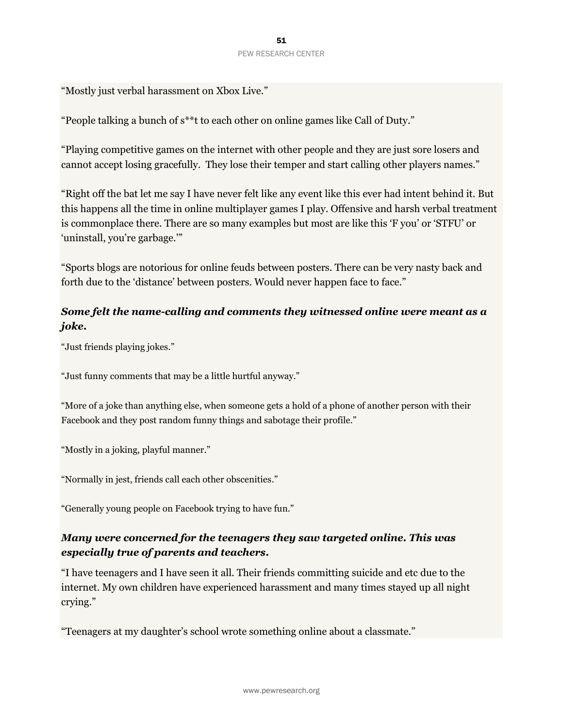"Mostly just verbal harassment on Xbox Live."

"People talking a bunch of s**t to each other on online games like Call of Duty."

"Playing competitive games on the internet with other people and they are just sore losers and cannot accept losing gracefully.  They lose their temper and start calling other players names."

"Right off the bat let me say I have never felt like any event like this ever had intent behind it. But this happens all the time in online multiplayer games I play. Offensive and harsh verbal treatment is commonplace there. There are so many examples but most are like this 'F you' or 'STFU' or 'uninstall, you're garbage.'"

"Sports blogs are notorious for online feuds between posters. There can be very nasty back and forth due to the 'distance' between posters. Would never happen face to face."

### *Some felt the name-calling and comments they witnessed online were meant as a joke.*

"Just friends playing jokes."

"Just funny comments that may be a little hurtful anyway."

"More of a joke than anything else, when someone gets a hold of a phone of another person with their Facebook and they post random funny things and sabotage their profile."

"Mostly in a joking, playful manner."

"Normally in jest, friends call each other obscenities."

"Generally young people on Facebook trying to have fun."

### *Many were concerned for the teenagers they saw targeted online. This was especially true of parents and teachers.*

"I have teenagers and I have seen it all. Their friends committing suicide and etc due to the internet. My own children have experienced harassment and many times stayed up all night crying."

"Teenagers at my daughter's school wrote something online about a classmate."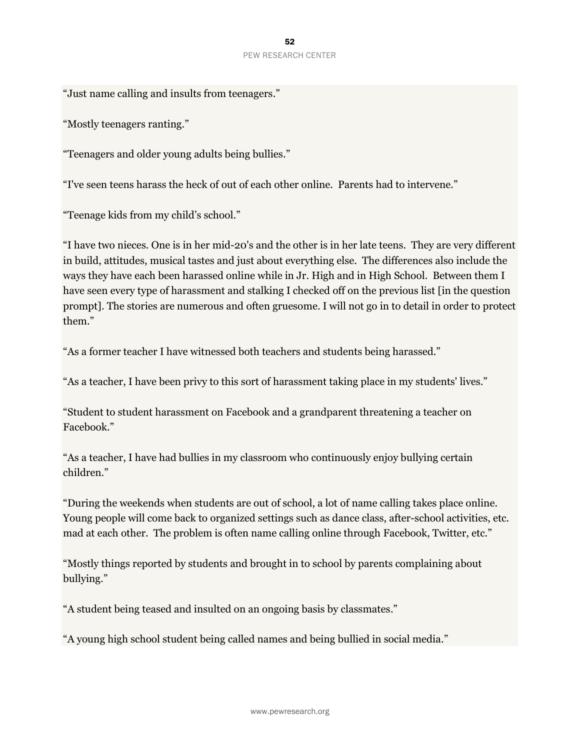"Just name calling and insults from teenagers."

"Mostly teenagers ranting."

"Teenagers and older young adults being bullies."

"I've seen teens harass the heck of out of each other online. Parents had to intervene."

"Teenage kids from my child's school."

"I have two nieces. One is in her mid-20's and the other is in her late teens. They are very different in build, attitudes, musical tastes and just about everything else. The differences also include the ways they have each been harassed online while in Jr. High and in High School. Between them I have seen every type of harassment and stalking I checked off on the previous list [in the question prompt]. The stories are numerous and often gruesome. I will not go in to detail in order to protect them."

"As a former teacher I have witnessed both teachers and students being harassed."

"As a teacher, I have been privy to this sort of harassment taking place in my students' lives."

"Student to student harassment on Facebook and a grandparent threatening a teacher on Facebook."

"As a teacher, I have had bullies in my classroom who continuously enjoy bullying certain children."

"During the weekends when students are out of school, a lot of name calling takes place online. Young people will come back to organized settings such as dance class, after-school activities, etc. mad at each other. The problem is often name calling online through Facebook, Twitter, etc."

"Mostly things reported by students and brought in to school by parents complaining about bullying."

"A student being teased and insulted on an ongoing basis by classmates."

"A young high school student being called names and being bullied in social media."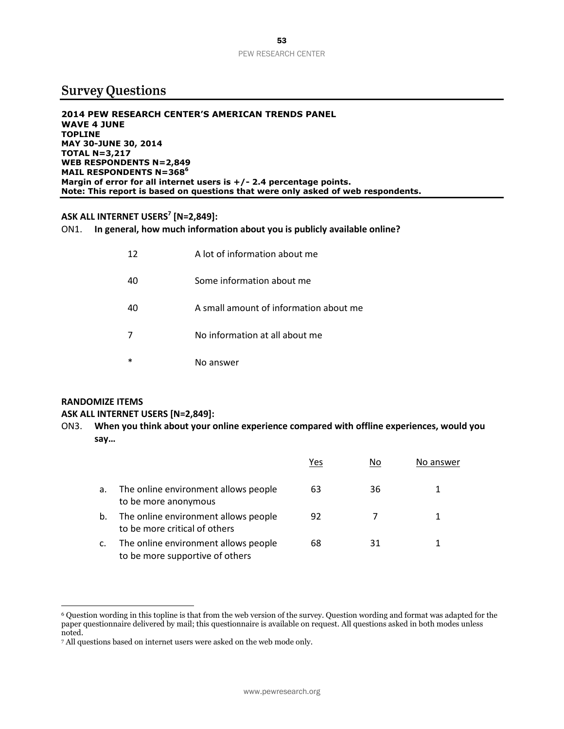# Survey Questions

**2014 PEW RESEARCH CENTER'S AMERICAN TRENDS PANEL**
**WAVE 4 JUNE**
**TOPLINE**
**MAY 30-JUNE 30, 2014**
**TOTAL N=3,217**
**WEB RESPONDENTS N=2,849**
**MAIL RESPONDENTS N=368[6]**
**Margin of error for all internet users is +/- 2.4 percentage points.**
**Note: This report is based on questions that were only asked of web respondents.**

**ASK ALL INTERNET USERS[7] [N=2,849]:**

ON1. **In general, how much information about you is publicly available online?**

| | |
|---|---|
| 12 | A lot of information about me |
| 40 | Some information about me |
| 40 | A small amount of information about me |
| 7 | No information at all about me |
| * | No answer |

**RANDOMIZE ITEMS**
**ASK ALL INTERNET USERS [N=2,849]:**

ON3. **When you think about your online experience compared with offline experiences, would you say…**

| | | Yes | No | No answer |
|---|---|---|---|---|
| a. | The online environment allows people to be more anonymous | 63 | 36 | 1 |
| b. | The online environment allows people to be more critical of others | 92 | 7 | 1 |
| c. | The online environment allows people to be more supportive of others | 68 | 31 | 1 |

6 Question wording in this topline is that from the web version of the survey. Question wording and format was adapted for the paper questionnaire delivered by mail; this questionnaire is available on request. All questions asked in both modes unless noted.

7 All questions based on internet users were asked on the web mode only.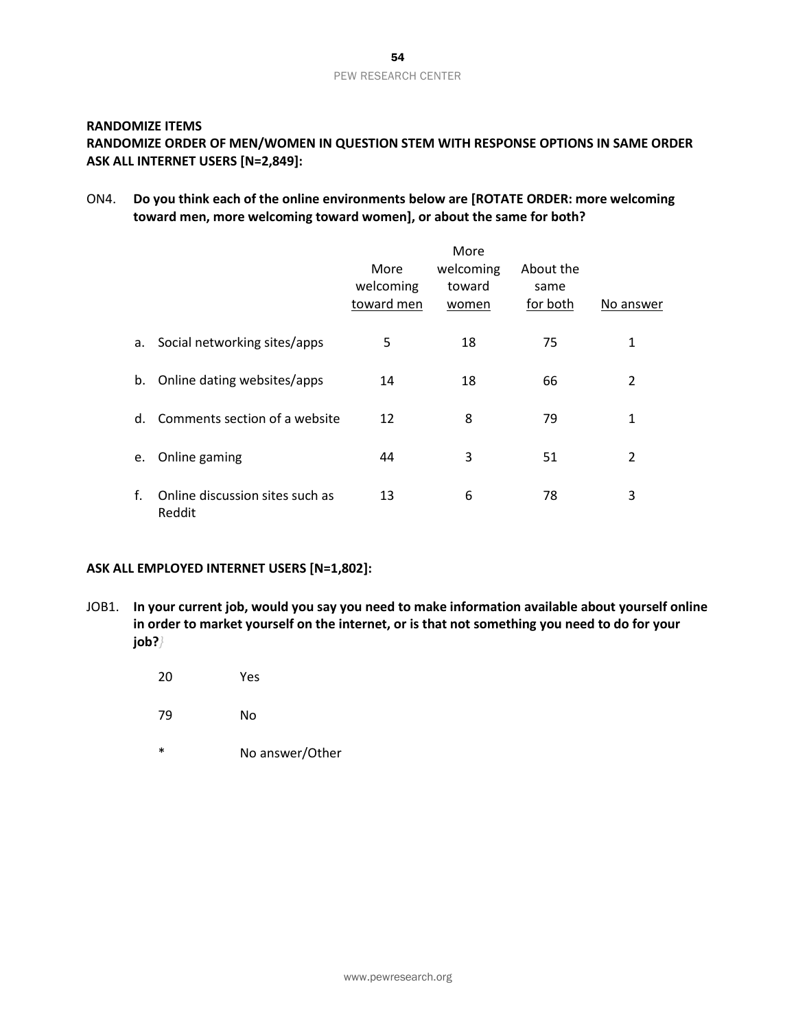**RANDOMIZE ITEMS**
**RANDOMIZE ORDER OF MEN/WOMEN IN QUESTION STEM WITH RESPONSE OPTIONS IN SAME ORDER**
**ASK ALL INTERNET USERS [N=2,849]:**

ON4. **Do you think each of the online environments below are [ROTATE ORDER: more welcoming toward men, more welcoming toward women], or about the same for both?**

| | More welcoming toward men | More welcoming toward women | About the same for both | No answer |
|---|---|---|---|---|
| a. Social networking sites/apps | 5 | 18 | 75 | 1 |
| b. Online dating websites/apps | 14 | 18 | 66 | 2 |
| d. Comments section of a website | 12 | 8 | 79 | 1 |
| e. Online gaming | 44 | 3 | 51 | 2 |
| f. Online discussion sites such as Reddit | 13 | 6 | 78 | 3 |

**ASK ALL EMPLOYED INTERNET USERS [N=1,802]:**

JOB1. **In your current job, would you say you need to make information available about yourself online in order to market yourself on the internet, or is that not something you need to do for your job?**

| | |
|---|---|
| 20 | Yes |
| 79 | No |
| * | No answer/Other |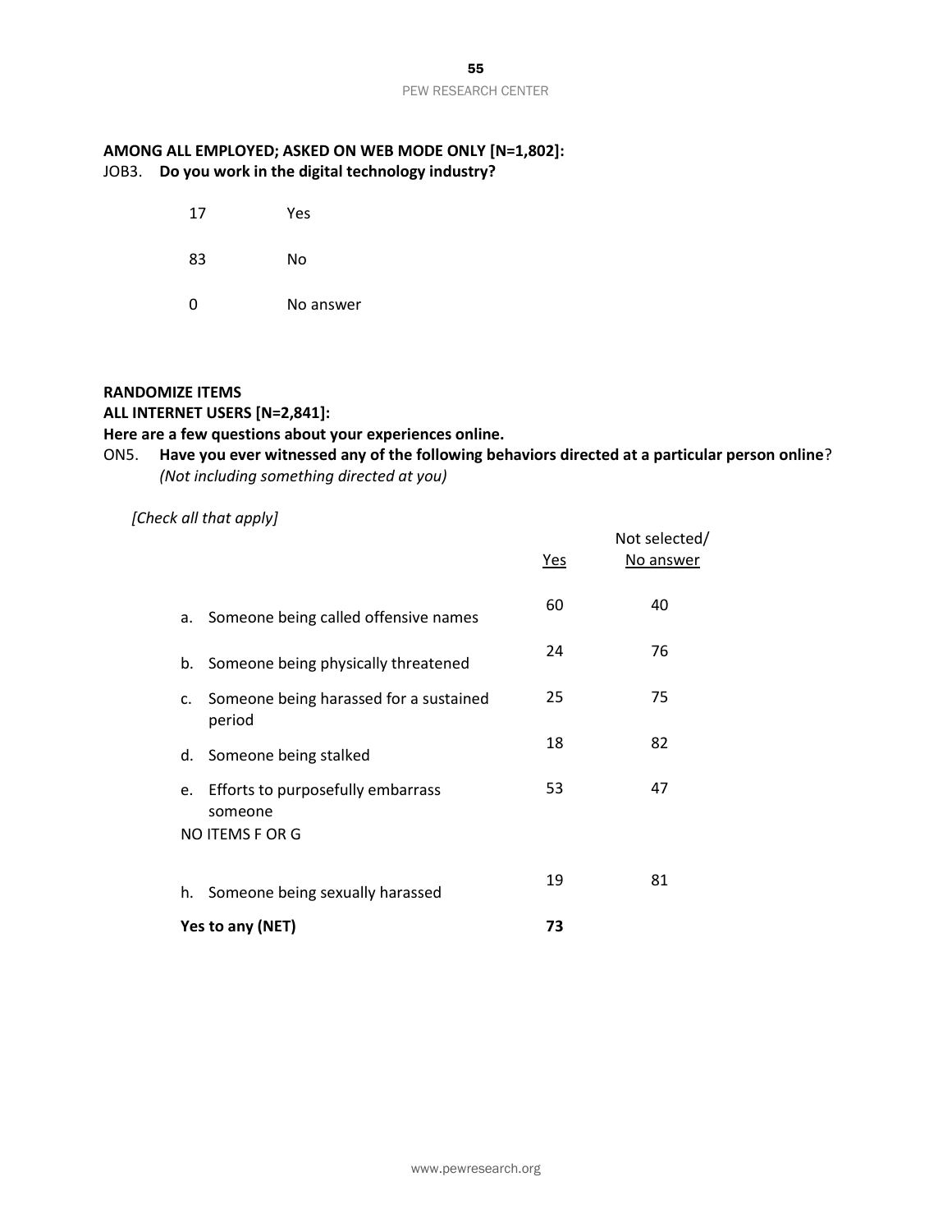**AMONG ALL EMPLOYED; ASKED ON WEB MODE ONLY [N=1,802]:**

JOB3. **Do you work in the digital technology industry?**

| | |
|---|---|
| 17 | Yes |
| 83 | No |
| 0 | No answer |

**RANDOMIZE ITEMS**

**ALL INTERNET USERS [N=2,841]:**

**Here are a few questions about your experiences online.**

ON5. **Have you ever witnessed any of the following behaviors directed at a particular person online**? *(Not including something directed at you)*

*[Check all that apply]*

| | Yes | Not selected/ No answer |
|---|---|---|
| a. Someone being called offensive names | 60 | 40 |
| b. Someone being physically threatened | 24 | 76 |
| c. Someone being harassed for a sustained period | 25 | 75 |
| d. Someone being stalked | 18 | 82 |
| e. Efforts to purposefully embarrass someone | 53 | 47 |
| NO ITEMS F OR G | | |
| h. Someone being sexually harassed | 19 | 81 |
| **Yes to any (NET)** | **73** | |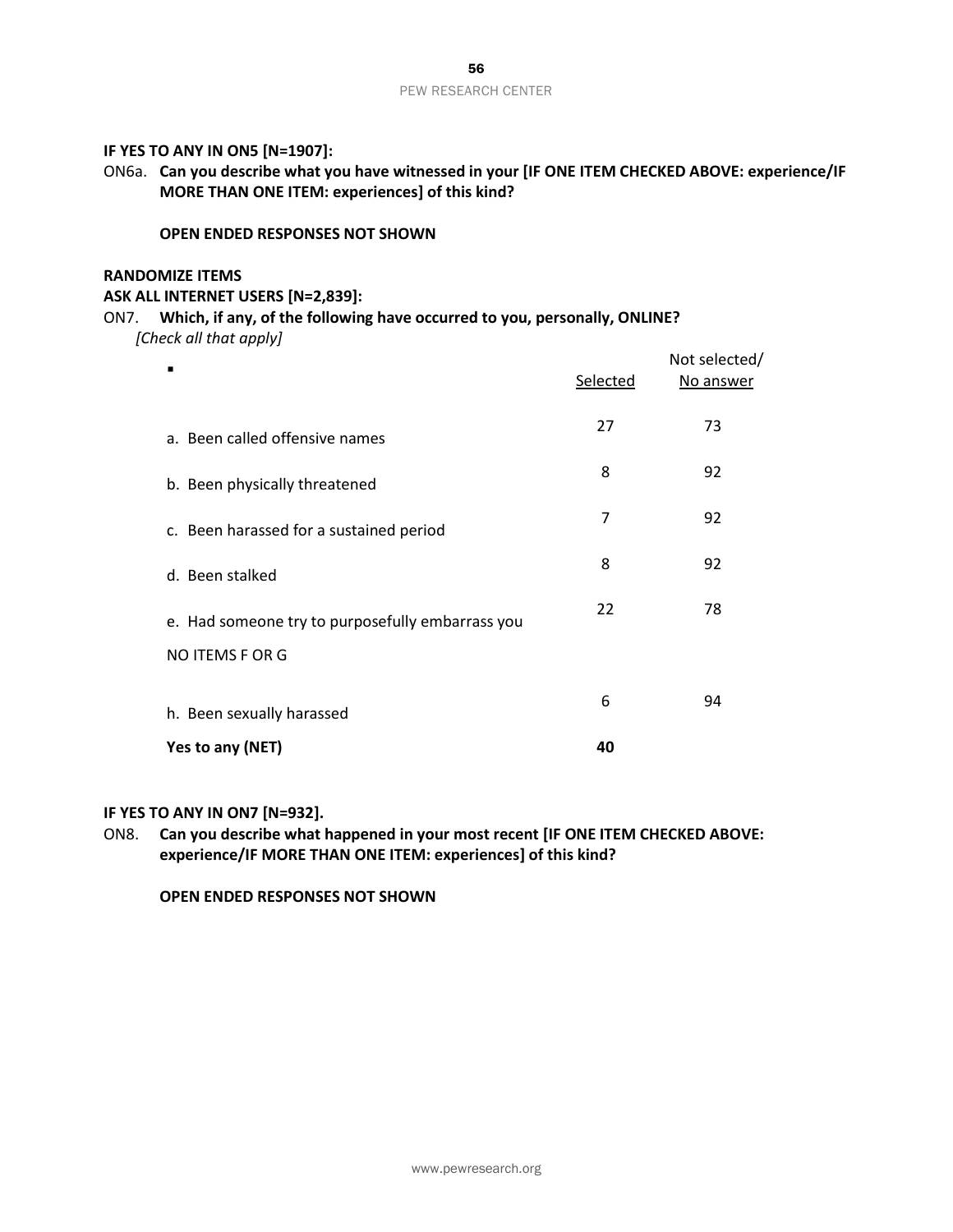**IF YES TO ANY IN ON5 [N=1907]:**

ON6a. **Can you describe what you have witnessed in your [IF ONE ITEM CHECKED ABOVE: experience/IF MORE THAN ONE ITEM: experiences] of this kind?**

**OPEN ENDED RESPONSES NOT SHOWN**

**RANDOMIZE ITEMS**

**ASK ALL INTERNET USERS [N=2,839]:**

ON7. **Which, if any, of the following have occurred to you, personally, ONLINE?**
*[Check all that apply]*

| ▪ | Selected | Not selected/ No answer |
|---|---|---|
| a. Been called offensive names | 27 | 73 |
| b. Been physically threatened | 8 | 92 |
| c. Been harassed for a sustained period | 7 | 92 |
| d. Been stalked | 8 | 92 |
| e. Had someone try to purposefully embarrass you | 22 | 78 |
| NO ITEMS F OR G | | |
| h. Been sexually harassed | 6 | 94 |
| **Yes to any (NET)** | **40** | |

**IF YES TO ANY IN ON7 [N=932].**

ON8. **Can you describe what happened in your most recent [IF ONE ITEM CHECKED ABOVE: experience/IF MORE THAN ONE ITEM: experiences] of this kind?**

**OPEN ENDED RESPONSES NOT SHOWN**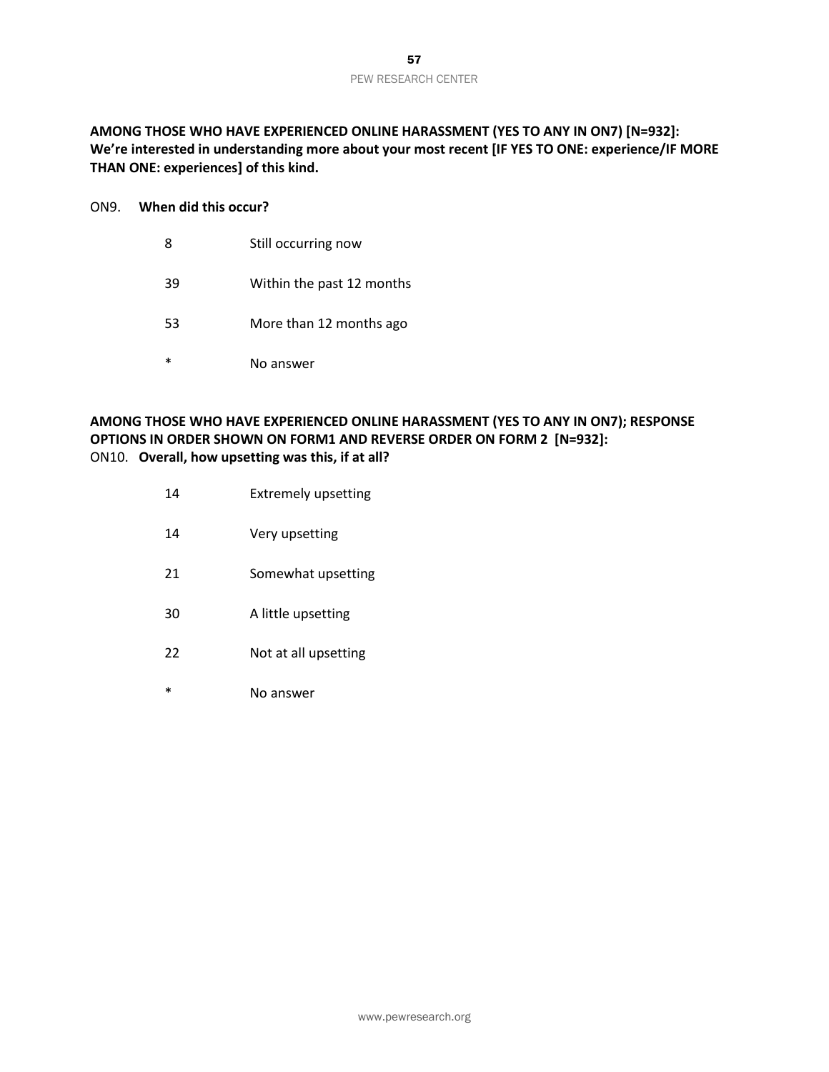**AMONG THOSE WHO HAVE EXPERIENCED ONLINE HARASSMENT (YES TO ANY IN ON7) [N=932]:**
**We're interested in understanding more about your most recent [IF YES TO ONE: experience/IF MORE THAN ONE: experiences] of this kind.**

ON9. **When did this occur?**

| | |
|---|---|
| 8 | Still occurring now |
| 39 | Within the past 12 months |
| 53 | More than 12 months ago |
| * | No answer |

**AMONG THOSE WHO HAVE EXPERIENCED ONLINE HARASSMENT (YES TO ANY IN ON7); RESPONSE OPTIONS IN ORDER SHOWN ON FORM1 AND REVERSE ORDER ON FORM 2 [N=932]:**
ON10. **Overall, how upsetting was this, if at all?**

| | |
|---|---|
| 14 | Extremely upsetting |
| 14 | Very upsetting |
| 21 | Somewhat upsetting |
| 30 | A little upsetting |
| 22 | Not at all upsetting |
| * | No answer |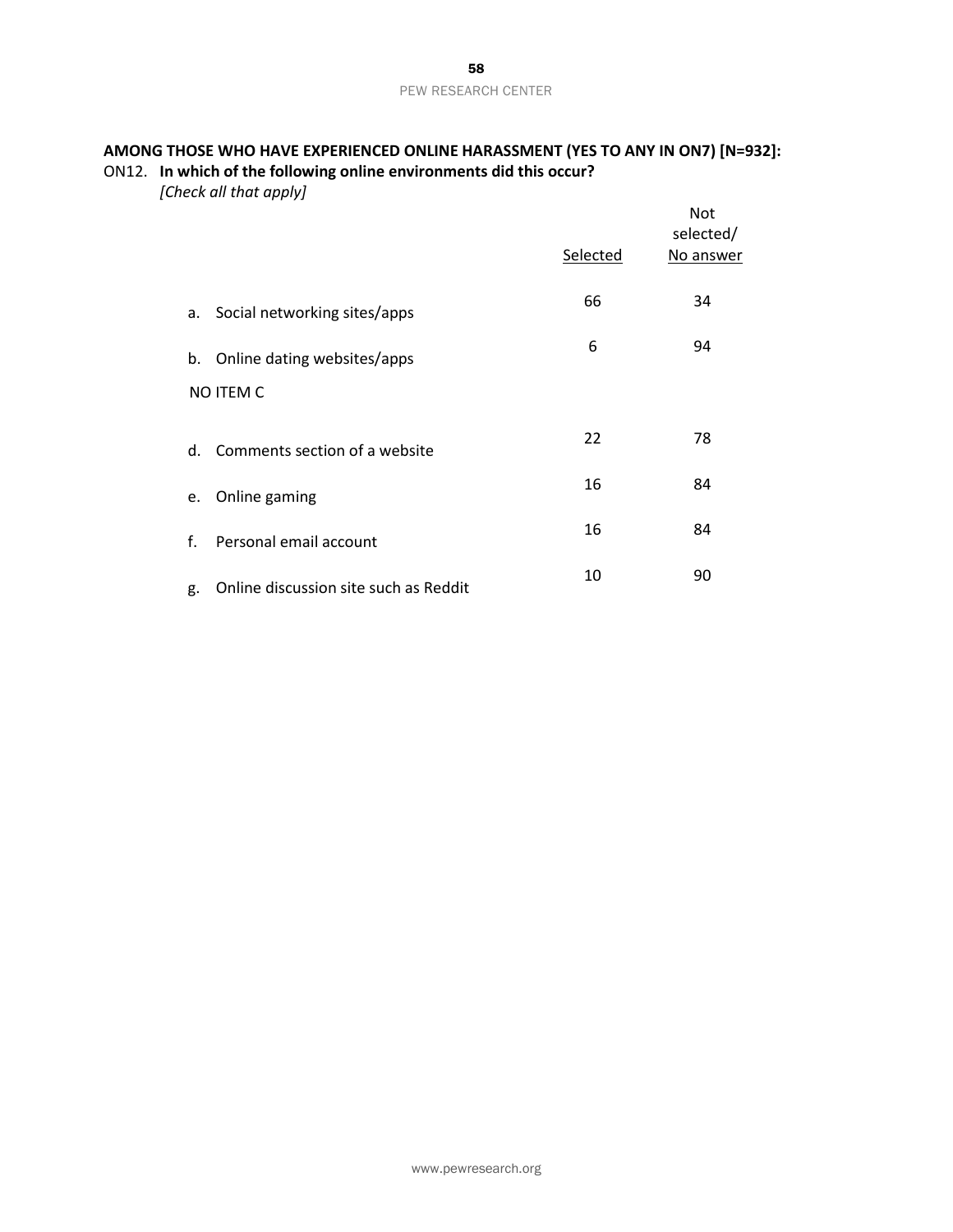**AMONG THOSE WHO HAVE EXPERIENCED ONLINE HARASSMENT (YES TO ANY IN ON7) [N=932]:**

ON12. **In which of the following online environments did this occur?**
*[Check all that apply]*

| | Selected | Not selected/ No answer |
|---|---|---|
| a. Social networking sites/apps | 66 | 34 |
| b. Online dating websites/apps | 6 | 94 |
| NO ITEM C | | |
| d. Comments section of a website | 22 | 78 |
| e. Online gaming | 16 | 84 |
| f. Personal email account | 16 | 84 |
| g. Online discussion site such as Reddit | 10 | 90 |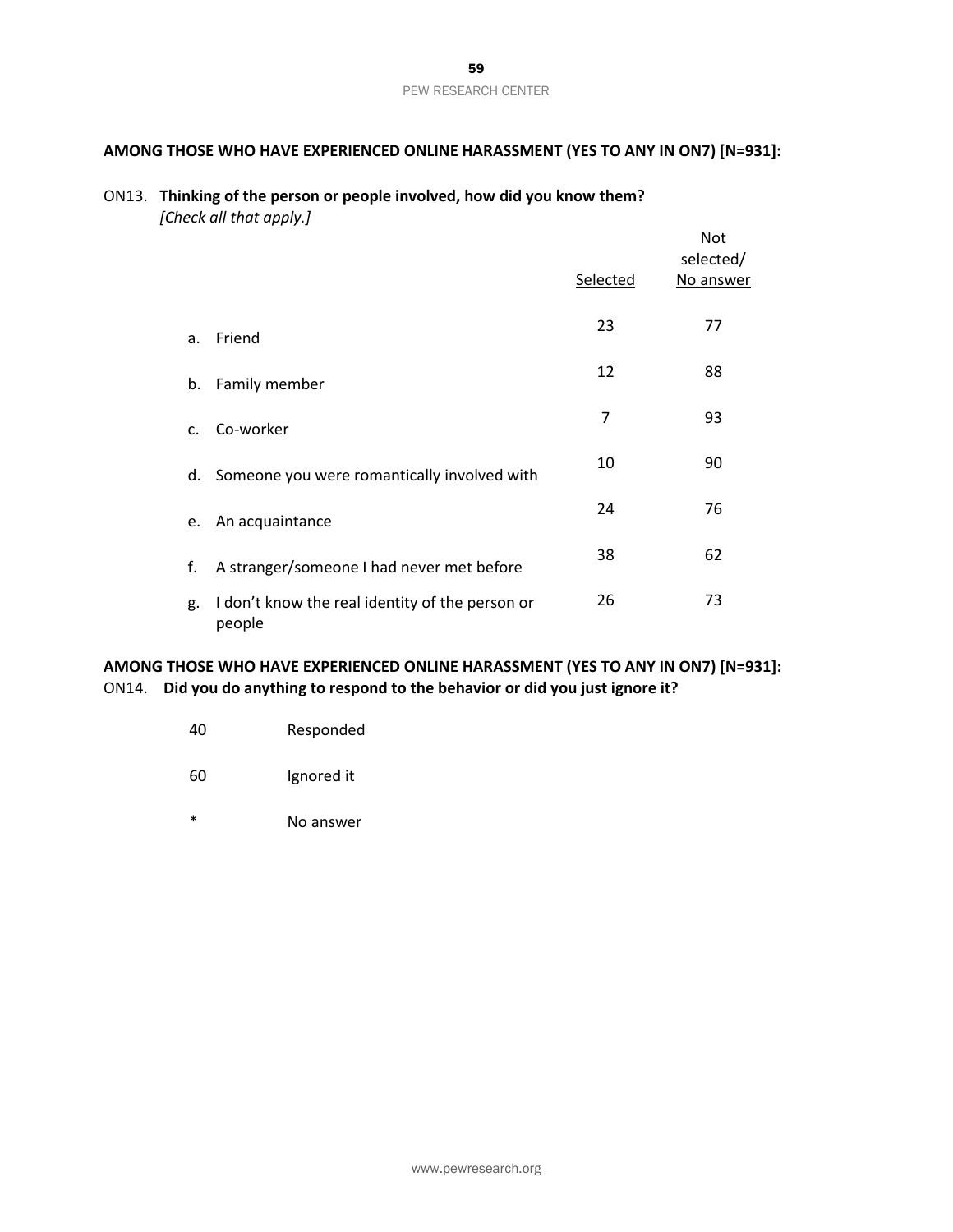**AMONG THOSE WHO HAVE EXPERIENCED ONLINE HARASSMENT (YES TO ANY IN ON7) [N=931]:**

ON13. **Thinking of the person or people involved, how did you know them?**
*[Check all that apply.]*

| | Selected | Not selected/ No answer |
|---|---|---|
| a. Friend | 23 | 77 |
| b. Family member | 12 | 88 |
| c. Co-worker | 7 | 93 |
| d. Someone you were romantically involved with | 10 | 90 |
| e. An acquaintance | 24 | 76 |
| f. A stranger/someone I had never met before | 38 | 62 |
| g. I don't know the real identity of the person or people | 26 | 73 |

**AMONG THOSE WHO HAVE EXPERIENCED ONLINE HARASSMENT (YES TO ANY IN ON7) [N=931]:**

ON14. **Did you do anything to respond to the behavior or did you just ignore it?**

| | |
|---|---|
| 40 | Responded |
| 60 | Ignored it |
| * | No answer |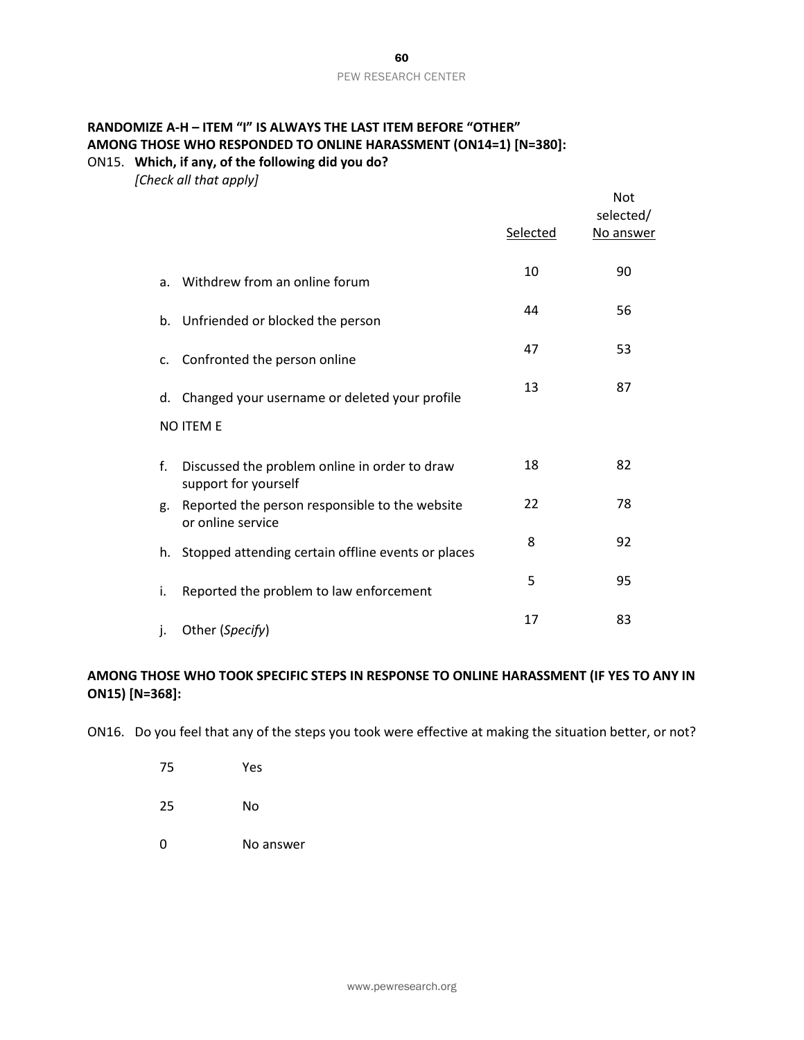**RANDOMIZE A-H – ITEM "I" IS ALWAYS THE LAST ITEM BEFORE "OTHER"**
**AMONG THOSE WHO RESPONDED TO ONLINE HARASSMENT (ON14=1) [N=380]:**

ON15. **Which, if any, of the following did you do?**
*[Check all that apply]*

| | Selected | Not selected/ No answer |
|---|---|---|
| a. Withdrew from an online forum | 10 | 90 |
| b. Unfriended or blocked the person | 44 | 56 |
| c. Confronted the person online | 47 | 53 |
| d. Changed your username or deleted your profile | 13 | 87 |
| NO ITEM E | | |
| f. Discussed the problem online in order to draw support for yourself | 18 | 82 |
| g. Reported the person responsible to the website or online service | 22 | 78 |
| h. Stopped attending certain offline events or places | 8 | 92 |
| i. Reported the problem to law enforcement | 5 | 95 |
| j. Other (*Specify*) | 17 | 83 |

**AMONG THOSE WHO TOOK SPECIFIC STEPS IN RESPONSE TO ONLINE HARASSMENT (IF YES TO ANY IN ON15) [N=368]:**

ON16. Do you feel that any of the steps you took were effective at making the situation better, or not?

| | |
|---|---|
| 75 | Yes |
| 25 | No |
| 0 | No answer |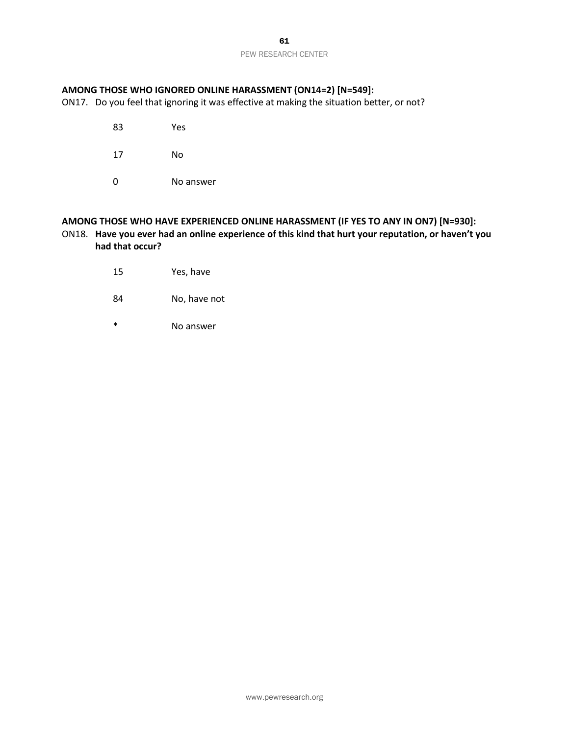**AMONG THOSE WHO IGNORED ONLINE HARASSMENT (ON14=2) [N=549]:**

ON17. Do you feel that ignoring it was effective at making the situation better, or not?

| | |
|---|---|
| 83 | Yes |
| 17 | No |
| 0 | No answer |

**AMONG THOSE WHO HAVE EXPERIENCED ONLINE HARASSMENT (IF YES TO ANY IN ON7) [N=930]:**

ON18. **Have you ever had an online experience of this kind that hurt your reputation, or haven't you had that occur?**

| | |
|---|---|
| 15 | Yes, have |
| 84 | No, have not |
| * | No answer |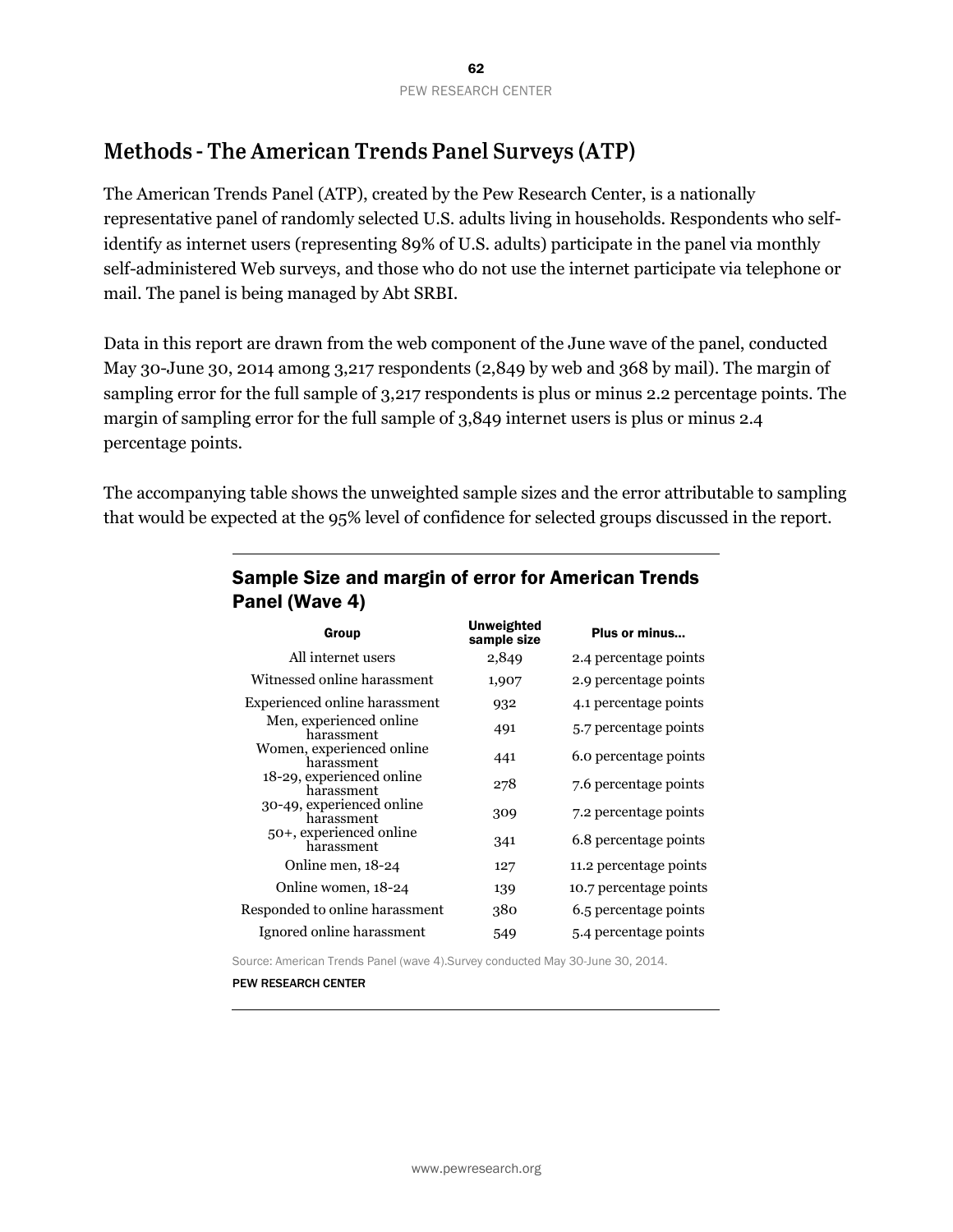## Methods - The American Trends Panel Surveys (ATP)

The American Trends Panel (ATP), created by the Pew Research Center, is a nationally representative panel of randomly selected U.S. adults living in households. Respondents who self-identify as internet users (representing 89% of U.S. adults) participate in the panel via monthly self-administered Web surveys, and those who do not use the internet participate via telephone or mail. The panel is being managed by Abt SRBI.

Data in this report are drawn from the web component of the June wave of the panel, conducted May 30-June 30, 2014 among 3,217 respondents (2,849 by web and 368 by mail). The margin of sampling error for the full sample of 3,217 respondents is plus or minus 2.2 percentage points. The margin of sampling error for the full sample of 3,849 internet users is plus or minus 2.4 percentage points.

The accompanying table shows the unweighted sample sizes and the error attributable to sampling that would be expected at the 95% level of confidence for selected groups discussed in the report.

### Sample Size and margin of error for American Trends Panel (Wave 4)

| Group | Unweighted sample size | Plus or minus... |
|---|---|---|
| All internet users | 2,849 | 2.4 percentage points |
| Witnessed online harassment | 1,907 | 2.9 percentage points |
| Experienced online harassment | 932 | 4.1 percentage points |
| Men, experienced online harassment | 491 | 5.7 percentage points |
| Women, experienced online harassment | 441 | 6.0 percentage points |
| 18-29, experienced online harassment | 278 | 7.6 percentage points |
| 30-49, experienced online harassment | 309 | 7.2 percentage points |
| 50+, experienced online harassment | 341 | 6.8 percentage points |
| Online men, 18-24 | 127 | 11.2 percentage points |
| Online women, 18-24 | 139 | 10.7 percentage points |
| Responded to online harassment | 380 | 6.5 percentage points |
| Ignored online harassment | 549 | 5.4 percentage points |

Source: American Trends Panel (wave 4).Survey conducted May 30-June 30, 2014.

PEW RESEARCH CENTER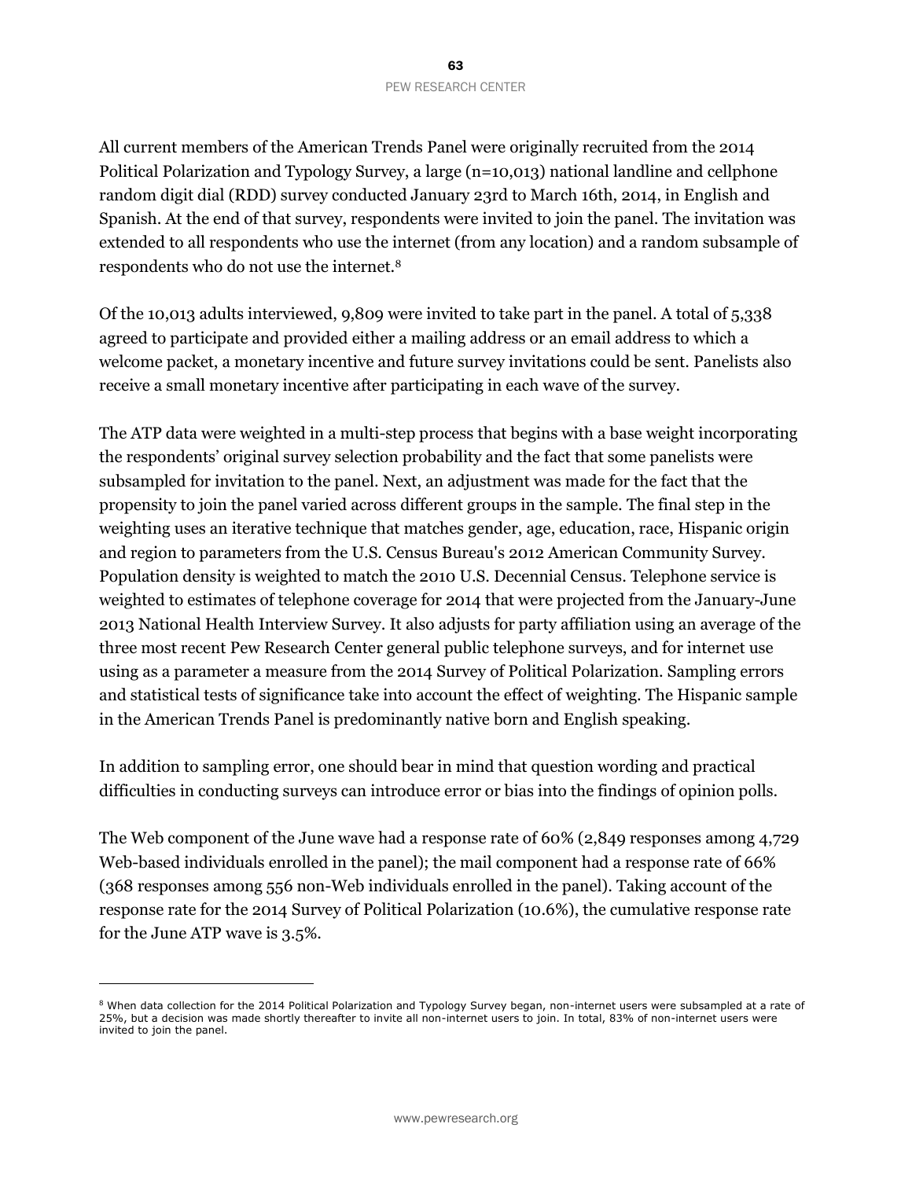All current members of the American Trends Panel were originally recruited from the 2014 Political Polarization and Typology Survey, a large (n=10,013) national landline and cellphone random digit dial (RDD) survey conducted January 23rd to March 16th, 2014, in English and Spanish. At the end of that survey, respondents were invited to join the panel. The invitation was extended to all respondents who use the internet (from any location) and a random subsample of respondents who do not use the internet.[8]

Of the 10,013 adults interviewed, 9,809 were invited to take part in the panel. A total of 5,338 agreed to participate and provided either a mailing address or an email address to which a welcome packet, a monetary incentive and future survey invitations could be sent. Panelists also receive a small monetary incentive after participating in each wave of the survey.

The ATP data were weighted in a multi-step process that begins with a base weight incorporating the respondents' original survey selection probability and the fact that some panelists were subsampled for invitation to the panel. Next, an adjustment was made for the fact that the propensity to join the panel varied across different groups in the sample. The final step in the weighting uses an iterative technique that matches gender, age, education, race, Hispanic origin and region to parameters from the U.S. Census Bureau's 2012 American Community Survey. Population density is weighted to match the 2010 U.S. Decennial Census. Telephone service is weighted to estimates of telephone coverage for 2014 that were projected from the January-June 2013 National Health Interview Survey. It also adjusts for party affiliation using an average of the three most recent Pew Research Center general public telephone surveys, and for internet use using as a parameter a measure from the 2014 Survey of Political Polarization. Sampling errors and statistical tests of significance take into account the effect of weighting. The Hispanic sample in the American Trends Panel is predominantly native born and English speaking.

In addition to sampling error, one should bear in mind that question wording and practical difficulties in conducting surveys can introduce error or bias into the findings of opinion polls.

The Web component of the June wave had a response rate of 60% (2,849 responses among 4,729 Web-based individuals enrolled in the panel); the mail component had a response rate of 66% (368 responses among 556 non-Web individuals enrolled in the panel). Taking account of the response rate for the 2014 Survey of Political Polarization (10.6%), the cumulative response rate for the June ATP wave is 3.5%.

---

[8] When data collection for the 2014 Political Polarization and Typology Survey began, non-internet users were subsampled at a rate of 25%, but a decision was made shortly thereafter to invite all non-internet users to join. In total, 83% of non-internet users were invited to join the panel.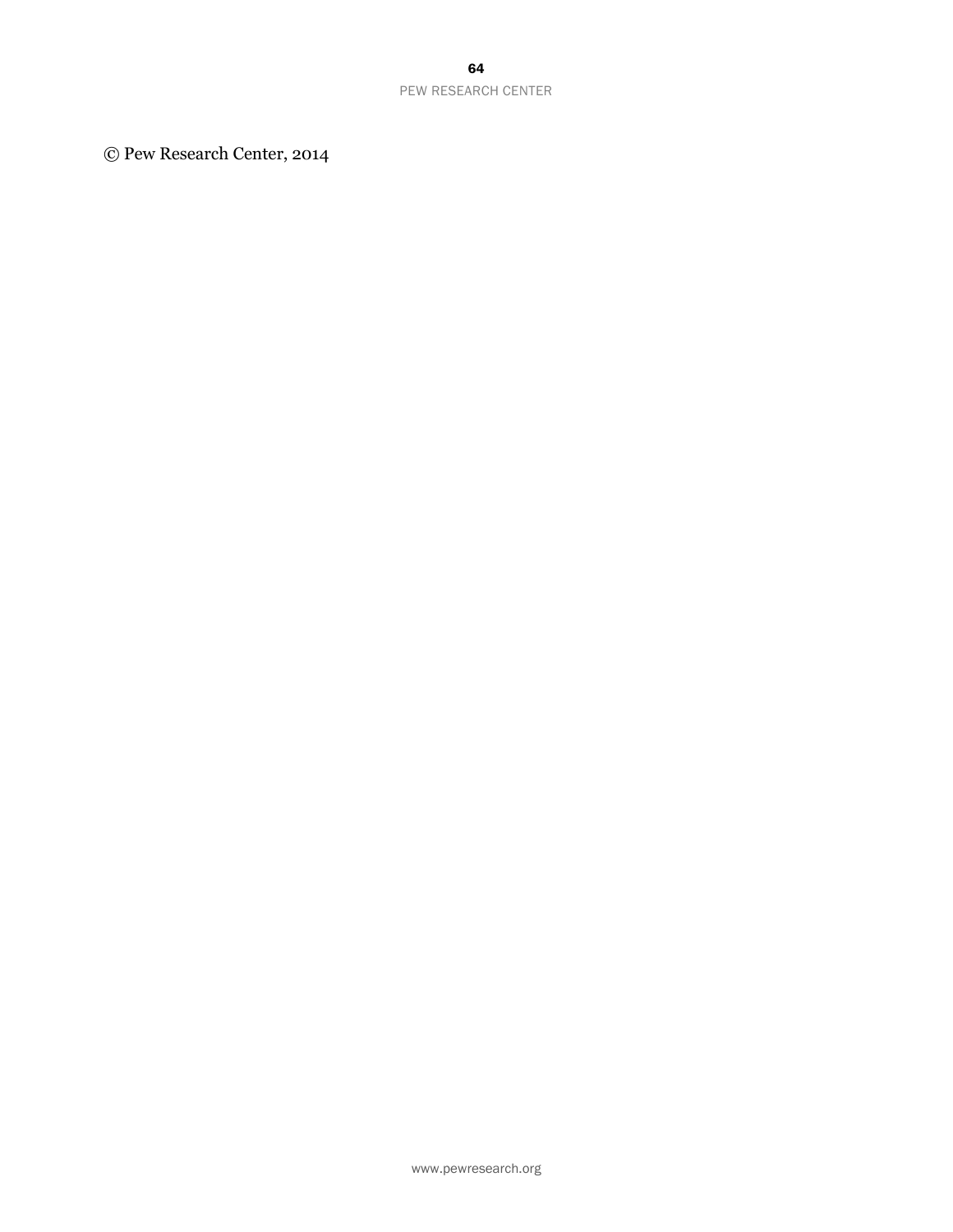© Pew Research Center, 2014